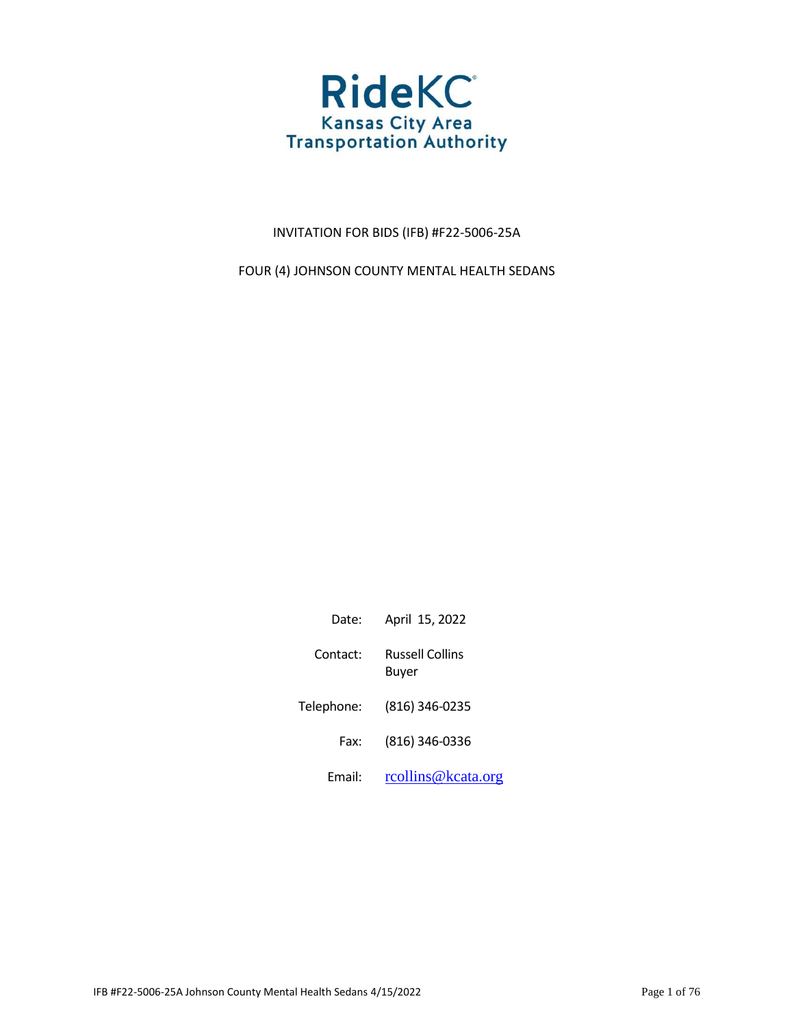# RideKC

**Kansas City Area Transportation Authority**

INVITATION FOR BIDS (IFB) #F22-5006-25A

FOUR (4) JOHNSON COUNTY MENTAL HEALTH SEDANS

| | |
|---|---|
| Date: | April 15, 2022 |
| Contact: | Russell Collins<br>Buyer |
| Telephone: | (816) 346-0235 |
| Fax: | (816) 346-0336 |
| Email: | rcollins@kcata.org |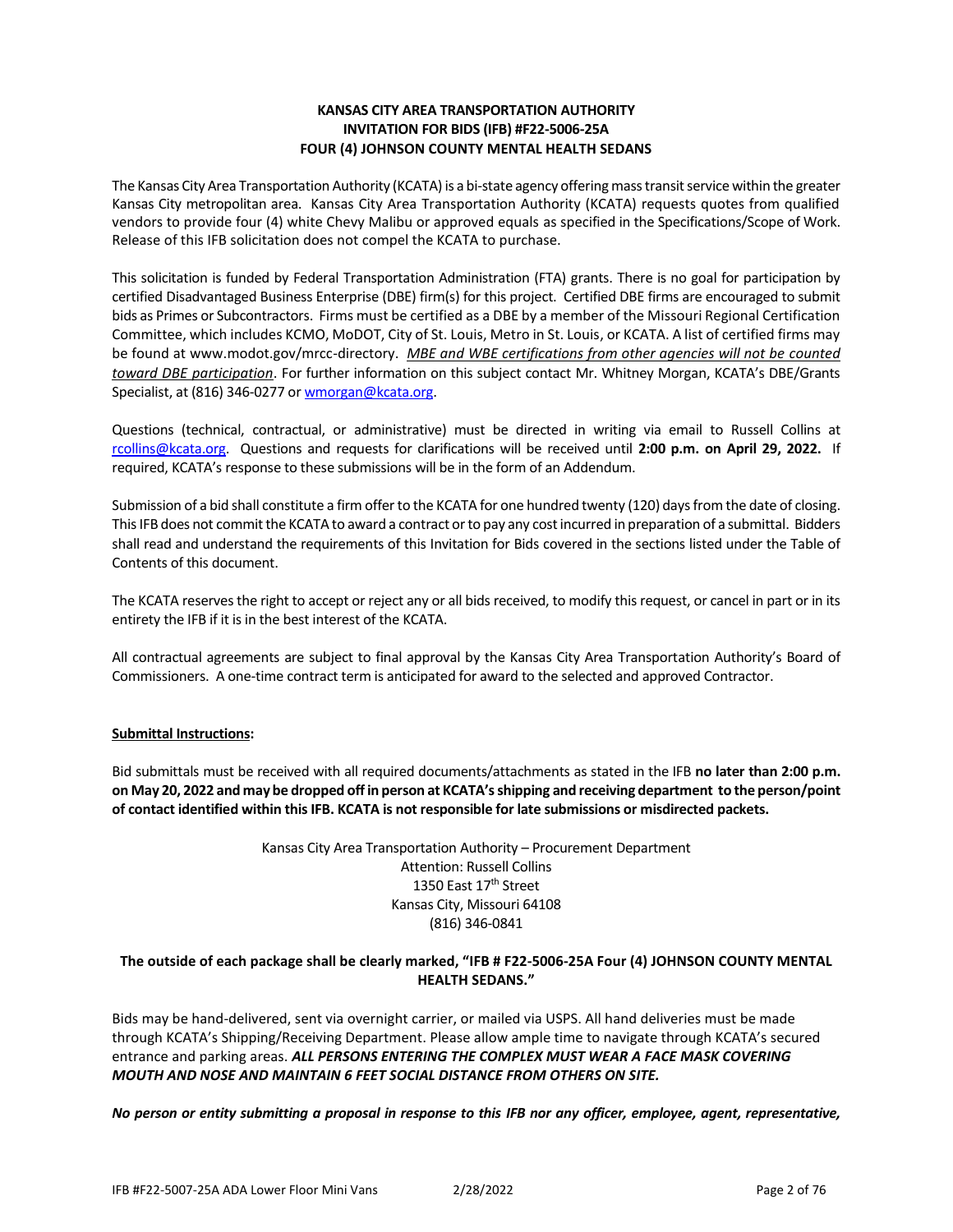**KANSAS CITY AREA TRANSPORTATION AUTHORITY**
**INVITATION FOR BIDS (IFB) #F22-5006-25A**
**FOUR (4) JOHNSON COUNTY MENTAL HEALTH SEDANS**

The Kansas City Area Transportation Authority (KCATA) is a bi-state agency offering mass transit service within the greater Kansas City metropolitan area. Kansas City Area Transportation Authority (KCATA) requests quotes from qualified vendors to provide four (4) white Chevy Malibu or approved equals as specified in the Specifications/Scope of Work. Release of this IFB solicitation does not compel the KCATA to purchase.

This solicitation is funded by Federal Transportation Administration (FTA) grants. There is no goal for participation by certified Disadvantaged Business Enterprise (DBE) firm(s) for this project. Certified DBE firms are encouraged to submit bids as Primes or Subcontractors. Firms must be certified as a DBE by a member of the Missouri Regional Certification Committee, which includes KCMO, MoDOT, City of St. Louis, Metro in St. Louis, or KCATA. A list of certified firms may be found at www.modot.gov/mrcc-directory. *MBE and WBE certifications from other agencies will not be counted toward DBE participation*. For further information on this subject contact Mr. Whitney Morgan, KCATA's DBE/Grants Specialist, at (816) 346-0277 or wmorgan@kcata.org.

Questions (technical, contractual, or administrative) must be directed in writing via email to Russell Collins at rcollins@kcata.org. Questions and requests for clarifications will be received until **2:00 p.m. on April 29, 2022.** If required, KCATA's response to these submissions will be in the form of an Addendum.

Submission of a bid shall constitute a firm offer to the KCATA for one hundred twenty (120) days from the date of closing. This IFB does not commit the KCATA to award a contract or to pay any cost incurred in preparation of a submittal. Bidders shall read and understand the requirements of this Invitation for Bids covered in the sections listed under the Table of Contents of this document.

The KCATA reserves the right to accept or reject any or all bids received, to modify this request, or cancel in part or in its entirety the IFB if it is in the best interest of the KCATA.

All contractual agreements are subject to final approval by the Kansas City Area Transportation Authority's Board of Commissioners. A one-time contract term is anticipated for award to the selected and approved Contractor.

**Submittal Instructions:**

Bid submittals must be received with all required documents/attachments as stated in the IFB **no later than 2:00 p.m. on May 20, 2022 and may be dropped off in person at KCATA's shipping and receiving department to the person/point of contact identified within this IFB. KCATA is not responsible for late submissions or misdirected packets.**

Kansas City Area Transportation Authority – Procurement Department
Attention: Russell Collins
1350 East 17th Street
Kansas City, Missouri 64108
(816) 346-0841

**The outside of each package shall be clearly marked, "IFB # F22-5006-25A Four (4) JOHNSON COUNTY MENTAL HEALTH SEDANS."**

Bids may be hand-delivered, sent via overnight carrier, or mailed via USPS. All hand deliveries must be made through KCATA's Shipping/Receiving Department. Please allow ample time to navigate through KCATA's secured entrance and parking areas. ***ALL PERSONS ENTERING THE COMPLEX MUST WEAR A FACE MASK COVERING MOUTH AND NOSE AND MAINTAIN 6 FEET SOCIAL DISTANCE FROM OTHERS ON SITE.***

***No person or entity submitting a proposal in response to this IFB nor any officer, employee, agent, representative,***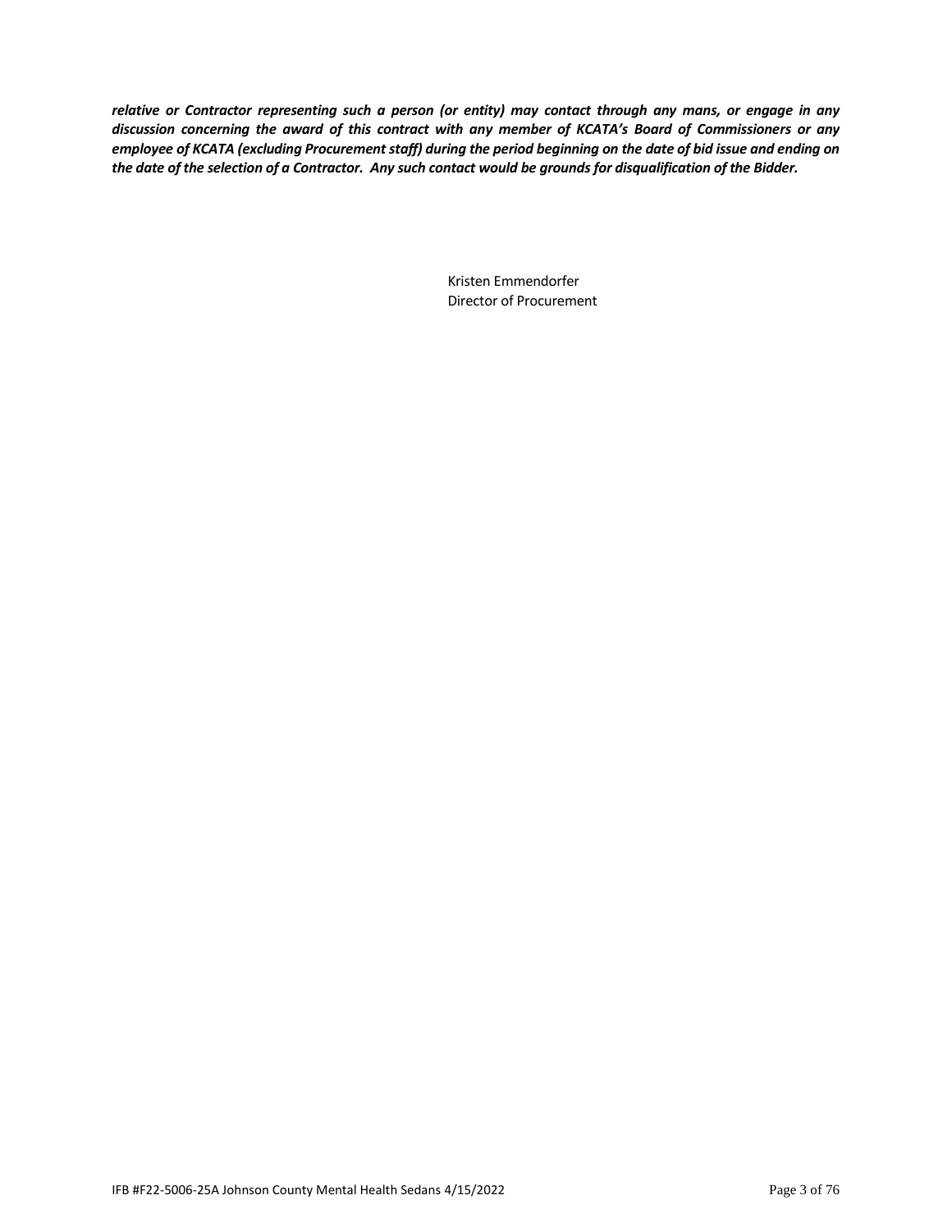***relative or Contractor representing such a person (or entity) may contact through any mans, or engage in any discussion concerning the award of this contract with any member of KCATA's Board of Commissioners or any employee of KCATA (excluding Procurement staff) during the period beginning on the date of bid issue and ending on the date of the selection of a Contractor. Any such contact would be grounds for disqualification of the Bidder.***

Kristen Emmendorfer
Director of Procurement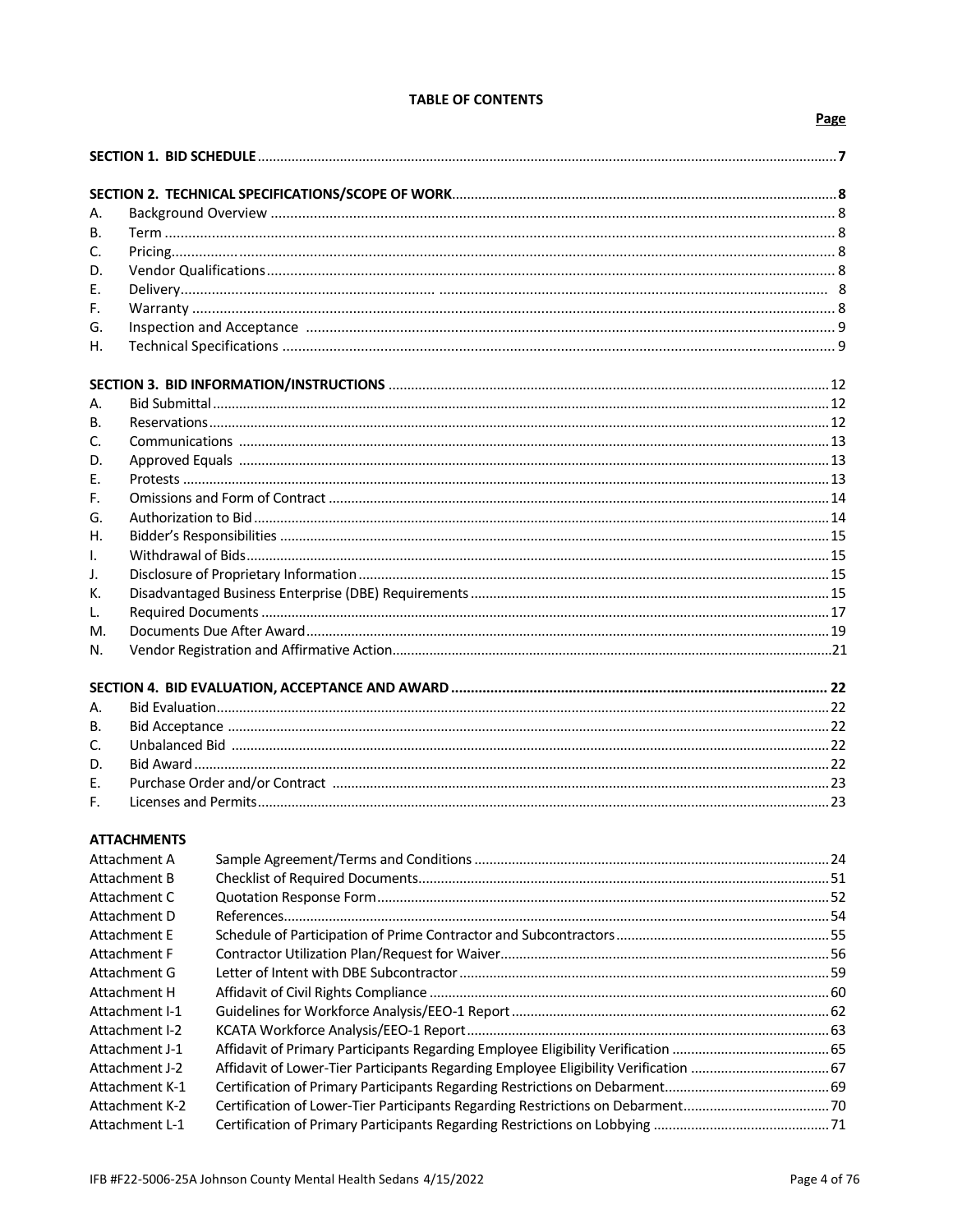**TABLE OF CONTENTS**

| | | Page |
|---|---|---|
| **SECTION 1. BID SCHEDULE** | | **7** |
| **SECTION 2. TECHNICAL SPECIFICATIONS/SCOPE OF WORK** | | **8** |
| A. | Background Overview | 8 |
| B. | Term | 8 |
| C. | Pricing | 8 |
| D. | Vendor Qualifications | 8 |
| E. | Delivery | 8 |
| F. | Warranty | 8 |
| G. | Inspection and Acceptance | 9 |
| H. | Technical Specifications | 9 |
| **SECTION 3. BID INFORMATION/INSTRUCTIONS** | | 12 |
| A. | Bid Submittal | 12 |
| B. | Reservations | 12 |
| C. | Communications | 13 |
| D. | Approved Equals | 13 |
| E. | Protests | 13 |
| F. | Omissions and Form of Contract | 14 |
| G. | Authorization to Bid | 14 |
| H. | Bidder's Responsibilities | 15 |
| I. | Withdrawal of Bids | 15 |
| J. | Disclosure of Proprietary Information | 15 |
| K. | Disadvantaged Business Enterprise (DBE) Requirements | 15 |
| L. | Required Documents | 17 |
| M. | Documents Due After Award | 19 |
| N. | Vendor Registration and Affirmative Action | 21 |
| **SECTION 4. BID EVALUATION, ACCEPTANCE AND AWARD** | | **22** |
| A. | Bid Evaluation | 22 |
| B. | Bid Acceptance | 22 |
| C. | Unbalanced Bid | 22 |
| D. | Bid Award | 22 |
| E. | Purchase Order and/or Contract | 23 |
| F. | Licenses and Permits | 23 |

**ATTACHMENTS**

| | | |
|---|---|---|
| Attachment A | Sample Agreement/Terms and Conditions | 24 |
| Attachment B | Checklist of Required Documents | 51 |
| Attachment C | Quotation Response Form | 52 |
| Attachment D | References | 54 |
| Attachment E | Schedule of Participation of Prime Contractor and Subcontractors | 55 |
| Attachment F | Contractor Utilization Plan/Request for Waiver | 56 |
| Attachment G | Letter of Intent with DBE Subcontractor | 59 |
| Attachment H | Affidavit of Civil Rights Compliance | 60 |
| Attachment I-1 | Guidelines for Workforce Analysis/EEO-1 Report | 62 |
| Attachment I-2 | KCATA Workforce Analysis/EEO-1 Report | 63 |
| Attachment J-1 | Affidavit of Primary Participants Regarding Employee Eligibility Verification | 65 |
| Attachment J-2 | Affidavit of Lower-Tier Participants Regarding Employee Eligibility Verification | 67 |
| Attachment K-1 | Certification of Primary Participants Regarding Restrictions on Debarment | 69 |
| Attachment K-2 | Certification of Lower-Tier Participants Regarding Restrictions on Debarment | 70 |
| Attachment L-1 | Certification of Primary Participants Regarding Restrictions on Lobbying | 71 |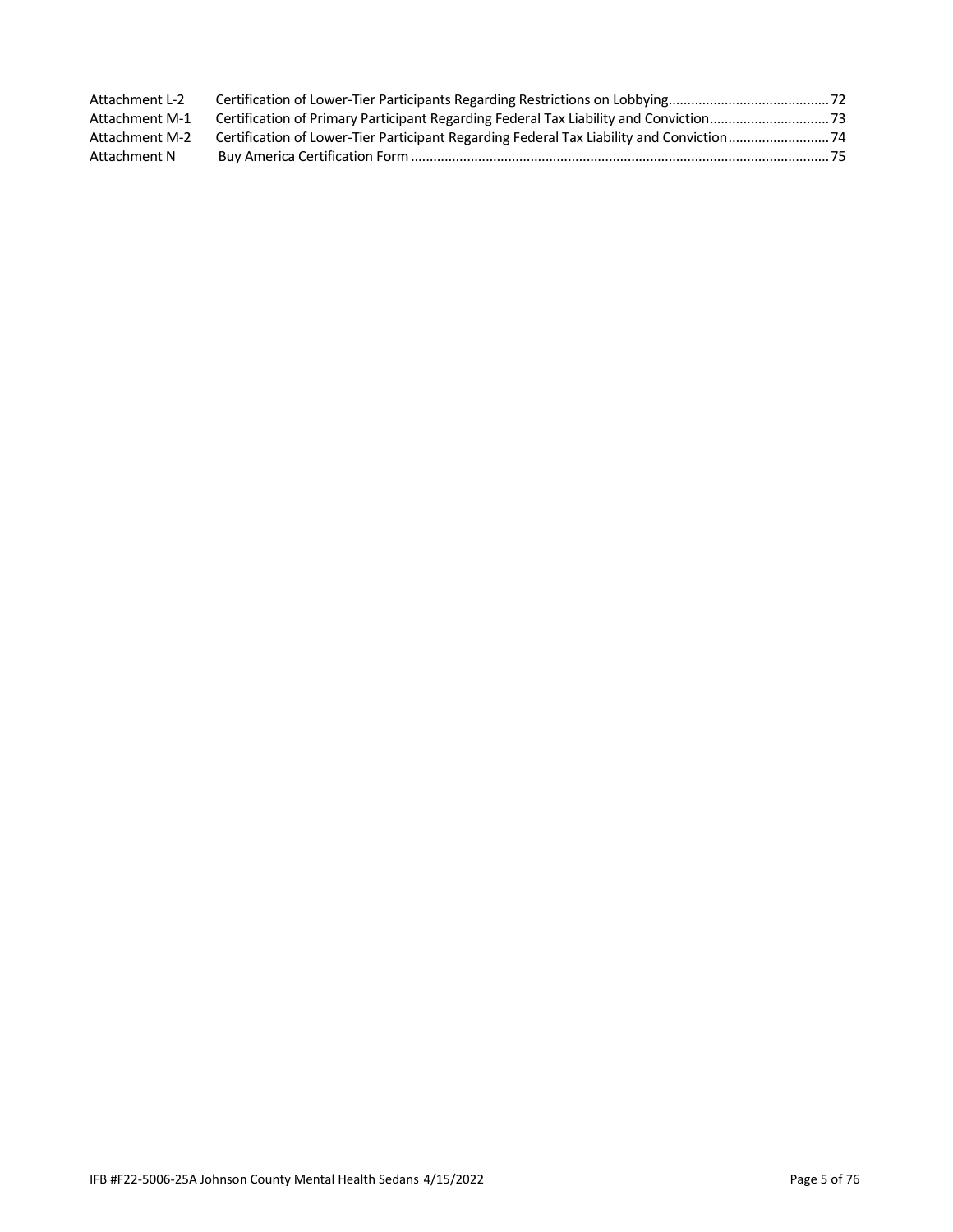| | | |
|---|---|---|
| Attachment L-2 | Certification of Lower-Tier Participants Regarding Restrictions on Lobbying | 72 |
| Attachment M-1 | Certification of Primary Participant Regarding Federal Tax Liability and Conviction | 73 |
| Attachment M-2 | Certification of Lower-Tier Participant Regarding Federal Tax Liability and Conviction | 74 |
| Attachment N | Buy America Certification Form | 75 |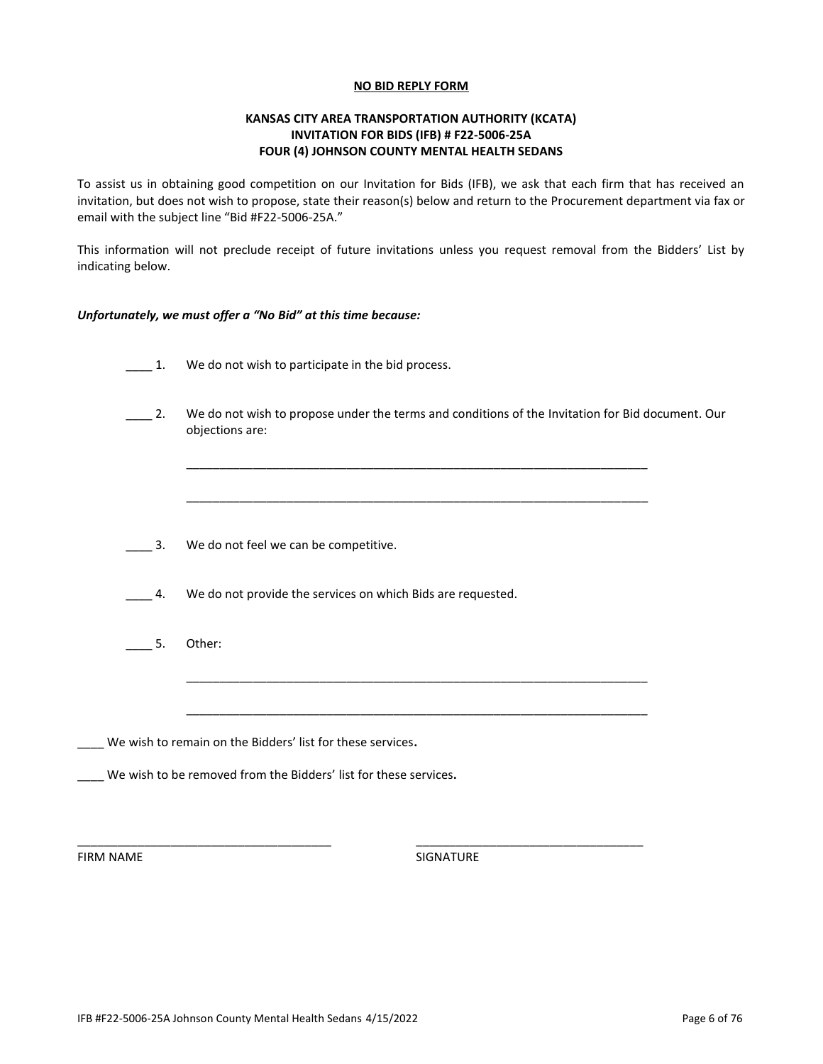**NO BID REPLY FORM**

**KANSAS CITY AREA TRANSPORTATION AUTHORITY (KCATA)**
**INVITATION FOR BIDS (IFB) # F22-5006-25A**
**FOUR (4) JOHNSON COUNTY MENTAL HEALTH SEDANS**

To assist us in obtaining good competition on our Invitation for Bids (IFB), we ask that each firm that has received an invitation, but does not wish to propose, state their reason(s) below and return to the Procurement department via fax or email with the subject line "Bid #F22-5006-25A."

This information will not preclude receipt of future invitations unless you request removal from the Bidders' List by indicating below.

***Unfortunately, we must offer a "No Bid" at this time because:***

____ 1. We do not wish to participate in the bid process.

____ 2. We do not wish to propose under the terms and conditions of the Invitation for Bid document. Our objections are:

________________________________________________________________________

________________________________________________________________________

____ 3. We do not feel we can be competitive.

____ 4. We do not provide the services on which Bids are requested.

____ 5. Other:

________________________________________________________________________

________________________________________________________________________

____ We wish to remain on the Bidders' list for these services**.**

____ We wish to be removed from the Bidders' list for these services**.**

______________________________________ ______________________________________

FIRM NAME SIGNATURE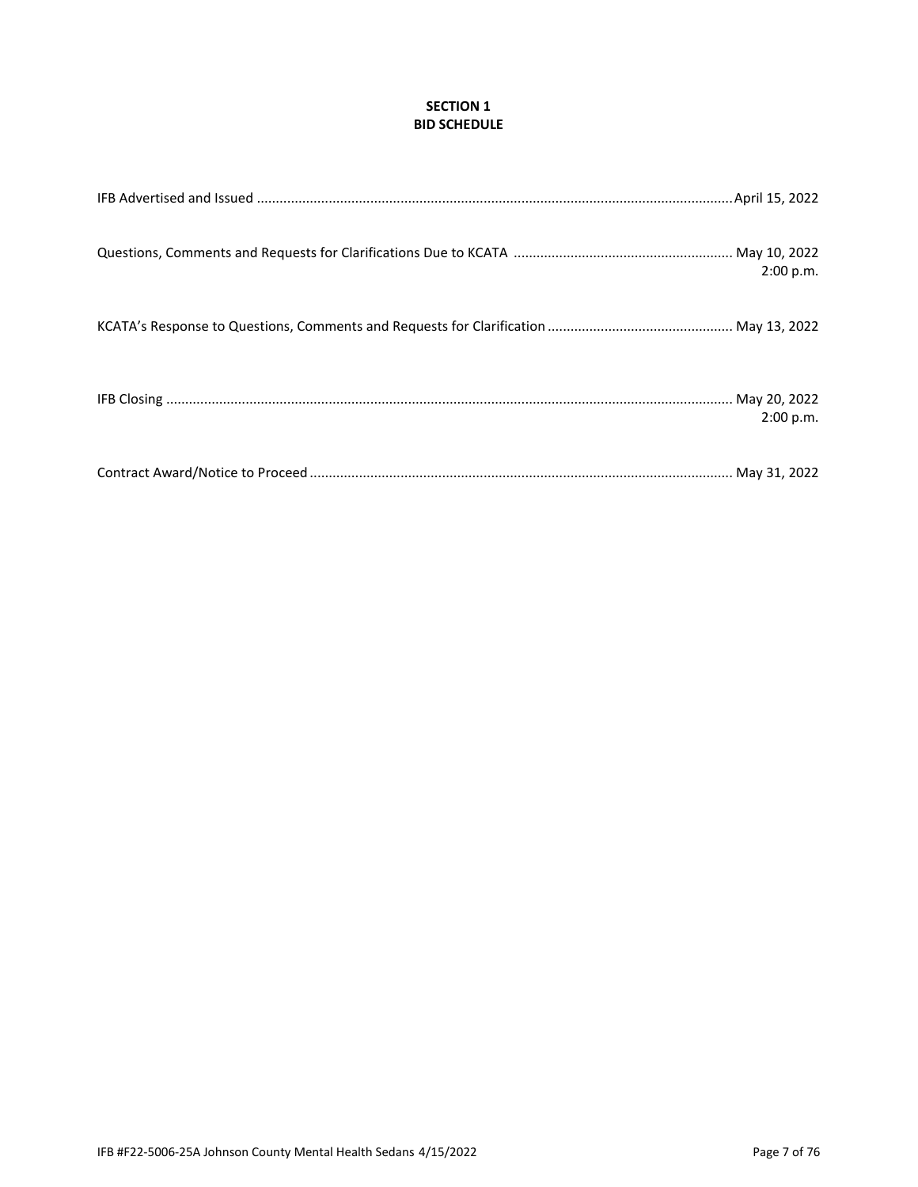# SECTION 1
# BID SCHEDULE

IFB Advertised and Issued ............................................................ April 15, 2022

Questions, Comments and Requests for Clarifications Due to KCATA ............................................................ May 10, 2022
2:00 p.m.

KCATA's Response to Questions, Comments and Requests for Clarification ............................................................ May 13, 2022

IFB Closing ............................................................ May 20, 2022
2:00 p.m.

Contract Award/Notice to Proceed ............................................................ May 31, 2022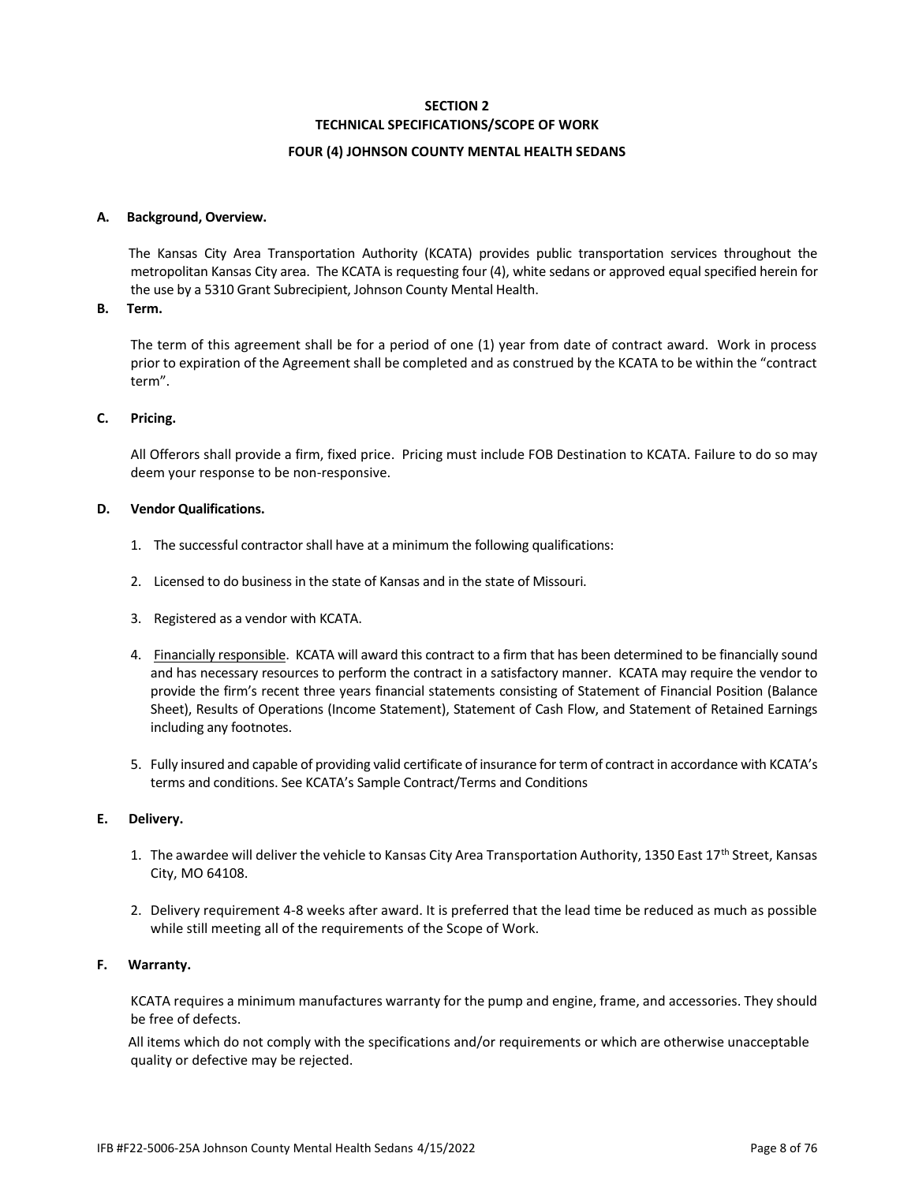# SECTION 2
## TECHNICAL SPECIFICATIONS/SCOPE OF WORK
### FOUR (4) JOHNSON COUNTY MENTAL HEALTH SEDANS

**A. Background, Overview.**

The Kansas City Area Transportation Authority (KCATA) provides public transportation services throughout the metropolitan Kansas City area. The KCATA is requesting four (4), white sedans or approved equal specified herein for the use by a 5310 Grant Subrecipient, Johnson County Mental Health.

**B. Term.**

The term of this agreement shall be for a period of one (1) year from date of contract award. Work in process prior to expiration of the Agreement shall be completed and as construed by the KCATA to be within the "contract term".

**C. Pricing.**

All Offerors shall provide a firm, fixed price. Pricing must include FOB Destination to KCATA. Failure to do so may deem your response to be non-responsive.

**D. Vendor Qualifications.**

1. The successful contractor shall have at a minimum the following qualifications:
2. Licensed to do business in the state of Kansas and in the state of Missouri.
3. Registered as a vendor with KCATA.
4. Financially responsible. KCATA will award this contract to a firm that has been determined to be financially sound and has necessary resources to perform the contract in a satisfactory manner. KCATA may require the vendor to provide the firm's recent three years financial statements consisting of Statement of Financial Position (Balance Sheet), Results of Operations (Income Statement), Statement of Cash Flow, and Statement of Retained Earnings including any footnotes.
5. Fully insured and capable of providing valid certificate of insurance for term of contract in accordance with KCATA's terms and conditions. See KCATA's Sample Contract/Terms and Conditions

**E. Delivery.**

1. The awardee will deliver the vehicle to Kansas City Area Transportation Authority, 1350 East 17th Street, Kansas City, MO 64108.
2. Delivery requirement 4-8 weeks after award. It is preferred that the lead time be reduced as much as possible while still meeting all of the requirements of the Scope of Work.

**F. Warranty.**

KCATA requires a minimum manufactures warranty for the pump and engine, frame, and accessories. They should be free of defects.

All items which do not comply with the specifications and/or requirements or which are otherwise unacceptable quality or defective may be rejected.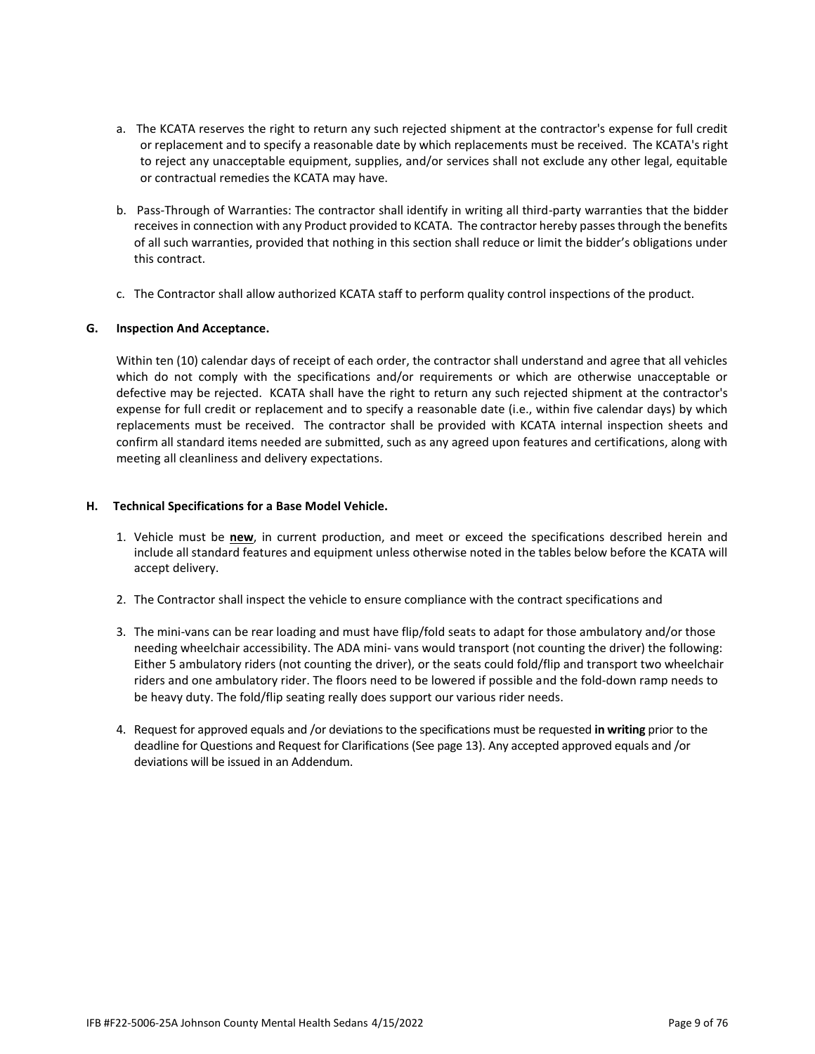a. The KCATA reserves the right to return any such rejected shipment at the contractor's expense for full credit or replacement and to specify a reasonable date by which replacements must be received. The KCATA's right to reject any unacceptable equipment, supplies, and/or services shall not exclude any other legal, equitable or contractual remedies the KCATA may have.

b. Pass-Through of Warranties: The contractor shall identify in writing all third-party warranties that the bidder receives in connection with any Product provided to KCATA. The contractor hereby passes through the benefits of all such warranties, provided that nothing in this section shall reduce or limit the bidder's obligations under this contract.

c. The Contractor shall allow authorized KCATA staff to perform quality control inspections of the product.

**G. Inspection And Acceptance.**

Within ten (10) calendar days of receipt of each order, the contractor shall understand and agree that all vehicles which do not comply with the specifications and/or requirements or which are otherwise unacceptable or defective may be rejected. KCATA shall have the right to return any such rejected shipment at the contractor's expense for full credit or replacement and to specify a reasonable date (i.e., within five calendar days) by which replacements must be received. The contractor shall be provided with KCATA internal inspection sheets and confirm all standard items needed are submitted, such as any agreed upon features and certifications, along with meeting all cleanliness and delivery expectations.

**H. Technical Specifications for a Base Model Vehicle.**

1. Vehicle must be **new**, in current production, and meet or exceed the specifications described herein and include all standard features and equipment unless otherwise noted in the tables below before the KCATA will accept delivery.

2. The Contractor shall inspect the vehicle to ensure compliance with the contract specifications and

3. The mini-vans can be rear loading and must have flip/fold seats to adapt for those ambulatory and/or those needing wheelchair accessibility. The ADA mini- vans would transport (not counting the driver) the following: Either 5 ambulatory riders (not counting the driver), or the seats could fold/flip and transport two wheelchair riders and one ambulatory rider. The floors need to be lowered if possible and the fold-down ramp needs to be heavy duty. The fold/flip seating really does support our various rider needs.

4. Request for approved equals and /or deviations to the specifications must be requested **in writing** prior to the deadline for Questions and Request for Clarifications (See page 13). Any accepted approved equals and /or deviations will be issued in an Addendum.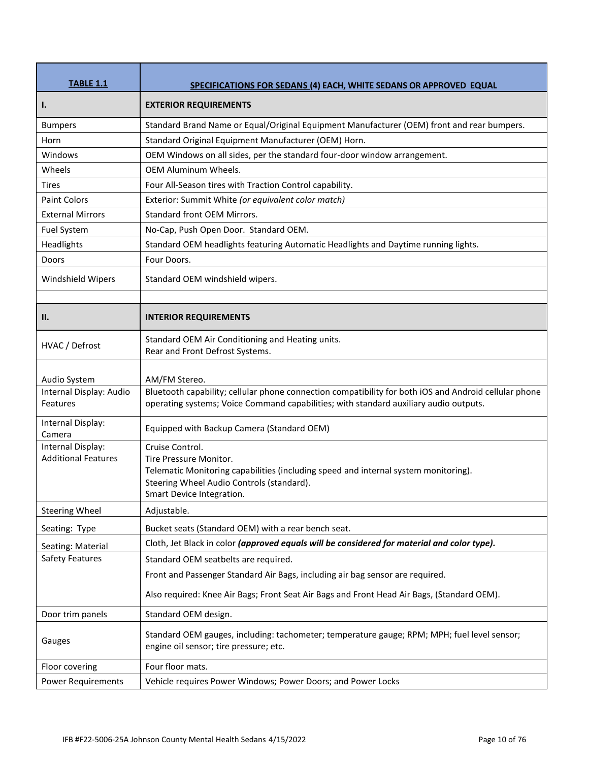| TABLE 1.1 | SPECIFICATIONS FOR SEDANS (4) EACH, WHITE SEDANS OR APPROVED EQUAL |
|---|---|
| **I.** | **EXTERIOR REQUIREMENTS** |
| Bumpers | Standard Brand Name or Equal/Original Equipment Manufacturer (OEM) front and rear bumpers. |
| Horn | Standard Original Equipment Manufacturer (OEM) Horn. |
| Windows | OEM Windows on all sides, per the standard four-door window arrangement. |
| Wheels | OEM Aluminum Wheels. |
| Tires | Four All-Season tires with Traction Control capability. |
| Paint Colors | Exterior: Summit White *(or equivalent color match)* |
| External Mirrors | Standard front OEM Mirrors. |
| Fuel System | No-Cap, Push Open Door. Standard OEM. |
| Headlights | Standard OEM headlights featuring Automatic Headlights and Daytime running lights. |
| Doors | Four Doors. |
| Windshield Wipers | Standard OEM windshield wipers. |
| | |
| **II.** | **INTERIOR REQUIREMENTS** |
| HVAC / Defrost | Standard OEM Air Conditioning and Heating units.<br>Rear and Front Defrost Systems. |
| Audio System | AM/FM Stereo. |
| Internal Display: Audio Features | Bluetooth capability; cellular phone connection compatibility for both iOS and Android cellular phone operating systems; Voice Command capabilities; with standard auxiliary audio outputs. |
| Internal Display: Camera | Equipped with Backup Camera (Standard OEM) |
| Internal Display: Additional Features | Cruise Control.<br>Tire Pressure Monitor.<br>Telematic Monitoring capabilities (including speed and internal system monitoring).<br>Steering Wheel Audio Controls (standard).<br>Smart Device Integration. |
| Steering Wheel | Adjustable. |
| Seating: Type | Bucket seats (Standard OEM) with a rear bench seat. |
| Seating: Material | Cloth, Jet Black in color ***(approved equals will be considered for material and color type).*** |
| Safety Features | Standard OEM seatbelts are required.<br>Front and Passenger Standard Air Bags, including air bag sensor are required.<br>Also required: Knee Air Bags; Front Seat Air Bags and Front Head Air Bags, (Standard OEM). |
| Door trim panels | Standard OEM design. |
| Gauges | Standard OEM gauges, including: tachometer; temperature gauge; RPM; MPH; fuel level sensor; engine oil sensor; tire pressure; etc. |
| Floor covering | Four floor mats. |
| Power Requirements | Vehicle requires Power Windows; Power Doors; and Power Locks |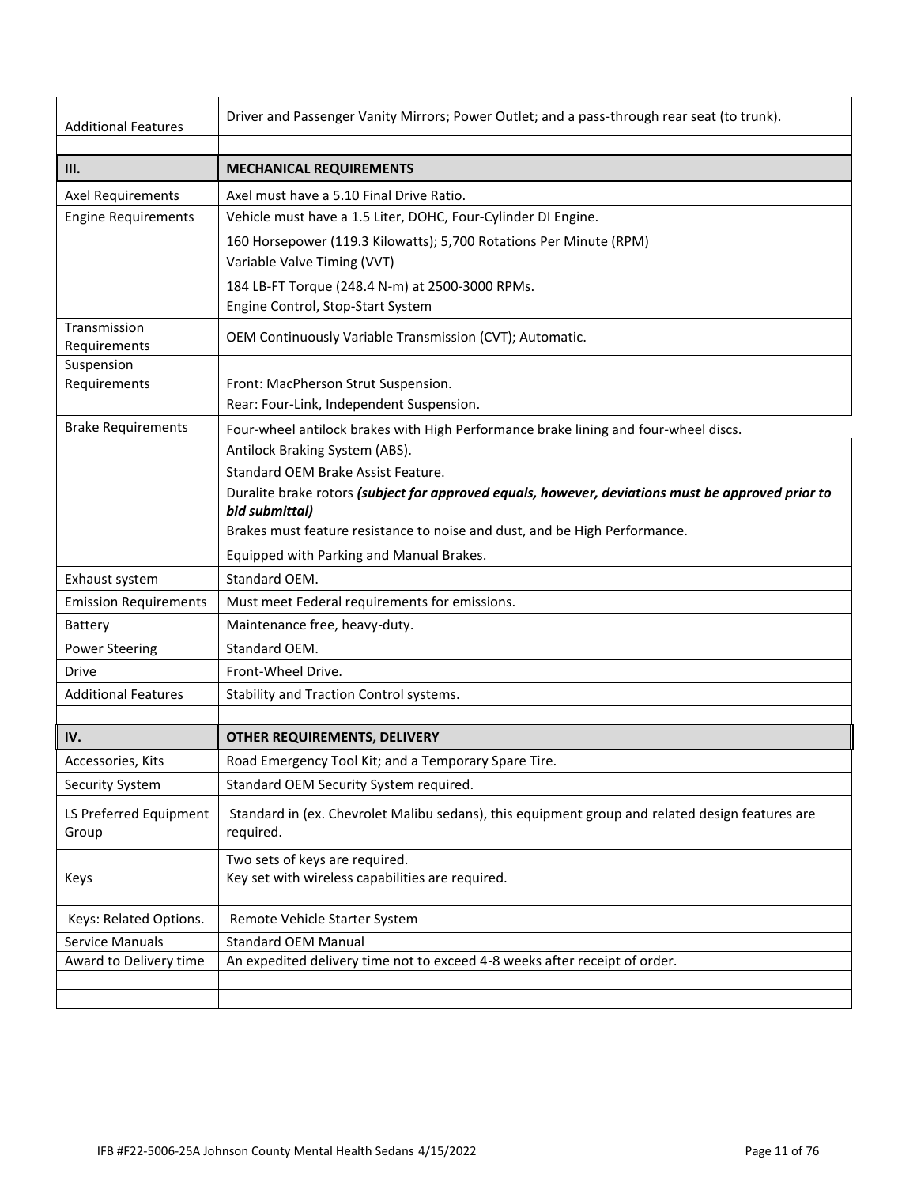| | |
|---|---|
| Additional Features | Driver and Passenger Vanity Mirrors; Power Outlet; and a pass-through rear seat (to trunk). |
| | |
| **III.** | **MECHANICAL REQUIREMENTS** |
| Axel Requirements | Axel must have a 5.10 Final Drive Ratio. |
| Engine Requirements | Vehicle must have a 1.5 Liter, DOHC, Four-Cylinder DI Engine.<br>160 Horsepower (119.3 Kilowatts); 5,700 Rotations Per Minute (RPM)<br>Variable Valve Timing (VVT)<br>184 LB-FT Torque (248.4 N-m) at 2500-3000 RPMs.<br>Engine Control, Stop-Start System |
| Transmission Requirements | OEM Continuously Variable Transmission (CVT); Automatic. |
| Suspension Requirements | Front: MacPherson Strut Suspension.<br>Rear: Four-Link, Independent Suspension. |
| Brake Requirements | Four-wheel antilock brakes with High Performance brake lining and four-wheel discs.<br>Antilock Braking System (ABS).<br>Standard OEM Brake Assist Feature.<br>Duralite brake rotors ***(subject for approved equals, however, deviations must be approved prior to bid submittal)***<br>Brakes must feature resistance to noise and dust, and be High Performance.<br>Equipped with Parking and Manual Brakes. |
| Exhaust system | Standard OEM. |
| Emission Requirements | Must meet Federal requirements for emissions. |
| Battery | Maintenance free, heavy-duty. |
| Power Steering | Standard OEM. |
| Drive | Front-Wheel Drive. |
| Additional Features | Stability and Traction Control systems. |
| | |
| **IV.** | **OTHER REQUIREMENTS, DELIVERY** |
| Accessories, Kits | Road Emergency Tool Kit; and a Temporary Spare Tire. |
| Security System | Standard OEM Security System required. |
| LS Preferred Equipment Group | Standard in (ex. Chevrolet Malibu sedans), this equipment group and related design features are required. |
| Keys | Two sets of keys are required.<br>Key set with wireless capabilities are required. |
| Keys: Related Options. | Remote Vehicle Starter System |
| Service Manuals | Standard OEM Manual |
| Award to Delivery time | An expedited delivery time not to exceed 4-8 weeks after receipt of order. |
| | |
| | |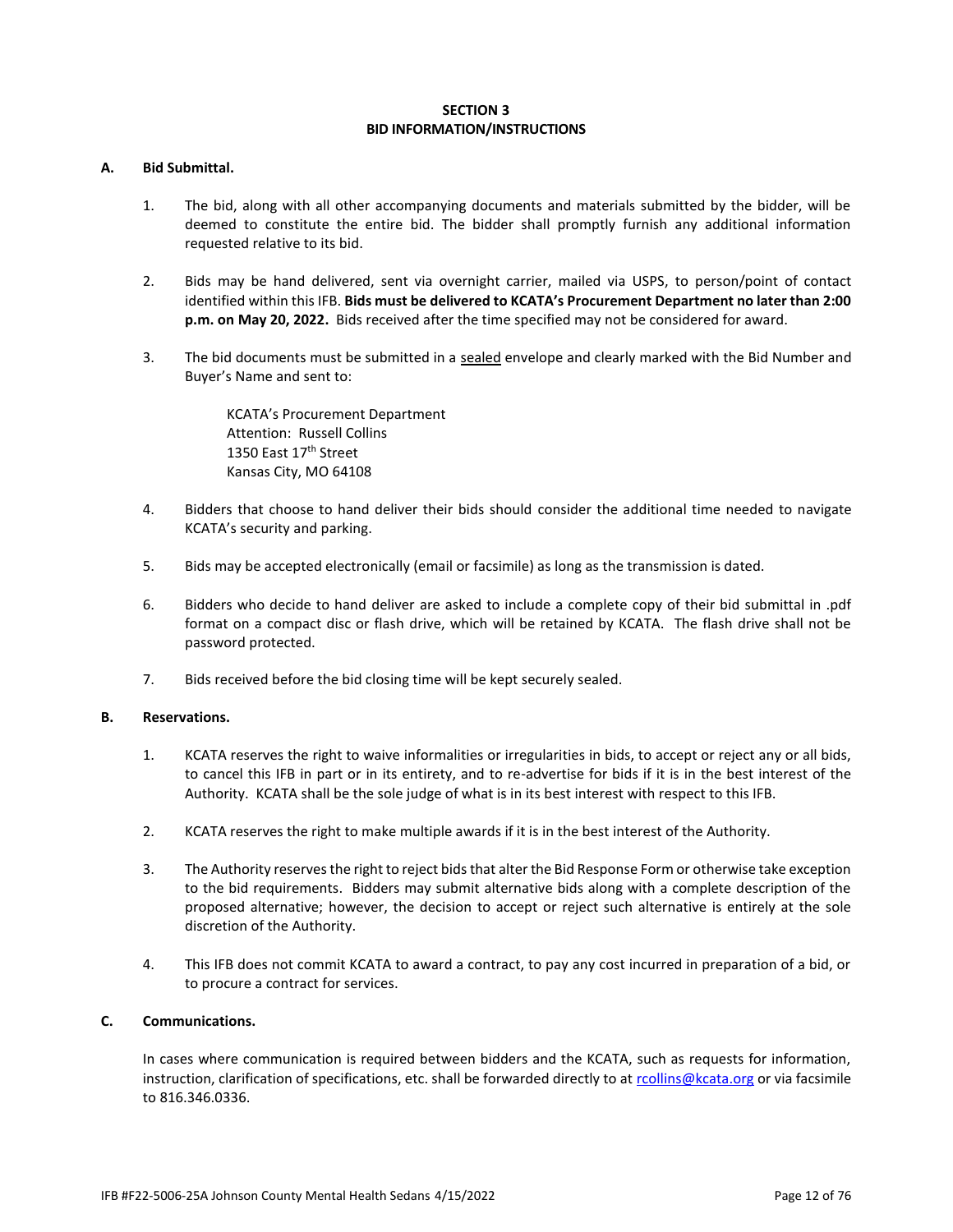## SECTION 3
## BID INFORMATION/INSTRUCTIONS

**A. Bid Submittal.**

1. The bid, along with all other accompanying documents and materials submitted by the bidder, will be deemed to constitute the entire bid. The bidder shall promptly furnish any additional information requested relative to its bid.

2. Bids may be hand delivered, sent via overnight carrier, mailed via USPS, to person/point of contact identified within this IFB. **Bids must be delivered to KCATA's Procurement Department no later than 2:00 p.m. on May 20, 2022.** Bids received after the time specified may not be considered for award.

3. The bid documents must be submitted in a sealed envelope and clearly marked with the Bid Number and Buyer's Name and sent to:

   KCATA's Procurement Department
   Attention: Russell Collins
   1350 East 17th Street
   Kansas City, MO 64108

4. Bidders that choose to hand deliver their bids should consider the additional time needed to navigate KCATA's security and parking.

5. Bids may be accepted electronically (email or facsimile) as long as the transmission is dated.

6. Bidders who decide to hand deliver are asked to include a complete copy of their bid submittal in .pdf format on a compact disc or flash drive, which will be retained by KCATA. The flash drive shall not be password protected.

7. Bids received before the bid closing time will be kept securely sealed.

**B. Reservations.**

1. KCATA reserves the right to waive informalities or irregularities in bids, to accept or reject any or all bids, to cancel this IFB in part or in its entirety, and to re-advertise for bids if it is in the best interest of the Authority. KCATA shall be the sole judge of what is in its best interest with respect to this IFB.

2. KCATA reserves the right to make multiple awards if it is in the best interest of the Authority.

3. The Authority reserves the right to reject bids that alter the Bid Response Form or otherwise take exception to the bid requirements. Bidders may submit alternative bids along with a complete description of the proposed alternative; however, the decision to accept or reject such alternative is entirely at the sole discretion of the Authority.

4. This IFB does not commit KCATA to award a contract, to pay any cost incurred in preparation of a bid, or to procure a contract for services.

**C. Communications.**

In cases where communication is required between bidders and the KCATA, such as requests for information, instruction, clarification of specifications, etc. shall be forwarded directly to at rcollins@kcata.org or via facsimile to 816.346.0336.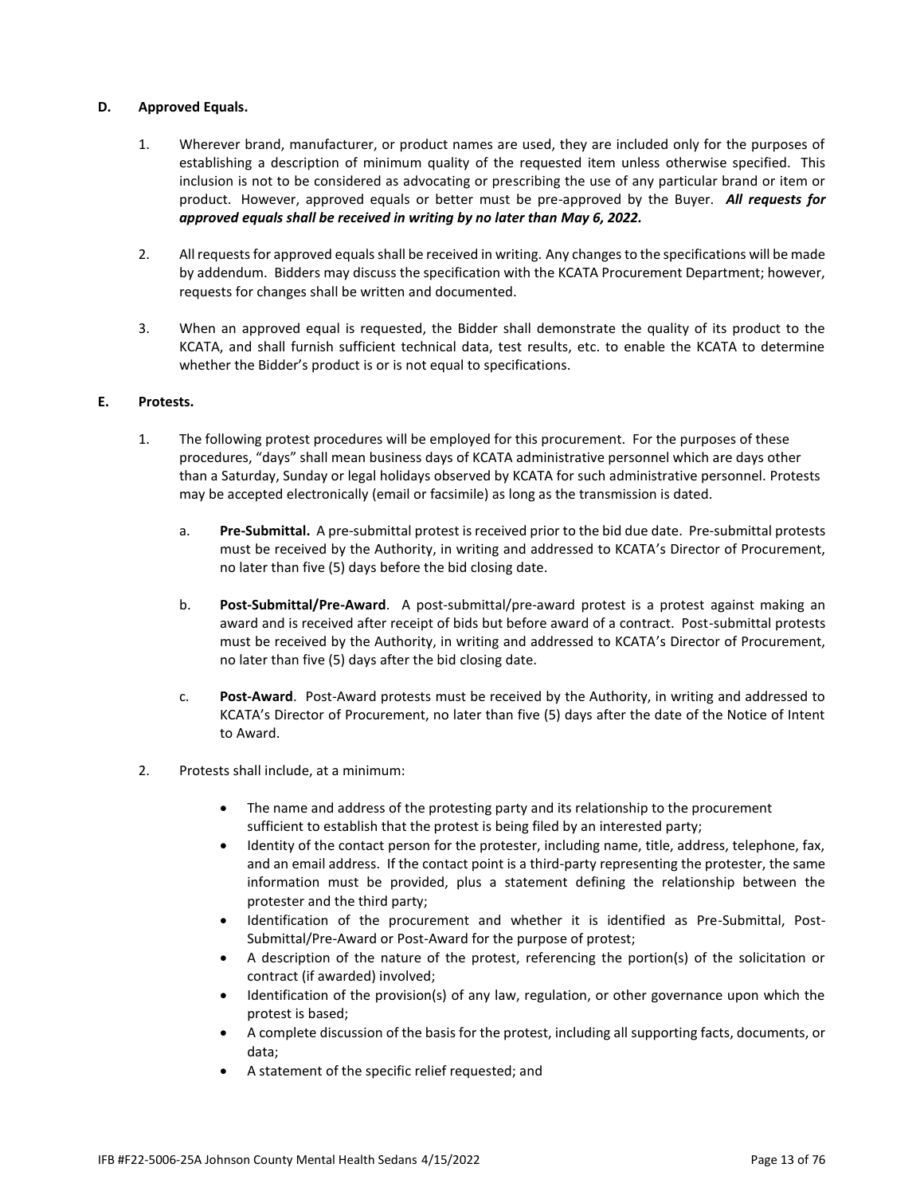**D. Approved Equals.**

1. Wherever brand, manufacturer, or product names are used, they are included only for the purposes of establishing a description of minimum quality of the requested item unless otherwise specified. This inclusion is not to be considered as advocating or prescribing the use of any particular brand or item or product. However, approved equals or better must be pre-approved by the Buyer. ***All requests for approved equals shall be received in writing by no later than May 6, 2022.***

2. All requests for approved equals shall be received in writing. Any changes to the specifications will be made by addendum. Bidders may discuss the specification with the KCATA Procurement Department; however, requests for changes shall be written and documented.

3. When an approved equal is requested, the Bidder shall demonstrate the quality of its product to the KCATA, and shall furnish sufficient technical data, test results, etc. to enable the KCATA to determine whether the Bidder's product is or is not equal to specifications.

**E. Protests.**

1. The following protest procedures will be employed for this procurement. For the purposes of these procedures, "days" shall mean business days of KCATA administrative personnel which are days other than a Saturday, Sunday or legal holidays observed by KCATA for such administrative personnel. Protests may be accepted electronically (email or facsimile) as long as the transmission is dated.

   a. **Pre-Submittal.** A pre-submittal protest is received prior to the bid due date. Pre-submittal protests must be received by the Authority, in writing and addressed to KCATA's Director of Procurement, no later than five (5) days before the bid closing date.

   b. **Post-Submittal/Pre-Award**. A post-submittal/pre-award protest is a protest against making an award and is received after receipt of bids but before award of a contract. Post-submittal protests must be received by the Authority, in writing and addressed to KCATA's Director of Procurement, no later than five (5) days after the bid closing date.

   c. **Post-Award**. Post-Award protests must be received by the Authority, in writing and addressed to KCATA's Director of Procurement, no later than five (5) days after the date of the Notice of Intent to Award.

2. Protests shall include, at a minimum:

   - The name and address of the protesting party and its relationship to the procurement sufficient to establish that the protest is being filed by an interested party;
   - Identity of the contact person for the protester, including name, title, address, telephone, fax, and an email address. If the contact point is a third-party representing the protester, the same information must be provided, plus a statement defining the relationship between the protester and the third party;
   - Identification of the procurement and whether it is identified as Pre-Submittal, Post-Submittal/Pre-Award or Post-Award for the purpose of protest;
   - A description of the nature of the protest, referencing the portion(s) of the solicitation or contract (if awarded) involved;
   - Identification of the provision(s) of any law, regulation, or other governance upon which the protest is based;
   - A complete discussion of the basis for the protest, including all supporting facts, documents, or data;
   - A statement of the specific relief requested; and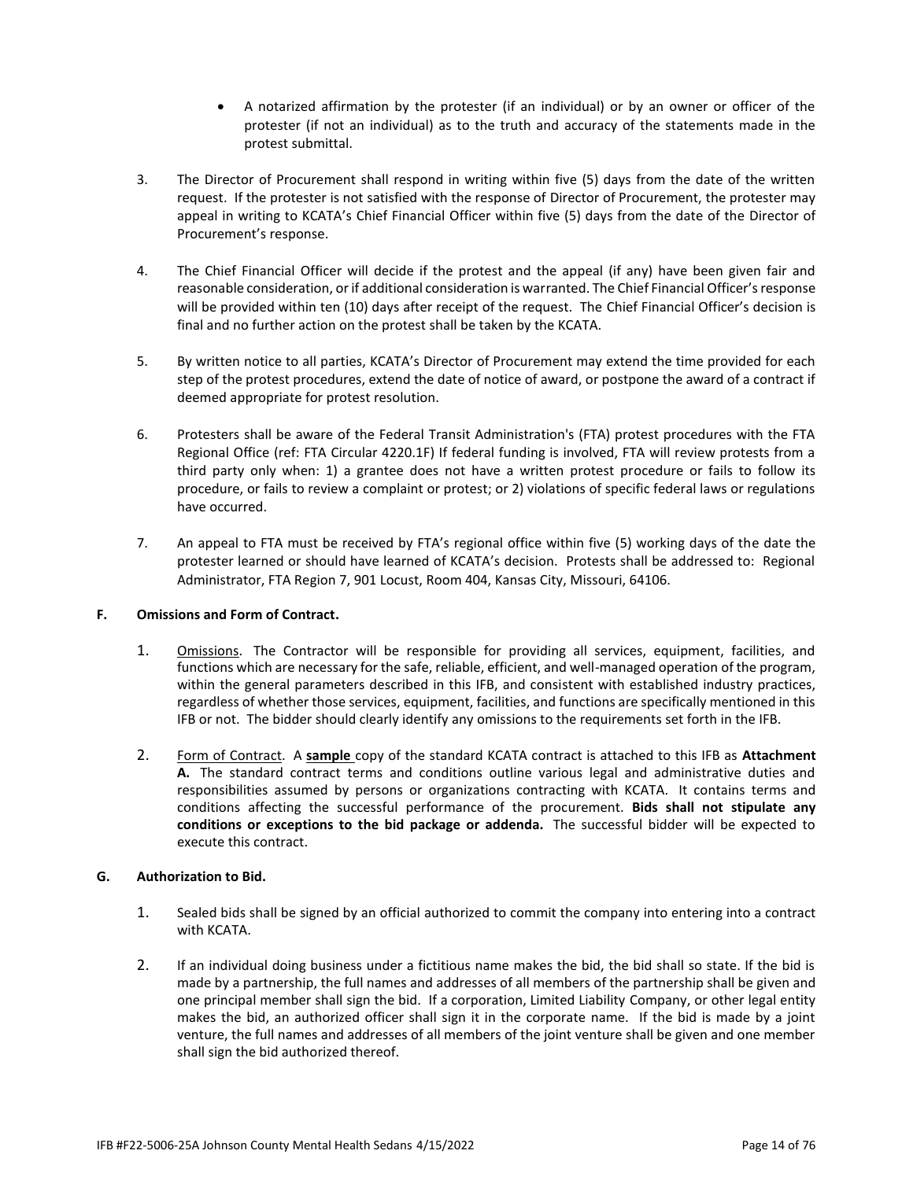- A notarized affirmation by the protester (if an individual) or by an owner or officer of the protester (if not an individual) as to the truth and accuracy of the statements made in the protest submittal.

3. The Director of Procurement shall respond in writing within five (5) days from the date of the written request. If the protester is not satisfied with the response of Director of Procurement, the protester may appeal in writing to KCATA's Chief Financial Officer within five (5) days from the date of the Director of Procurement's response.

4. The Chief Financial Officer will decide if the protest and the appeal (if any) have been given fair and reasonable consideration, or if additional consideration is warranted. The Chief Financial Officer's response will be provided within ten (10) days after receipt of the request. The Chief Financial Officer's decision is final and no further action on the protest shall be taken by the KCATA.

5. By written notice to all parties, KCATA's Director of Procurement may extend the time provided for each step of the protest procedures, extend the date of notice of award, or postpone the award of a contract if deemed appropriate for protest resolution.

6. Protesters shall be aware of the Federal Transit Administration's (FTA) protest procedures with the FTA Regional Office (ref: FTA Circular 4220.1F) If federal funding is involved, FTA will review protests from a third party only when: 1) a grantee does not have a written protest procedure or fails to follow its procedure, or fails to review a complaint or protest; or 2) violations of specific federal laws or regulations have occurred.

7. An appeal to FTA must be received by FTA's regional office within five (5) working days of the date the protester learned or should have learned of KCATA's decision. Protests shall be addressed to: Regional Administrator, FTA Region 7, 901 Locust, Room 404, Kansas City, Missouri, 64106.

### F. Omissions and Form of Contract.

1. Omissions. The Contractor will be responsible for providing all services, equipment, facilities, and functions which are necessary for the safe, reliable, efficient, and well-managed operation of the program, within the general parameters described in this IFB, and consistent with established industry practices, regardless of whether those services, equipment, facilities, and functions are specifically mentioned in this IFB or not. The bidder should clearly identify any omissions to the requirements set forth in the IFB.

2. Form of Contract. A **sample** copy of the standard KCATA contract is attached to this IFB as **Attachment A.** The standard contract terms and conditions outline various legal and administrative duties and responsibilities assumed by persons or organizations contracting with KCATA. It contains terms and conditions affecting the successful performance of the procurement. **Bids shall not stipulate any conditions or exceptions to the bid package or addenda.** The successful bidder will be expected to execute this contract.

### G. Authorization to Bid.

1. Sealed bids shall be signed by an official authorized to commit the company into entering into a contract with KCATA.

2. If an individual doing business under a fictitious name makes the bid, the bid shall so state. If the bid is made by a partnership, the full names and addresses of all members of the partnership shall be given and one principal member shall sign the bid. If a corporation, Limited Liability Company, or other legal entity makes the bid, an authorized officer shall sign it in the corporate name. If the bid is made by a joint venture, the full names and addresses of all members of the joint venture shall be given and one member shall sign the bid authorized thereof.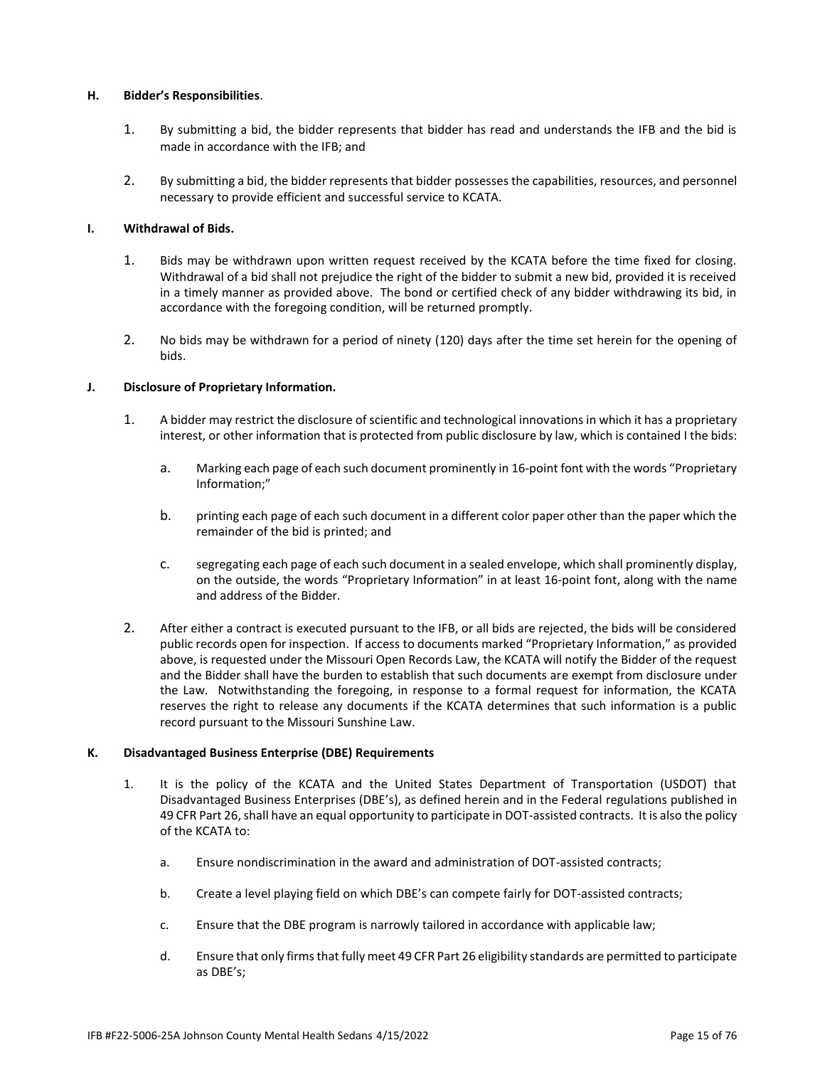### H. Bidder's Responsibilities.

1. By submitting a bid, the bidder represents that bidder has read and understands the IFB and the bid is made in accordance with the IFB; and

2. By submitting a bid, the bidder represents that bidder possesses the capabilities, resources, and personnel necessary to provide efficient and successful service to KCATA.

### I. Withdrawal of Bids.

1. Bids may be withdrawn upon written request received by the KCATA before the time fixed for closing. Withdrawal of a bid shall not prejudice the right of the bidder to submit a new bid, provided it is received in a timely manner as provided above. The bond or certified check of any bidder withdrawing its bid, in accordance with the foregoing condition, will be returned promptly.

2. No bids may be withdrawn for a period of ninety (120) days after the time set herein for the opening of bids.

### J. Disclosure of Proprietary Information.

1. A bidder may restrict the disclosure of scientific and technological innovations in which it has a proprietary interest, or other information that is protected from public disclosure by law, which is contained I the bids:

   a. Marking each page of each such document prominently in 16-point font with the words "Proprietary Information;"

   b. printing each page of each such document in a different color paper other than the paper which the remainder of the bid is printed; and

   c. segregating each page of each such document in a sealed envelope, which shall prominently display, on the outside, the words "Proprietary Information" in at least 16-point font, along with the name and address of the Bidder.

2. After either a contract is executed pursuant to the IFB, or all bids are rejected, the bids will be considered public records open for inspection. If access to documents marked "Proprietary Information," as provided above, is requested under the Missouri Open Records Law, the KCATA will notify the Bidder of the request and the Bidder shall have the burden to establish that such documents are exempt from disclosure under the Law. Notwithstanding the foregoing, in response to a formal request for information, the KCATA reserves the right to release any documents if the KCATA determines that such information is a public record pursuant to the Missouri Sunshine Law.

### K. Disadvantaged Business Enterprise (DBE) Requirements

1. It is the policy of the KCATA and the United States Department of Transportation (USDOT) that Disadvantaged Business Enterprises (DBE's), as defined herein and in the Federal regulations published in 49 CFR Part 26, shall have an equal opportunity to participate in DOT-assisted contracts. It is also the policy of the KCATA to:

   a. Ensure nondiscrimination in the award and administration of DOT-assisted contracts;

   b. Create a level playing field on which DBE's can compete fairly for DOT-assisted contracts;

   c. Ensure that the DBE program is narrowly tailored in accordance with applicable law;

   d. Ensure that only firms that fully meet 49 CFR Part 26 eligibility standards are permitted to participate as DBE's;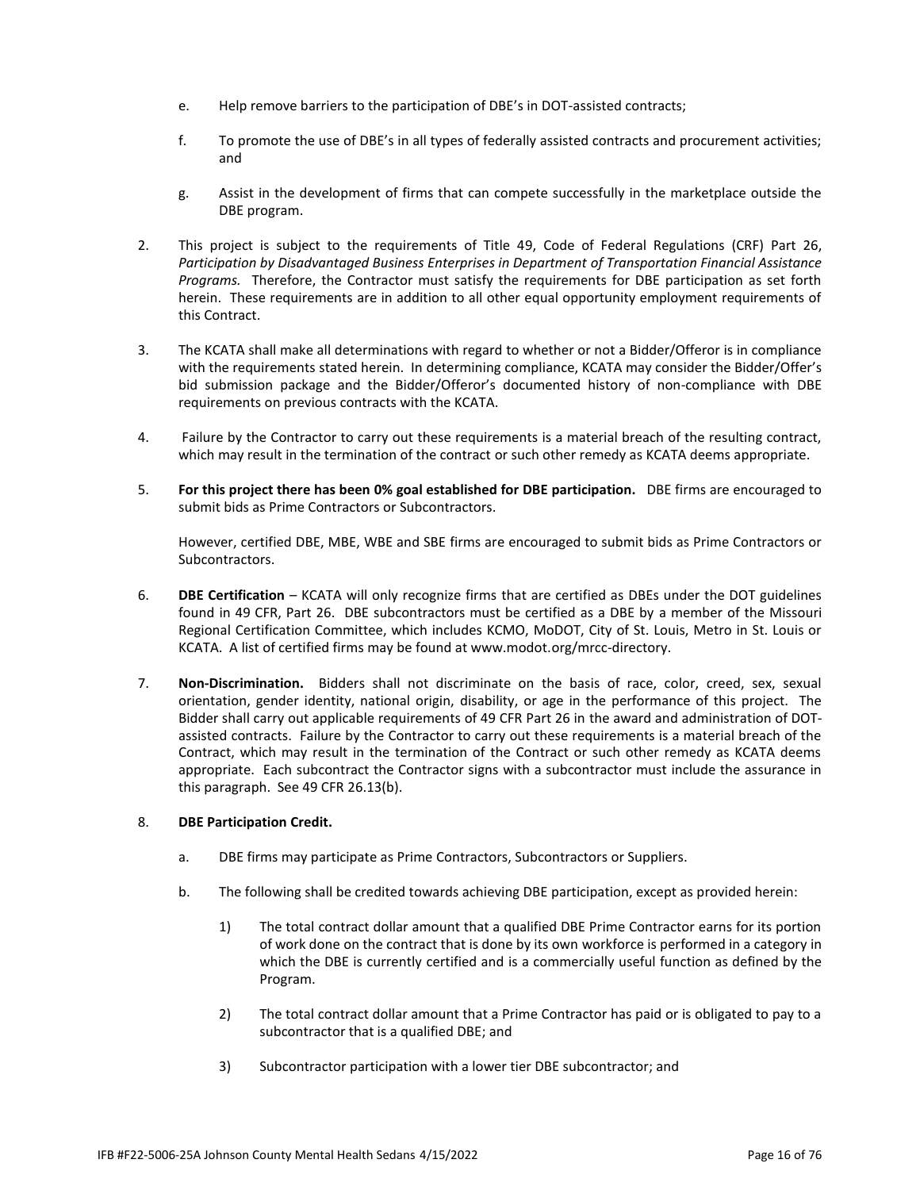e. Help remove barriers to the participation of DBE's in DOT-assisted contracts;

f. To promote the use of DBE's in all types of federally assisted contracts and procurement activities; and

g. Assist in the development of firms that can compete successfully in the marketplace outside the DBE program.

2. This project is subject to the requirements of Title 49, Code of Federal Regulations (CRF) Part 26, *Participation by Disadvantaged Business Enterprises in Department of Transportation Financial Assistance Programs.* Therefore, the Contractor must satisfy the requirements for DBE participation as set forth herein. These requirements are in addition to all other equal opportunity employment requirements of this Contract.

3. The KCATA shall make all determinations with regard to whether or not a Bidder/Offeror is in compliance with the requirements stated herein. In determining compliance, KCATA may consider the Bidder/Offer's bid submission package and the Bidder/Offeror's documented history of non-compliance with DBE requirements on previous contracts with the KCATA.

4. Failure by the Contractor to carry out these requirements is a material breach of the resulting contract, which may result in the termination of the contract or such other remedy as KCATA deems appropriate.

5. **For this project there has been 0% goal established for DBE participation.** DBE firms are encouraged to submit bids as Prime Contractors or Subcontractors.

   However, certified DBE, MBE, WBE and SBE firms are encouraged to submit bids as Prime Contractors or Subcontractors.

6. **DBE Certification** – KCATA will only recognize firms that are certified as DBEs under the DOT guidelines found in 49 CFR, Part 26. DBE subcontractors must be certified as a DBE by a member of the Missouri Regional Certification Committee, which includes KCMO, MoDOT, City of St. Louis, Metro in St. Louis or KCATA. A list of certified firms may be found at www.modot.org/mrcc-directory.

7. **Non-Discrimination.** Bidders shall not discriminate on the basis of race, color, creed, sex, sexual orientation, gender identity, national origin, disability, or age in the performance of this project. The Bidder shall carry out applicable requirements of 49 CFR Part 26 in the award and administration of DOT-assisted contracts. Failure by the Contractor to carry out these requirements is a material breach of the Contract, which may result in the termination of the Contract or such other remedy as KCATA deems appropriate. Each subcontract the Contractor signs with a subcontractor must include the assurance in this paragraph. See 49 CFR 26.13(b).

8. **DBE Participation Credit.**

   a. DBE firms may participate as Prime Contractors, Subcontractors or Suppliers.

   b. The following shall be credited towards achieving DBE participation, except as provided herein:

      1) The total contract dollar amount that a qualified DBE Prime Contractor earns for its portion of work done on the contract that is done by its own workforce is performed in a category in which the DBE is currently certified and is a commercially useful function as defined by the Program.

      2) The total contract dollar amount that a Prime Contractor has paid or is obligated to pay to a subcontractor that is a qualified DBE; and

      3) Subcontractor participation with a lower tier DBE subcontractor; and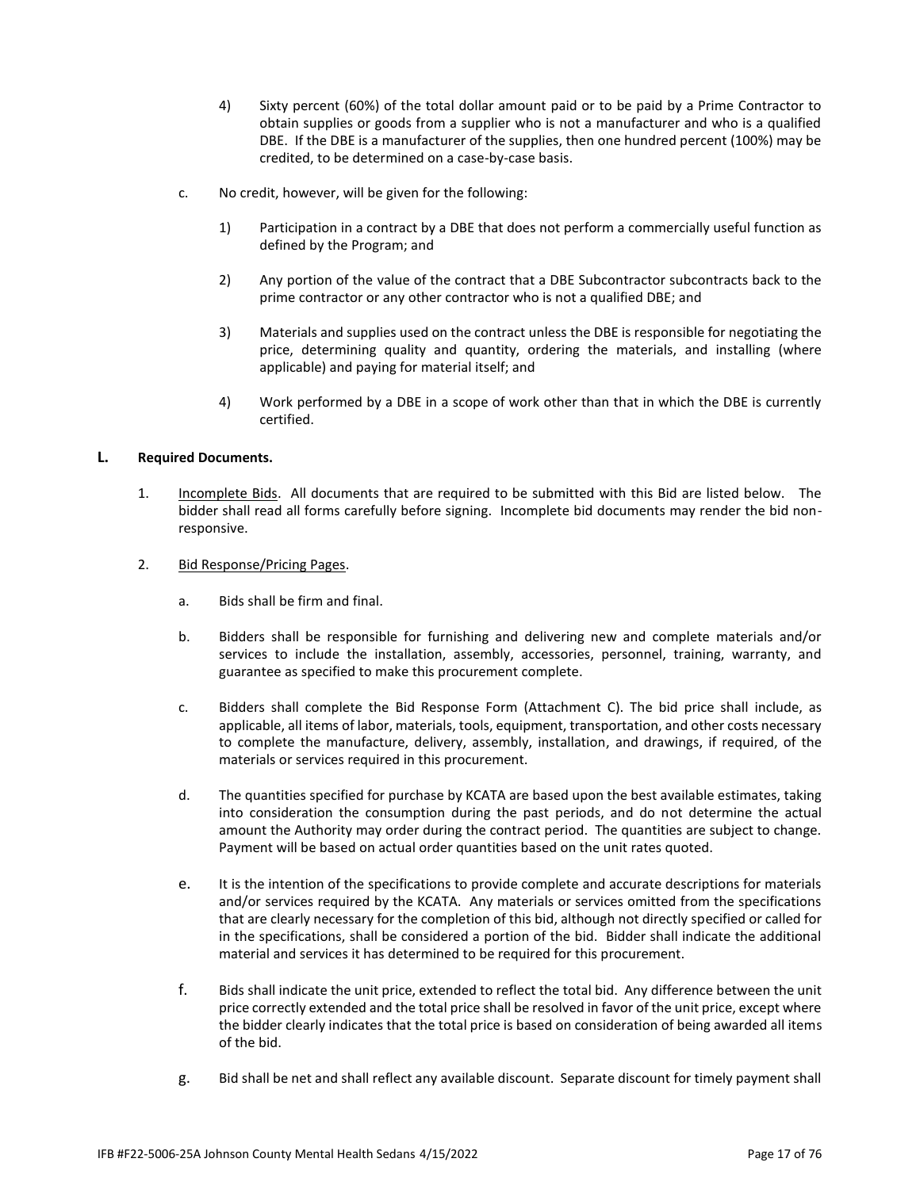4) Sixty percent (60%) of the total dollar amount paid or to be paid by a Prime Contractor to obtain supplies or goods from a supplier who is not a manufacturer and who is a qualified DBE. If the DBE is a manufacturer of the supplies, then one hundred percent (100%) may be credited, to be determined on a case-by-case basis.

c. No credit, however, will be given for the following:

1) Participation in a contract by a DBE that does not perform a commercially useful function as defined by the Program; and

2) Any portion of the value of the contract that a DBE Subcontractor subcontracts back to the prime contractor or any other contractor who is not a qualified DBE; and

3) Materials and supplies used on the contract unless the DBE is responsible for negotiating the price, determining quality and quantity, ordering the materials, and installing (where applicable) and paying for material itself; and

4) Work performed by a DBE in a scope of work other than that in which the DBE is currently certified.

## L. Required Documents.

1. Incomplete Bids. All documents that are required to be submitted with this Bid are listed below. The bidder shall read all forms carefully before signing. Incomplete bid documents may render the bid non-responsive.

2. Bid Response/Pricing Pages.

a. Bids shall be firm and final.

b. Bidders shall be responsible for furnishing and delivering new and complete materials and/or services to include the installation, assembly, accessories, personnel, training, warranty, and guarantee as specified to make this procurement complete.

c. Bidders shall complete the Bid Response Form (Attachment C). The bid price shall include, as applicable, all items of labor, materials, tools, equipment, transportation, and other costs necessary to complete the manufacture, delivery, assembly, installation, and drawings, if required, of the materials or services required in this procurement.

d. The quantities specified for purchase by KCATA are based upon the best available estimates, taking into consideration the consumption during the past periods, and do not determine the actual amount the Authority may order during the contract period. The quantities are subject to change. Payment will be based on actual order quantities based on the unit rates quoted.

e. It is the intention of the specifications to provide complete and accurate descriptions for materials and/or services required by the KCATA. Any materials or services omitted from the specifications that are clearly necessary for the completion of this bid, although not directly specified or called for in the specifications, shall be considered a portion of the bid. Bidder shall indicate the additional material and services it has determined to be required for this procurement.

f. Bids shall indicate the unit price, extended to reflect the total bid. Any difference between the unit price correctly extended and the total price shall be resolved in favor of the unit price, except where the bidder clearly indicates that the total price is based on consideration of being awarded all items of the bid.

g. Bid shall be net and shall reflect any available discount. Separate discount for timely payment shall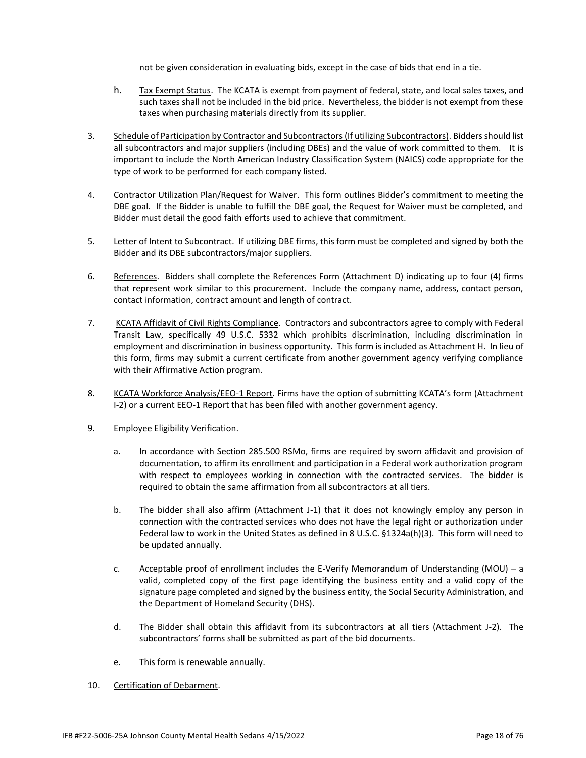not be given consideration in evaluating bids, except in the case of bids that end in a tie.

h. Tax Exempt Status. The KCATA is exempt from payment of federal, state, and local sales taxes, and such taxes shall not be included in the bid price. Nevertheless, the bidder is not exempt from these taxes when purchasing materials directly from its supplier.

3. Schedule of Participation by Contractor and Subcontractors (If utilizing Subcontractors). Bidders should list all subcontractors and major suppliers (including DBEs) and the value of work committed to them. It is important to include the North American Industry Classification System (NAICS) code appropriate for the type of work to be performed for each company listed.

4. Contractor Utilization Plan/Request for Waiver. This form outlines Bidder's commitment to meeting the DBE goal. If the Bidder is unable to fulfill the DBE goal, the Request for Waiver must be completed, and Bidder must detail the good faith efforts used to achieve that commitment.

5. Letter of Intent to Subcontract. If utilizing DBE firms, this form must be completed and signed by both the Bidder and its DBE subcontractors/major suppliers.

6. References. Bidders shall complete the References Form (Attachment D) indicating up to four (4) firms that represent work similar to this procurement. Include the company name, address, contact person, contact information, contract amount and length of contract.

7. KCATA Affidavit of Civil Rights Compliance. Contractors and subcontractors agree to comply with Federal Transit Law, specifically 49 U.S.C. 5332 which prohibits discrimination, including discrimination in employment and discrimination in business opportunity. This form is included as Attachment H. In lieu of this form, firms may submit a current certificate from another government agency verifying compliance with their Affirmative Action program.

8. KCATA Workforce Analysis/EEO-1 Report. Firms have the option of submitting KCATA's form (Attachment I-2) or a current EEO-1 Report that has been filed with another government agency.

9. Employee Eligibility Verification.

   a. In accordance with Section 285.500 RSMo, firms are required by sworn affidavit and provision of documentation, to affirm its enrollment and participation in a Federal work authorization program with respect to employees working in connection with the contracted services. The bidder is required to obtain the same affirmation from all subcontractors at all tiers.

   b. The bidder shall also affirm (Attachment J-1) that it does not knowingly employ any person in connection with the contracted services who does not have the legal right or authorization under Federal law to work in the United States as defined in 8 U.S.C. §1324a(h)(3). This form will need to be updated annually.

   c. Acceptable proof of enrollment includes the E-Verify Memorandum of Understanding (MOU) – a valid, completed copy of the first page identifying the business entity and a valid copy of the signature page completed and signed by the business entity, the Social Security Administration, and the Department of Homeland Security (DHS).

   d. The Bidder shall obtain this affidavit from its subcontractors at all tiers (Attachment J-2). The subcontractors' forms shall be submitted as part of the bid documents.

   e. This form is renewable annually.

10. Certification of Debarment.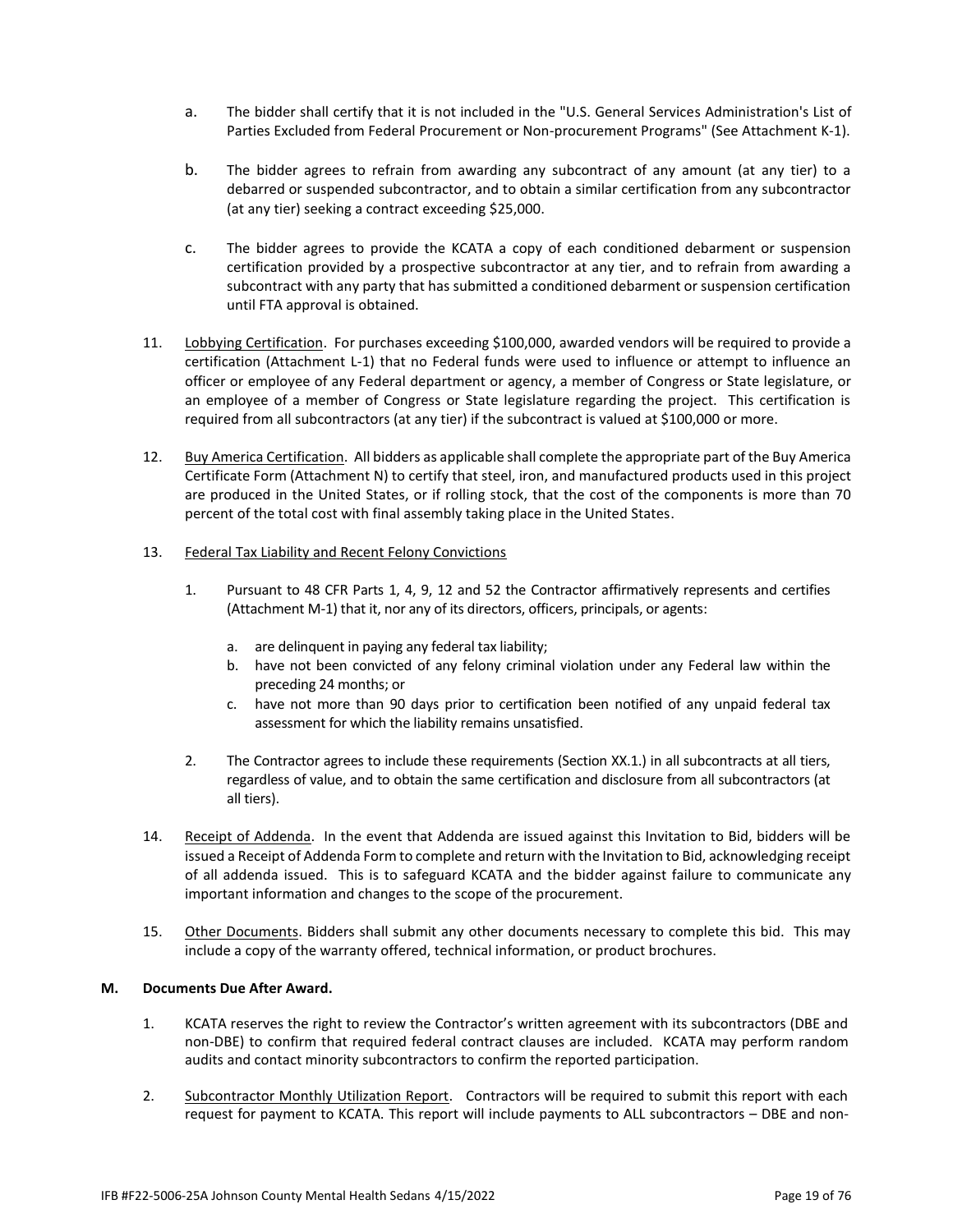a. The bidder shall certify that it is not included in the "U.S. General Services Administration's List of Parties Excluded from Federal Procurement or Non-procurement Programs" (See Attachment K-1).

b. The bidder agrees to refrain from awarding any subcontract of any amount (at any tier) to a debarred or suspended subcontractor, and to obtain a similar certification from any subcontractor (at any tier) seeking a contract exceeding $25,000.

c. The bidder agrees to provide the KCATA a copy of each conditioned debarment or suspension certification provided by a prospective subcontractor at any tier, and to refrain from awarding a subcontract with any party that has submitted a conditioned debarment or suspension certification until FTA approval is obtained.

11. Lobbying Certification. For purchases exceeding $100,000, awarded vendors will be required to provide a certification (Attachment L-1) that no Federal funds were used to influence or attempt to influence an officer or employee of any Federal department or agency, a member of Congress or State legislature, or an employee of a member of Congress or State legislature regarding the project. This certification is required from all subcontractors (at any tier) if the subcontract is valued at $100,000 or more.

12. Buy America Certification. All bidders as applicable shall complete the appropriate part of the Buy America Certificate Form (Attachment N) to certify that steel, iron, and manufactured products used in this project are produced in the United States, or if rolling stock, that the cost of the components is more than 70 percent of the total cost with final assembly taking place in the United States.

13. Federal Tax Liability and Recent Felony Convictions

    1. Pursuant to 48 CFR Parts 1, 4, 9, 12 and 52 the Contractor affirmatively represents and certifies (Attachment M-1) that it, nor any of its directors, officers, principals, or agents:

        a. are delinquent in paying any federal tax liability;
        b. have not been convicted of any felony criminal violation under any Federal law within the preceding 24 months; or
        c. have not more than 90 days prior to certification been notified of any unpaid federal tax assessment for which the liability remains unsatisfied.

    2. The Contractor agrees to include these requirements (Section XX.1.) in all subcontracts at all tiers, regardless of value, and to obtain the same certification and disclosure from all subcontractors (at all tiers).

14. Receipt of Addenda. In the event that Addenda are issued against this Invitation to Bid, bidders will be issued a Receipt of Addenda Form to complete and return with the Invitation to Bid, acknowledging receipt of all addenda issued. This is to safeguard KCATA and the bidder against failure to communicate any important information and changes to the scope of the procurement.

15. Other Documents. Bidders shall submit any other documents necessary to complete this bid. This may include a copy of the warranty offered, technical information, or product brochures.

**M. Documents Due After Award.**

1. KCATA reserves the right to review the Contractor's written agreement with its subcontractors (DBE and non-DBE) to confirm that required federal contract clauses are included. KCATA may perform random audits and contact minority subcontractors to confirm the reported participation.

2. Subcontractor Monthly Utilization Report. Contractors will be required to submit this report with each request for payment to KCATA. This report will include payments to ALL subcontractors – DBE and non-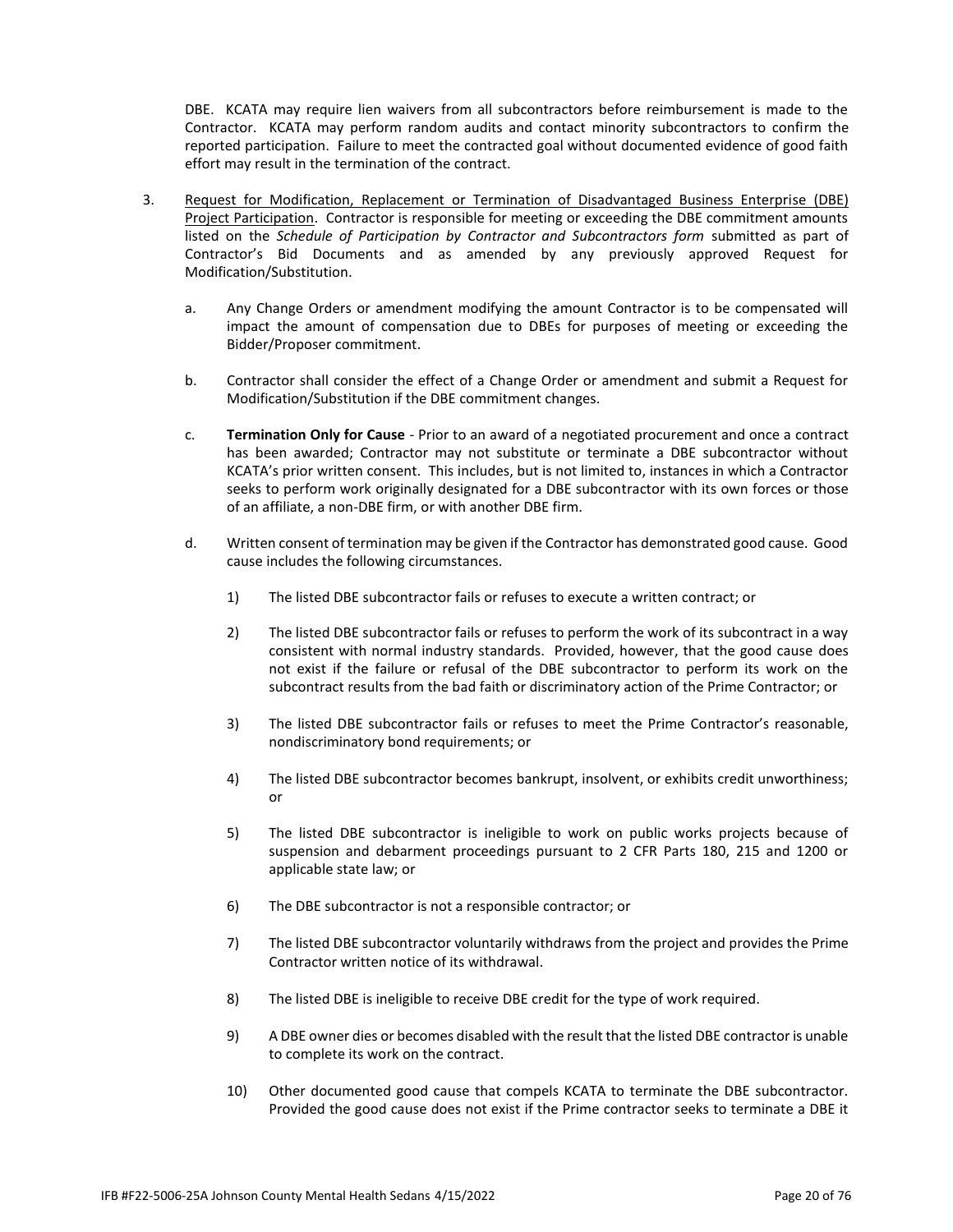DBE. KCATA may require lien waivers from all subcontractors before reimbursement is made to the Contractor. KCATA may perform random audits and contact minority subcontractors to confirm the reported participation. Failure to meet the contracted goal without documented evidence of good faith effort may result in the termination of the contract.

3. Request for Modification, Replacement or Termination of Disadvantaged Business Enterprise (DBE) Project Participation. Contractor is responsible for meeting or exceeding the DBE commitment amounts listed on the *Schedule of Participation by Contractor and Subcontractors form* submitted as part of Contractor's Bid Documents and as amended by any previously approved Request for Modification/Substitution.

   a. Any Change Orders or amendment modifying the amount Contractor is to be compensated will impact the amount of compensation due to DBEs for purposes of meeting or exceeding the Bidder/Proposer commitment.

   b. Contractor shall consider the effect of a Change Order or amendment and submit a Request for Modification/Substitution if the DBE commitment changes.

   c. **Termination Only for Cause** - Prior to an award of a negotiated procurement and once a contract has been awarded; Contractor may not substitute or terminate a DBE subcontractor without KCATA's prior written consent. This includes, but is not limited to, instances in which a Contractor seeks to perform work originally designated for a DBE subcontractor with its own forces or those of an affiliate, a non-DBE firm, or with another DBE firm.

   d. Written consent of termination may be given if the Contractor has demonstrated good cause. Good cause includes the following circumstances.

      1) The listed DBE subcontractor fails or refuses to execute a written contract; or

      2) The listed DBE subcontractor fails or refuses to perform the work of its subcontract in a way consistent with normal industry standards. Provided, however, that the good cause does not exist if the failure or refusal of the DBE subcontractor to perform its work on the subcontract results from the bad faith or discriminatory action of the Prime Contractor; or

      3) The listed DBE subcontractor fails or refuses to meet the Prime Contractor's reasonable, nondiscriminatory bond requirements; or

      4) The listed DBE subcontractor becomes bankrupt, insolvent, or exhibits credit unworthiness; or

      5) The listed DBE subcontractor is ineligible to work on public works projects because of suspension and debarment proceedings pursuant to 2 CFR Parts 180, 215 and 1200 or applicable state law; or

      6) The DBE subcontractor is not a responsible contractor; or

      7) The listed DBE subcontractor voluntarily withdraws from the project and provides the Prime Contractor written notice of its withdrawal.

      8) The listed DBE is ineligible to receive DBE credit for the type of work required.

      9) A DBE owner dies or becomes disabled with the result that the listed DBE contractor is unable to complete its work on the contract.

      10) Other documented good cause that compels KCATA to terminate the DBE subcontractor. Provided the good cause does not exist if the Prime contractor seeks to terminate a DBE it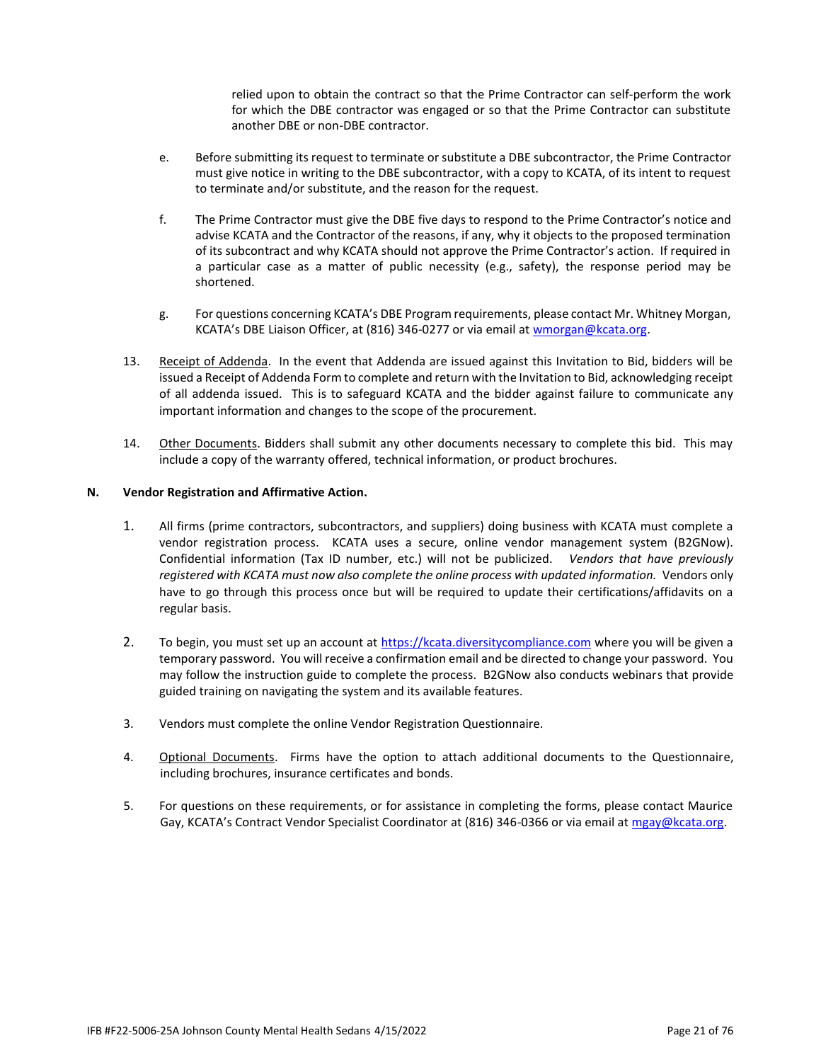relied upon to obtain the contract so that the Prime Contractor can self-perform the work for which the DBE contractor was engaged or so that the Prime Contractor can substitute another DBE or non-DBE contractor.

e. Before submitting its request to terminate or substitute a DBE subcontractor, the Prime Contractor must give notice in writing to the DBE subcontractor, with a copy to KCATA, of its intent to request to terminate and/or substitute, and the reason for the request.

f. The Prime Contractor must give the DBE five days to respond to the Prime Contractor's notice and advise KCATA and the Contractor of the reasons, if any, why it objects to the proposed termination of its subcontract and why KCATA should not approve the Prime Contractor's action. If required in a particular case as a matter of public necessity (e.g., safety), the response period may be shortened.

g. For questions concerning KCATA's DBE Program requirements, please contact Mr. Whitney Morgan, KCATA's DBE Liaison Officer, at (816) 346-0277 or via email at wmorgan@kcata.org.

13. Receipt of Addenda. In the event that Addenda are issued against this Invitation to Bid, bidders will be issued a Receipt of Addenda Form to complete and return with the Invitation to Bid, acknowledging receipt of all addenda issued. This is to safeguard KCATA and the bidder against failure to communicate any important information and changes to the scope of the procurement.

14. Other Documents. Bidders shall submit any other documents necessary to complete this bid. This may include a copy of the warranty offered, technical information, or product brochures.

**N. Vendor Registration and Affirmative Action.**

1. All firms (prime contractors, subcontractors, and suppliers) doing business with KCATA must complete a vendor registration process. KCATA uses a secure, online vendor management system (B2GNow). Confidential information (Tax ID number, etc.) will not be publicized. *Vendors that have previously registered with KCATA must now also complete the online process with updated information.* Vendors only have to go through this process once but will be required to update their certifications/affidavits on a regular basis.

2. To begin, you must set up an account at https://kcata.diversitycompliance.com where you will be given a temporary password. You will receive a confirmation email and be directed to change your password. You may follow the instruction guide to complete the process. B2GNow also conducts webinars that provide guided training on navigating the system and its available features.

3. Vendors must complete the online Vendor Registration Questionnaire.

4. Optional Documents. Firms have the option to attach additional documents to the Questionnaire, including brochures, insurance certificates and bonds.

5. For questions on these requirements, or for assistance in completing the forms, please contact Maurice Gay, KCATA's Contract Vendor Specialist Coordinator at (816) 346-0366 or via email at mgay@kcata.org.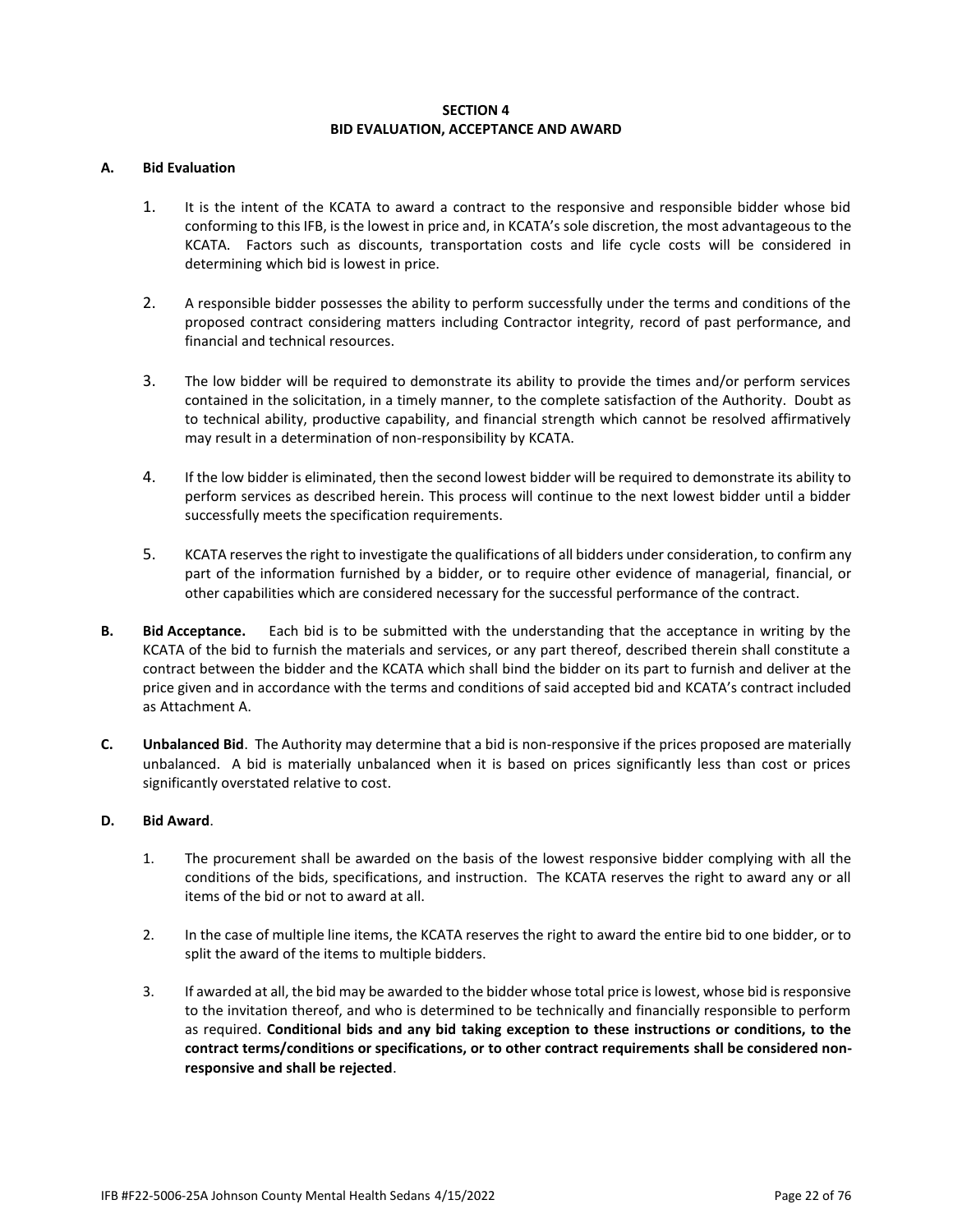## SECTION 4
## BID EVALUATION, ACCEPTANCE AND AWARD

### A. Bid Evaluation

1. It is the intent of the KCATA to award a contract to the responsive and responsible bidder whose bid conforming to this IFB, is the lowest in price and, in KCATA's sole discretion, the most advantageous to the KCATA. Factors such as discounts, transportation costs and life cycle costs will be considered in determining which bid is lowest in price.

2. A responsible bidder possesses the ability to perform successfully under the terms and conditions of the proposed contract considering matters including Contractor integrity, record of past performance, and financial and technical resources.

3. The low bidder will be required to demonstrate its ability to provide the times and/or perform services contained in the solicitation, in a timely manner, to the complete satisfaction of the Authority. Doubt as to technical ability, productive capability, and financial strength which cannot be resolved affirmatively may result in a determination of non-responsibility by KCATA.

4. If the low bidder is eliminated, then the second lowest bidder will be required to demonstrate its ability to perform services as described herein. This process will continue to the next lowest bidder until a bidder successfully meets the specification requirements.

5. KCATA reserves the right to investigate the qualifications of all bidders under consideration, to confirm any part of the information furnished by a bidder, or to require other evidence of managerial, financial, or other capabilities which are considered necessary for the successful performance of the contract.

**B. Bid Acceptance.** Each bid is to be submitted with the understanding that the acceptance in writing by the KCATA of the bid to furnish the materials and services, or any part thereof, described therein shall constitute a contract between the bidder and the KCATA which shall bind the bidder on its part to furnish and deliver at the price given and in accordance with the terms and conditions of said accepted bid and KCATA's contract included as Attachment A.

**C. Unbalanced Bid**. The Authority may determine that a bid is non-responsive if the prices proposed are materially unbalanced. A bid is materially unbalanced when it is based on prices significantly less than cost or prices significantly overstated relative to cost.

**D. Bid Award**.

1. The procurement shall be awarded on the basis of the lowest responsive bidder complying with all the conditions of the bids, specifications, and instruction. The KCATA reserves the right to award any or all items of the bid or not to award at all.

2. In the case of multiple line items, the KCATA reserves the right to award the entire bid to one bidder, or to split the award of the items to multiple bidders.

3. If awarded at all, the bid may be awarded to the bidder whose total price is lowest, whose bid is responsive to the invitation thereof, and who is determined to be technically and financially responsible to perform as required. **Conditional bids and any bid taking exception to these instructions or conditions, to the contract terms/conditions or specifications, or to other contract requirements shall be considered non-responsive and shall be rejected**.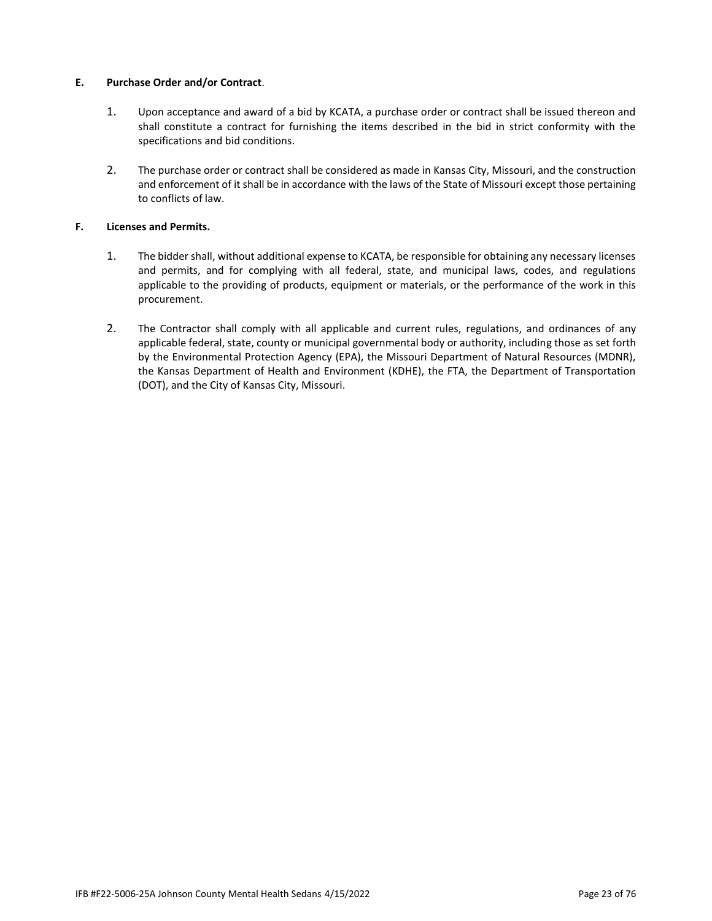**E. Purchase Order and/or Contract**.

1. Upon acceptance and award of a bid by KCATA, a purchase order or contract shall be issued thereon and shall constitute a contract for furnishing the items described in the bid in strict conformity with the specifications and bid conditions.

2. The purchase order or contract shall be considered as made in Kansas City, Missouri, and the construction and enforcement of it shall be in accordance with the laws of the State of Missouri except those pertaining to conflicts of law.

**F. Licenses and Permits.**

1. The bidder shall, without additional expense to KCATA, be responsible for obtaining any necessary licenses and permits, and for complying with all federal, state, and municipal laws, codes, and regulations applicable to the providing of products, equipment or materials, or the performance of the work in this procurement.

2. The Contractor shall comply with all applicable and current rules, regulations, and ordinances of any applicable federal, state, county or municipal governmental body or authority, including those as set forth by the Environmental Protection Agency (EPA), the Missouri Department of Natural Resources (MDNR), the Kansas Department of Health and Environment (KDHE), the FTA, the Department of Transportation (DOT), and the City of Kansas City, Missouri.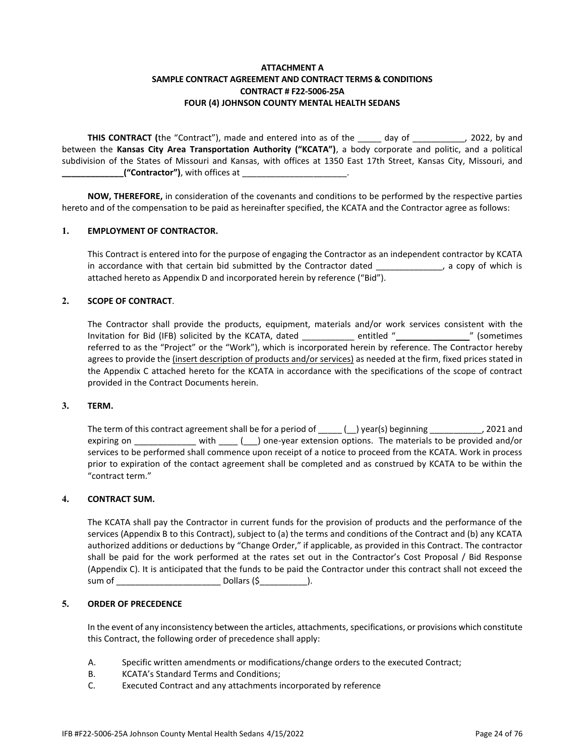**ATTACHMENT A**
**SAMPLE CONTRACT AGREEMENT AND CONTRACT TERMS & CONDITIONS**
**CONTRACT # F22-5006-25A**
**FOUR (4) JOHNSON COUNTY MENTAL HEALTH SEDANS**

**THIS CONTRACT (**the "Contract"), made and entered into as of the _____ day of ___________, 2022, by and between the **Kansas City Area Transportation Authority ("KCATA")**, a body corporate and politic, and a political subdivision of the States of Missouri and Kansas, with offices at 1350 East 17th Street, Kansas City, Missouri, and **_____________("Contractor")**, with offices at ______________________.

**NOW, THEREFORE,** in consideration of the covenants and conditions to be performed by the respective parties hereto and of the compensation to be paid as hereinafter specified, the KCATA and the Contractor agree as follows:

**1. EMPLOYMENT OF CONTRACTOR.**

This Contract is entered into for the purpose of engaging the Contractor as an independent contractor by KCATA in accordance with that certain bid submitted by the Contractor dated ______________, a copy of which is attached hereto as Appendix D and incorporated herein by reference ("Bid").

**2. SCOPE OF CONTRACT**.

The Contractor shall provide the products, equipment, materials and/or work services consistent with the Invitation for Bid (IFB) solicited by the KCATA, dated ___________ entitled "________________" (sometimes referred to as the "Project" or the "Work"), which is incorporated herein by reference. The Contractor hereby agrees to provide the (insert description of products and/or services) as needed at the firm, fixed prices stated in the Appendix C attached hereto for the KCATA in accordance with the specifications of the scope of contract provided in the Contract Documents herein.

**3. TERM.**

The term of this contract agreement shall be for a period of _____ (__) year(s) beginning ___________, 2021 and expiring on _____________ with ____ (___) one-year extension options. The materials to be provided and/or services to be performed shall commence upon receipt of a notice to proceed from the KCATA. Work in process prior to expiration of the contact agreement shall be completed and as construed by KCATA to be within the "contract term."

**4. CONTRACT SUM.**

The KCATA shall pay the Contractor in current funds for the provision of products and the performance of the services (Appendix B to this Contract), subject to (a) the terms and conditions of the Contract and (b) any KCATA authorized additions or deductions by "Change Order," if applicable, as provided in this Contract. The contractor shall be paid for the work performed at the rates set out in the Contractor's Cost Proposal / Bid Response (Appendix C). It is anticipated that the funds to be paid the Contractor under this contract shall not exceed the sum of ______________________ Dollars ($__________).

**5. ORDER OF PRECEDENCE**

In the event of any inconsistency between the articles, attachments, specifications, or provisions which constitute this Contract, the following order of precedence shall apply:

A. Specific written amendments or modifications/change orders to the executed Contract;
B. KCATA's Standard Terms and Conditions;
C. Executed Contract and any attachments incorporated by reference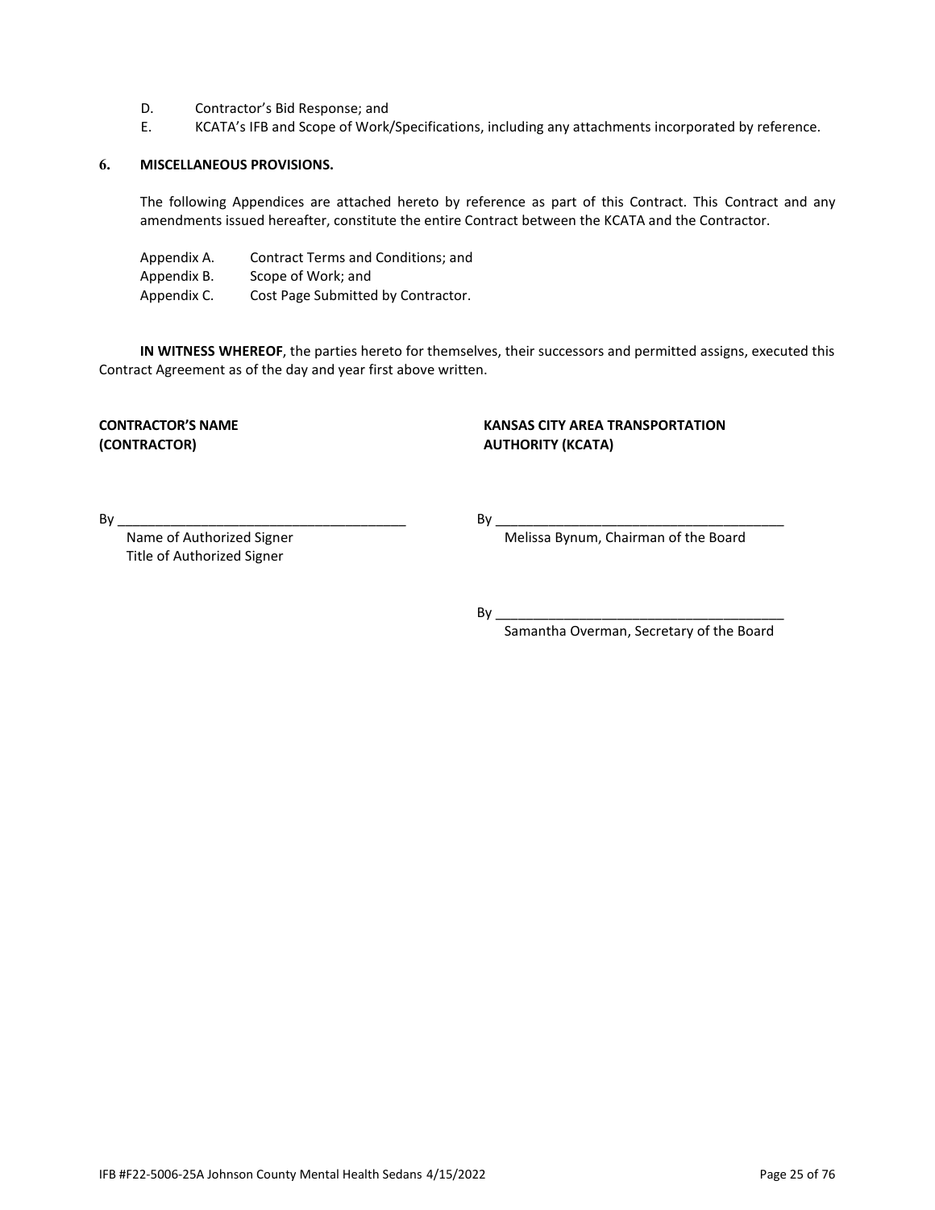D. Contractor's Bid Response; and

E. KCATA's IFB and Scope of Work/Specifications, including any attachments incorporated by reference.

**6. MISCELLANEOUS PROVISIONS.**

The following Appendices are attached hereto by reference as part of this Contract. This Contract and any amendments issued hereafter, constitute the entire Contract between the KCATA and the Contractor.

Appendix A. Contract Terms and Conditions; and
Appendix B. Scope of Work; and
Appendix C. Cost Page Submitted by Contractor.

**IN WITNESS WHEREOF**, the parties hereto for themselves, their successors and permitted assigns, executed this Contract Agreement as of the day and year first above written.

**CONTRACTOR'S NAME (CONTRACTOR)**

By ______________________________________
Name of Authorized Signer
Title of Authorized Signer

**KANSAS CITY AREA TRANSPORTATION AUTHORITY (KCATA)**

By ______________________________________
Melissa Bynum, Chairman of the Board

By ______________________________________
Samantha Overman, Secretary of the Board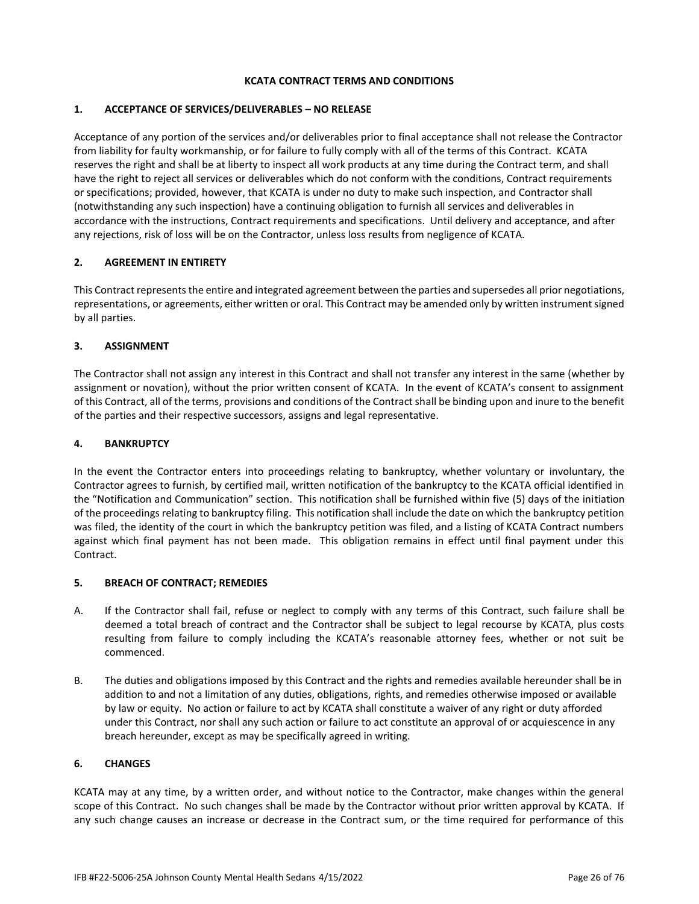# KCATA CONTRACT TERMS AND CONDITIONS

## 1. ACCEPTANCE OF SERVICES/DELIVERABLES – NO RELEASE

Acceptance of any portion of the services and/or deliverables prior to final acceptance shall not release the Contractor from liability for faulty workmanship, or for failure to fully comply with all of the terms of this Contract. KCATA reserves the right and shall be at liberty to inspect all work products at any time during the Contract term, and shall have the right to reject all services or deliverables which do not conform with the conditions, Contract requirements or specifications; provided, however, that KCATA is under no duty to make such inspection, and Contractor shall (notwithstanding any such inspection) have a continuing obligation to furnish all services and deliverables in accordance with the instructions, Contract requirements and specifications. Until delivery and acceptance, and after any rejections, risk of loss will be on the Contractor, unless loss results from negligence of KCATA.

## 2. AGREEMENT IN ENTIRETY

This Contract represents the entire and integrated agreement between the parties and supersedes all prior negotiations, representations, or agreements, either written or oral. This Contract may be amended only by written instrument signed by all parties.

## 3. ASSIGNMENT

The Contractor shall not assign any interest in this Contract and shall not transfer any interest in the same (whether by assignment or novation), without the prior written consent of KCATA. In the event of KCATA's consent to assignment of this Contract, all of the terms, provisions and conditions of the Contract shall be binding upon and inure to the benefit of the parties and their respective successors, assigns and legal representative.

## 4. BANKRUPTCY

In the event the Contractor enters into proceedings relating to bankruptcy, whether voluntary or involuntary, the Contractor agrees to furnish, by certified mail, written notification of the bankruptcy to the KCATA official identified in the "Notification and Communication" section. This notification shall be furnished within five (5) days of the initiation of the proceedings relating to bankruptcy filing. This notification shall include the date on which the bankruptcy petition was filed, the identity of the court in which the bankruptcy petition was filed, and a listing of KCATA Contract numbers against which final payment has not been made. This obligation remains in effect until final payment under this Contract.

## 5. BREACH OF CONTRACT; REMEDIES

A. If the Contractor shall fail, refuse or neglect to comply with any terms of this Contract, such failure shall be deemed a total breach of contract and the Contractor shall be subject to legal recourse by KCATA, plus costs resulting from failure to comply including the KCATA's reasonable attorney fees, whether or not suit be commenced.

B. The duties and obligations imposed by this Contract and the rights and remedies available hereunder shall be in addition to and not a limitation of any duties, obligations, rights, and remedies otherwise imposed or available by law or equity. No action or failure to act by KCATA shall constitute a waiver of any right or duty afforded under this Contract, nor shall any such action or failure to act constitute an approval of or acquiescence in any breach hereunder, except as may be specifically agreed in writing.

## 6. CHANGES

KCATA may at any time, by a written order, and without notice to the Contractor, make changes within the general scope of this Contract. No such changes shall be made by the Contractor without prior written approval by KCATA. If any such change causes an increase or decrease in the Contract sum, or the time required for performance of this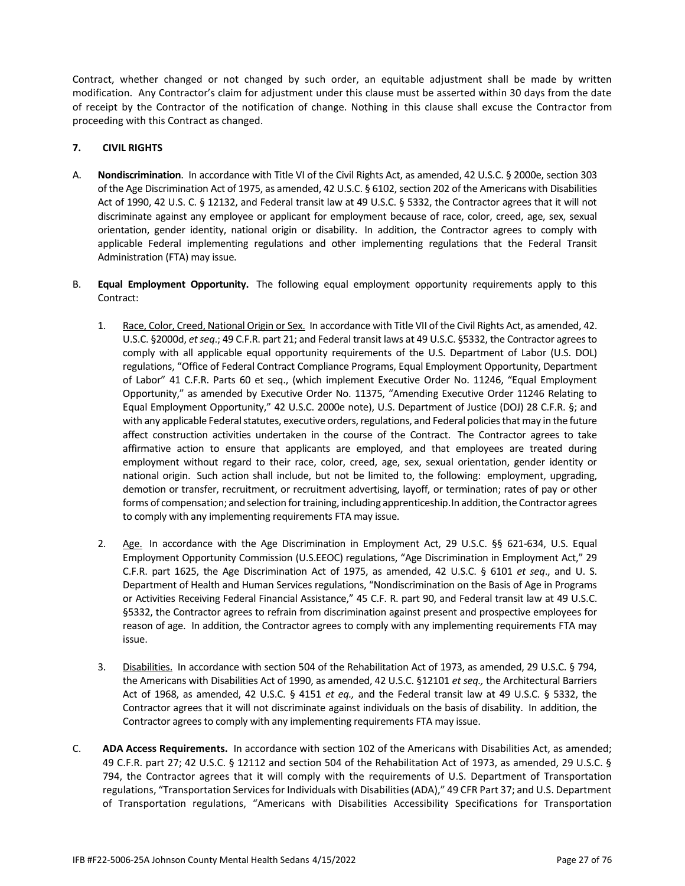Contract, whether changed or not changed by such order, an equitable adjustment shall be made by written modification. Any Contractor's claim for adjustment under this clause must be asserted within 30 days from the date of receipt by the Contractor of the notification of change. Nothing in this clause shall excuse the Contractor from proceeding with this Contract as changed.

**7. CIVIL RIGHTS**

A. **Nondiscrimination**. In accordance with Title VI of the Civil Rights Act, as amended, 42 U.S.C. § 2000e, section 303 of the Age Discrimination Act of 1975, as amended, 42 U.S.C. § 6102, section 202 of the Americans with Disabilities Act of 1990, 42 U.S. C. § 12132, and Federal transit law at 49 U.S.C. § 5332, the Contractor agrees that it will not discriminate against any employee or applicant for employment because of race, color, creed, age, sex, sexual orientation, gender identity, national origin or disability. In addition, the Contractor agrees to comply with applicable Federal implementing regulations and other implementing regulations that the Federal Transit Administration (FTA) may issue.

B. **Equal Employment Opportunity.** The following equal employment opportunity requirements apply to this Contract:

1. Race, Color, Creed, National Origin or Sex. In accordance with Title VII of the Civil Rights Act, as amended, 42. U.S.C. §2000d, *et seq*.; 49 C.F.R. part 21; and Federal transit laws at 49 U.S.C. §5332, the Contractor agrees to comply with all applicable equal opportunity requirements of the U.S. Department of Labor (U.S. DOL) regulations, "Office of Federal Contract Compliance Programs, Equal Employment Opportunity, Department of Labor" 41 C.F.R. Parts 60 et seq., (which implement Executive Order No. 11246, "Equal Employment Opportunity," as amended by Executive Order No. 11375, "Amending Executive Order 11246 Relating to Equal Employment Opportunity," 42 U.S.C. 2000e note), U.S. Department of Justice (DOJ) 28 C.F.R. §; and with any applicable Federal statutes, executive orders, regulations, and Federal policies that may in the future affect construction activities undertaken in the course of the Contract. The Contractor agrees to take affirmative action to ensure that applicants are employed, and that employees are treated during employment without regard to their race, color, creed, age, sex, sexual orientation, gender identity or national origin. Such action shall include, but not be limited to, the following: employment, upgrading, demotion or transfer, recruitment, or recruitment advertising, layoff, or termination; rates of pay or other forms of compensation; and selection for training, including apprenticeship.In addition, the Contractor agrees to comply with any implementing requirements FTA may issue.

2. Age. In accordance with the Age Discrimination in Employment Act, 29 U.S.C. §§ 621-634, U.S. Equal Employment Opportunity Commission (U.S.EEOC) regulations, "Age Discrimination in Employment Act," 29 C.F.R. part 1625, the Age Discrimination Act of 1975, as amended, 42 U.S.C. § 6101 *et seq*., and U. S. Department of Health and Human Services regulations, "Nondiscrimination on the Basis of Age in Programs or Activities Receiving Federal Financial Assistance," 45 C.F. R. part 90, and Federal transit law at 49 U.S.C. §5332, the Contractor agrees to refrain from discrimination against present and prospective employees for reason of age. In addition, the Contractor agrees to comply with any implementing requirements FTA may issue.

3. Disabilities. In accordance with section 504 of the Rehabilitation Act of 1973, as amended, 29 U.S.C. § 794, the Americans with Disabilities Act of 1990, as amended, 42 U.S.C. §12101 *et seq.,* the Architectural Barriers Act of 1968, as amended, 42 U.S.C. § 4151 *et eq.,* and the Federal transit law at 49 U.S.C. § 5332, the Contractor agrees that it will not discriminate against individuals on the basis of disability. In addition, the Contractor agrees to comply with any implementing requirements FTA may issue.

C. **ADA Access Requirements.** In accordance with section 102 of the Americans with Disabilities Act, as amended; 49 C.F.R. part 27; 42 U.S.C. § 12112 and section 504 of the Rehabilitation Act of 1973, as amended, 29 U.S.C. § 794, the Contractor agrees that it will comply with the requirements of U.S. Department of Transportation regulations, "Transportation Services for Individuals with Disabilities (ADA)," 49 CFR Part 37; and U.S. Department of Transportation regulations, "Americans with Disabilities Accessibility Specifications for Transportation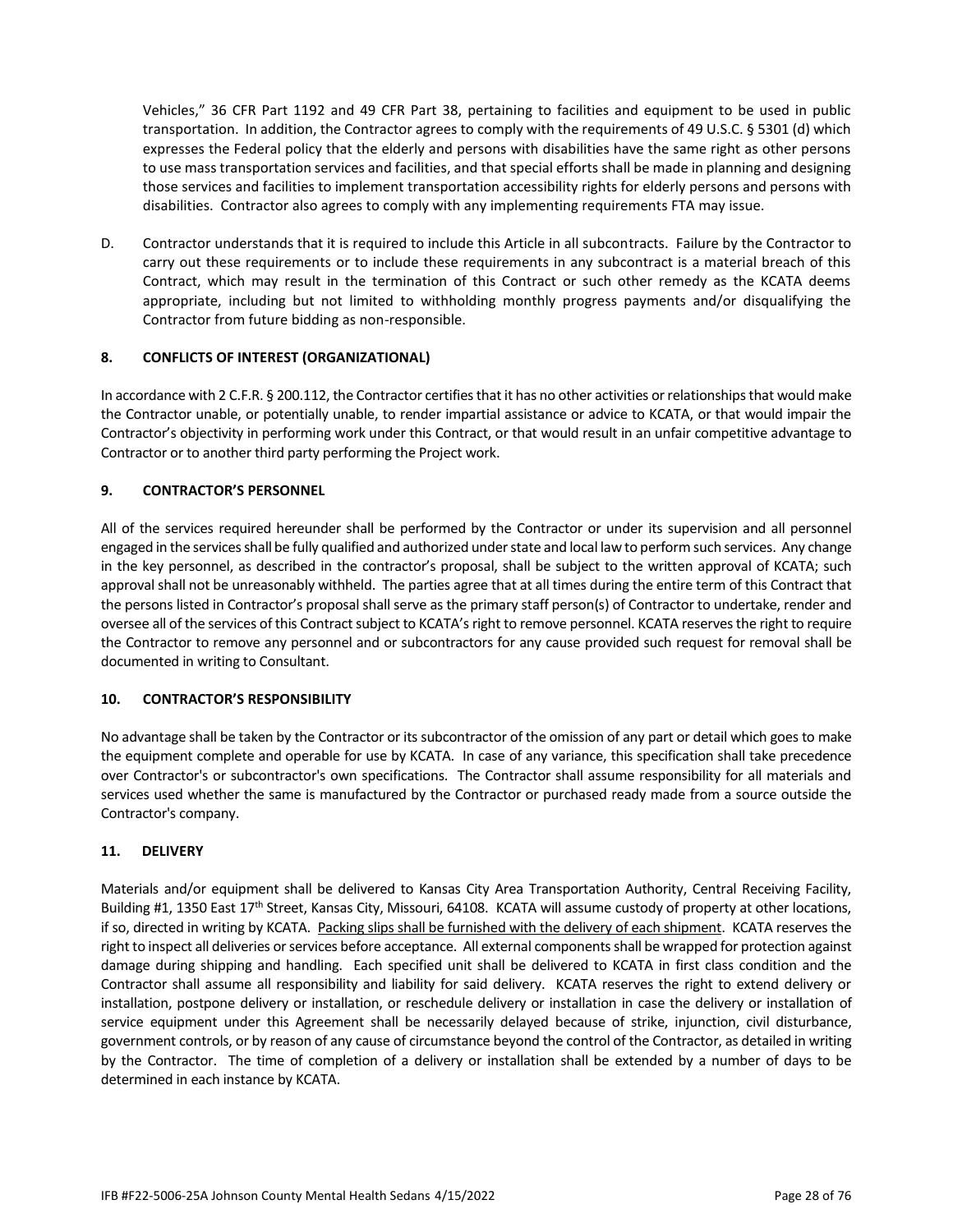Vehicles," 36 CFR Part 1192 and 49 CFR Part 38, pertaining to facilities and equipment to be used in public transportation. In addition, the Contractor agrees to comply with the requirements of 49 U.S.C. § 5301 (d) which expresses the Federal policy that the elderly and persons with disabilities have the same right as other persons to use mass transportation services and facilities, and that special efforts shall be made in planning and designing those services and facilities to implement transportation accessibility rights for elderly persons and persons with disabilities. Contractor also agrees to comply with any implementing requirements FTA may issue.

D. Contractor understands that it is required to include this Article in all subcontracts. Failure by the Contractor to carry out these requirements or to include these requirements in any subcontract is a material breach of this Contract, which may result in the termination of this Contract or such other remedy as the KCATA deems appropriate, including but not limited to withholding monthly progress payments and/or disqualifying the Contractor from future bidding as non-responsible.

### 8. CONFLICTS OF INTEREST (ORGANIZATIONAL)

In accordance with 2 C.F.R. § 200.112, the Contractor certifies that it has no other activities or relationships that would make the Contractor unable, or potentially unable, to render impartial assistance or advice to KCATA, or that would impair the Contractor's objectivity in performing work under this Contract, or that would result in an unfair competitive advantage to Contractor or to another third party performing the Project work.

### 9. CONTRACTOR'S PERSONNEL

All of the services required hereunder shall be performed by the Contractor or under its supervision and all personnel engaged in the services shall be fully qualified and authorized under state and local law to perform such services. Any change in the key personnel, as described in the contractor's proposal, shall be subject to the written approval of KCATA; such approval shall not be unreasonably withheld. The parties agree that at all times during the entire term of this Contract that the persons listed in Contractor's proposal shall serve as the primary staff person(s) of Contractor to undertake, render and oversee all of the services of this Contract subject to KCATA's right to remove personnel. KCATA reserves the right to require the Contractor to remove any personnel and or subcontractors for any cause provided such request for removal shall be documented in writing to Consultant.

### 10. CONTRACTOR'S RESPONSIBILITY

No advantage shall be taken by the Contractor or its subcontractor of the omission of any part or detail which goes to make the equipment complete and operable for use by KCATA. In case of any variance, this specification shall take precedence over Contractor's or subcontractor's own specifications. The Contractor shall assume responsibility for all materials and services used whether the same is manufactured by the Contractor or purchased ready made from a source outside the Contractor's company.

### 11. DELIVERY

Materials and/or equipment shall be delivered to Kansas City Area Transportation Authority, Central Receiving Facility, Building #1, 1350 East 17th Street, Kansas City, Missouri, 64108. KCATA will assume custody of property at other locations, if so, directed in writing by KCATA. Packing slips shall be furnished with the delivery of each shipment. KCATA reserves the right to inspect all deliveries or services before acceptance. All external components shall be wrapped for protection against damage during shipping and handling. Each specified unit shall be delivered to KCATA in first class condition and the Contractor shall assume all responsibility and liability for said delivery. KCATA reserves the right to extend delivery or installation, postpone delivery or installation, or reschedule delivery or installation in case the delivery or installation of service equipment under this Agreement shall be necessarily delayed because of strike, injunction, civil disturbance, government controls, or by reason of any cause of circumstance beyond the control of the Contractor, as detailed in writing by the Contractor. The time of completion of a delivery or installation shall be extended by a number of days to be determined in each instance by KCATA.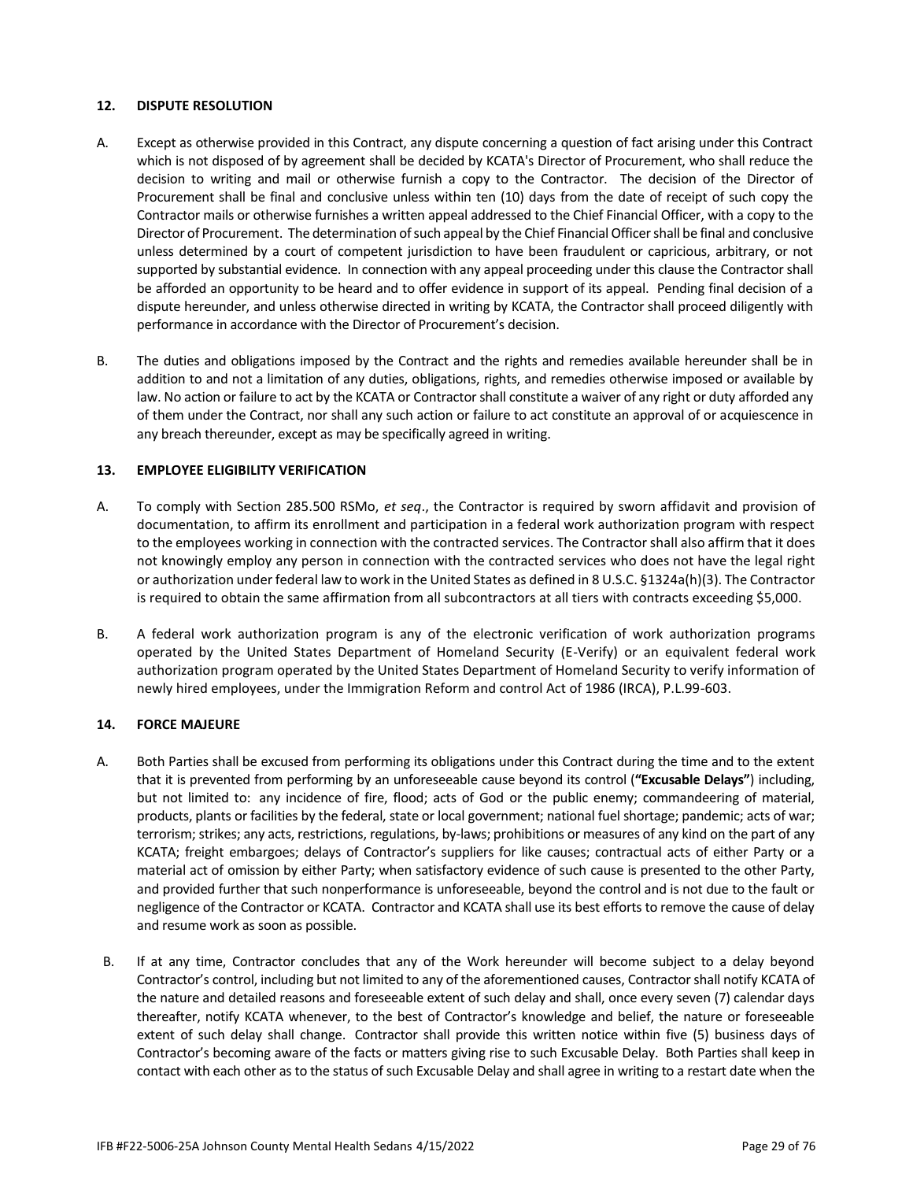### 12. DISPUTE RESOLUTION

A. Except as otherwise provided in this Contract, any dispute concerning a question of fact arising under this Contract which is not disposed of by agreement shall be decided by KCATA's Director of Procurement, who shall reduce the decision to writing and mail or otherwise furnish a copy to the Contractor. The decision of the Director of Procurement shall be final and conclusive unless within ten (10) days from the date of receipt of such copy the Contractor mails or otherwise furnishes a written appeal addressed to the Chief Financial Officer, with a copy to the Director of Procurement. The determination of such appeal by the Chief Financial Officer shall be final and conclusive unless determined by a court of competent jurisdiction to have been fraudulent or capricious, arbitrary, or not supported by substantial evidence. In connection with any appeal proceeding under this clause the Contractor shall be afforded an opportunity to be heard and to offer evidence in support of its appeal. Pending final decision of a dispute hereunder, and unless otherwise directed in writing by KCATA, the Contractor shall proceed diligently with performance in accordance with the Director of Procurement's decision.

B. The duties and obligations imposed by the Contract and the rights and remedies available hereunder shall be in addition to and not a limitation of any duties, obligations, rights, and remedies otherwise imposed or available by law. No action or failure to act by the KCATA or Contractor shall constitute a waiver of any right or duty afforded any of them under the Contract, nor shall any such action or failure to act constitute an approval of or acquiescence in any breach thereunder, except as may be specifically agreed in writing.

### 13. EMPLOYEE ELIGIBILITY VERIFICATION

A. To comply with Section 285.500 RSMo, *et seq*., the Contractor is required by sworn affidavit and provision of documentation, to affirm its enrollment and participation in a federal work authorization program with respect to the employees working in connection with the contracted services. The Contractor shall also affirm that it does not knowingly employ any person in connection with the contracted services who does not have the legal right or authorization under federal law to work in the United States as defined in 8 U.S.C. §1324a(h)(3). The Contractor is required to obtain the same affirmation from all subcontractors at all tiers with contracts exceeding $5,000.

B. A federal work authorization program is any of the electronic verification of work authorization programs operated by the United States Department of Homeland Security (E-Verify) or an equivalent federal work authorization program operated by the United States Department of Homeland Security to verify information of newly hired employees, under the Immigration Reform and control Act of 1986 (IRCA), P.L.99-603.

### 14. FORCE MAJEURE

A. Both Parties shall be excused from performing its obligations under this Contract during the time and to the extent that it is prevented from performing by an unforeseeable cause beyond its control (**"Excusable Delays"**) including, but not limited to: any incidence of fire, flood; acts of God or the public enemy; commandeering of material, products, plants or facilities by the federal, state or local government; national fuel shortage; pandemic; acts of war; terrorism; strikes; any acts, restrictions, regulations, by-laws; prohibitions or measures of any kind on the part of any KCATA; freight embargoes; delays of Contractor's suppliers for like causes; contractual acts of either Party or a material act of omission by either Party; when satisfactory evidence of such cause is presented to the other Party, and provided further that such nonperformance is unforeseeable, beyond the control and is not due to the fault or negligence of the Contractor or KCATA. Contractor and KCATA shall use its best efforts to remove the cause of delay and resume work as soon as possible.

B. If at any time, Contractor concludes that any of the Work hereunder will become subject to a delay beyond Contractor's control, including but not limited to any of the aforementioned causes, Contractor shall notify KCATA of the nature and detailed reasons and foreseeable extent of such delay and shall, once every seven (7) calendar days thereafter, notify KCATA whenever, to the best of Contractor's knowledge and belief, the nature or foreseeable extent of such delay shall change. Contractor shall provide this written notice within five (5) business days of Contractor's becoming aware of the facts or matters giving rise to such Excusable Delay. Both Parties shall keep in contact with each other as to the status of such Excusable Delay and shall agree in writing to a restart date when the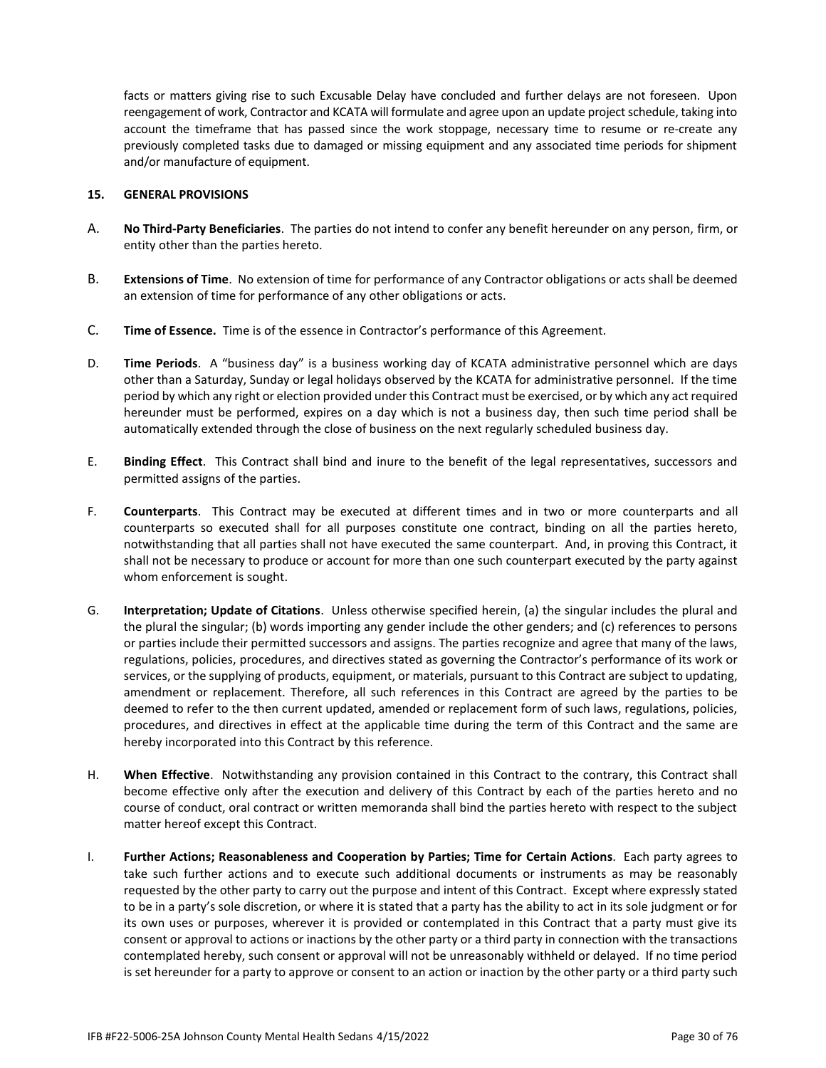facts or matters giving rise to such Excusable Delay have concluded and further delays are not foreseen. Upon reengagement of work, Contractor and KCATA will formulate and agree upon an update project schedule, taking into account the timeframe that has passed since the work stoppage, necessary time to resume or re-create any previously completed tasks due to damaged or missing equipment and any associated time periods for shipment and/or manufacture of equipment.

## 15. GENERAL PROVISIONS

A. **No Third-Party Beneficiaries**. The parties do not intend to confer any benefit hereunder on any person, firm, or entity other than the parties hereto.

B. **Extensions of Time**. No extension of time for performance of any Contractor obligations or acts shall be deemed an extension of time for performance of any other obligations or acts.

C. **Time of Essence.** Time is of the essence in Contractor's performance of this Agreement.

D. **Time Periods**. A "business day" is a business working day of KCATA administrative personnel which are days other than a Saturday, Sunday or legal holidays observed by the KCATA for administrative personnel. If the time period by which any right or election provided under this Contract must be exercised, or by which any act required hereunder must be performed, expires on a day which is not a business day, then such time period shall be automatically extended through the close of business on the next regularly scheduled business day.

E. **Binding Effect**. This Contract shall bind and inure to the benefit of the legal representatives, successors and permitted assigns of the parties.

F. **Counterparts**. This Contract may be executed at different times and in two or more counterparts and all counterparts so executed shall for all purposes constitute one contract, binding on all the parties hereto, notwithstanding that all parties shall not have executed the same counterpart. And, in proving this Contract, it shall not be necessary to produce or account for more than one such counterpart executed by the party against whom enforcement is sought.

G. **Interpretation; Update of Citations**. Unless otherwise specified herein, (a) the singular includes the plural and the plural the singular; (b) words importing any gender include the other genders; and (c) references to persons or parties include their permitted successors and assigns. The parties recognize and agree that many of the laws, regulations, policies, procedures, and directives stated as governing the Contractor's performance of its work or services, or the supplying of products, equipment, or materials, pursuant to this Contract are subject to updating, amendment or replacement. Therefore, all such references in this Contract are agreed by the parties to be deemed to refer to the then current updated, amended or replacement form of such laws, regulations, policies, procedures, and directives in effect at the applicable time during the term of this Contract and the same are hereby incorporated into this Contract by this reference.

H. **When Effective**. Notwithstanding any provision contained in this Contract to the contrary, this Contract shall become effective only after the execution and delivery of this Contract by each of the parties hereto and no course of conduct, oral contract or written memoranda shall bind the parties hereto with respect to the subject matter hereof except this Contract.

I. **Further Actions; Reasonableness and Cooperation by Parties; Time for Certain Actions**. Each party agrees to take such further actions and to execute such additional documents or instruments as may be reasonably requested by the other party to carry out the purpose and intent of this Contract. Except where expressly stated to be in a party's sole discretion, or where it is stated that a party has the ability to act in its sole judgment or for its own uses or purposes, wherever it is provided or contemplated in this Contract that a party must give its consent or approval to actions or inactions by the other party or a third party in connection with the transactions contemplated hereby, such consent or approval will not be unreasonably withheld or delayed. If no time period is set hereunder for a party to approve or consent to an action or inaction by the other party or a third party such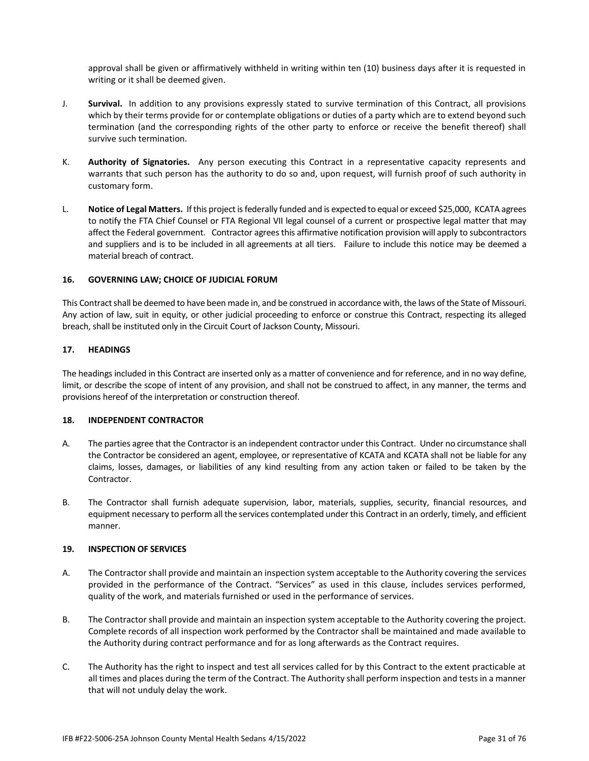approval shall be given or affirmatively withheld in writing within ten (10) business days after it is requested in writing or it shall be deemed given.

J. **Survival.** In addition to any provisions expressly stated to survive termination of this Contract, all provisions which by their terms provide for or contemplate obligations or duties of a party which are to extend beyond such termination (and the corresponding rights of the other party to enforce or receive the benefit thereof) shall survive such termination.

K. **Authority of Signatories.** Any person executing this Contract in a representative capacity represents and warrants that such person has the authority to do so and, upon request, will furnish proof of such authority in customary form.

L. **Notice of Legal Matters.** If this project is federally funded and is expected to equal or exceed $25,000, KCATA agrees to notify the FTA Chief Counsel or FTA Regional VII legal counsel of a current or prospective legal matter that may affect the Federal government. Contractor agrees this affirmative notification provision will apply to subcontractors and suppliers and is to be included in all agreements at all tiers. Failure to include this notice may be deemed a material breach of contract.

### 16. GOVERNING LAW; CHOICE OF JUDICIAL FORUM

This Contract shall be deemed to have been made in, and be construed in accordance with, the laws of the State of Missouri. Any action of law, suit in equity, or other judicial proceeding to enforce or construe this Contract, respecting its alleged breach, shall be instituted only in the Circuit Court of Jackson County, Missouri.

### 17. HEADINGS

The headings included in this Contract are inserted only as a matter of convenience and for reference, and in no way define, limit, or describe the scope of intent of any provision, and shall not be construed to affect, in any manner, the terms and provisions hereof of the interpretation or construction thereof.

### 18. INDEPENDENT CONTRACTOR

A. The parties agree that the Contractor is an independent contractor under this Contract. Under no circumstance shall the Contractor be considered an agent, employee, or representative of KCATA and KCATA shall not be liable for any claims, losses, damages, or liabilities of any kind resulting from any action taken or failed to be taken by the Contractor.

B. The Contractor shall furnish adequate supervision, labor, materials, supplies, security, financial resources, and equipment necessary to perform all the services contemplated under this Contract in an orderly, timely, and efficient manner.

### 19. INSPECTION OF SERVICES

A. The Contractor shall provide and maintain an inspection system acceptable to the Authority covering the services provided in the performance of the Contract. “Services” as used in this clause, includes services performed, quality of the work, and materials furnished or used in the performance of services.

B. The Contractor shall provide and maintain an inspection system acceptable to the Authority covering the project. Complete records of all inspection work performed by the Contractor shall be maintained and made available to the Authority during contract performance and for as long afterwards as the Contract requires.

C. The Authority has the right to inspect and test all services called for by this Contract to the extent practicable at all times and places during the term of the Contract. The Authority shall perform inspection and tests in a manner that will not unduly delay the work.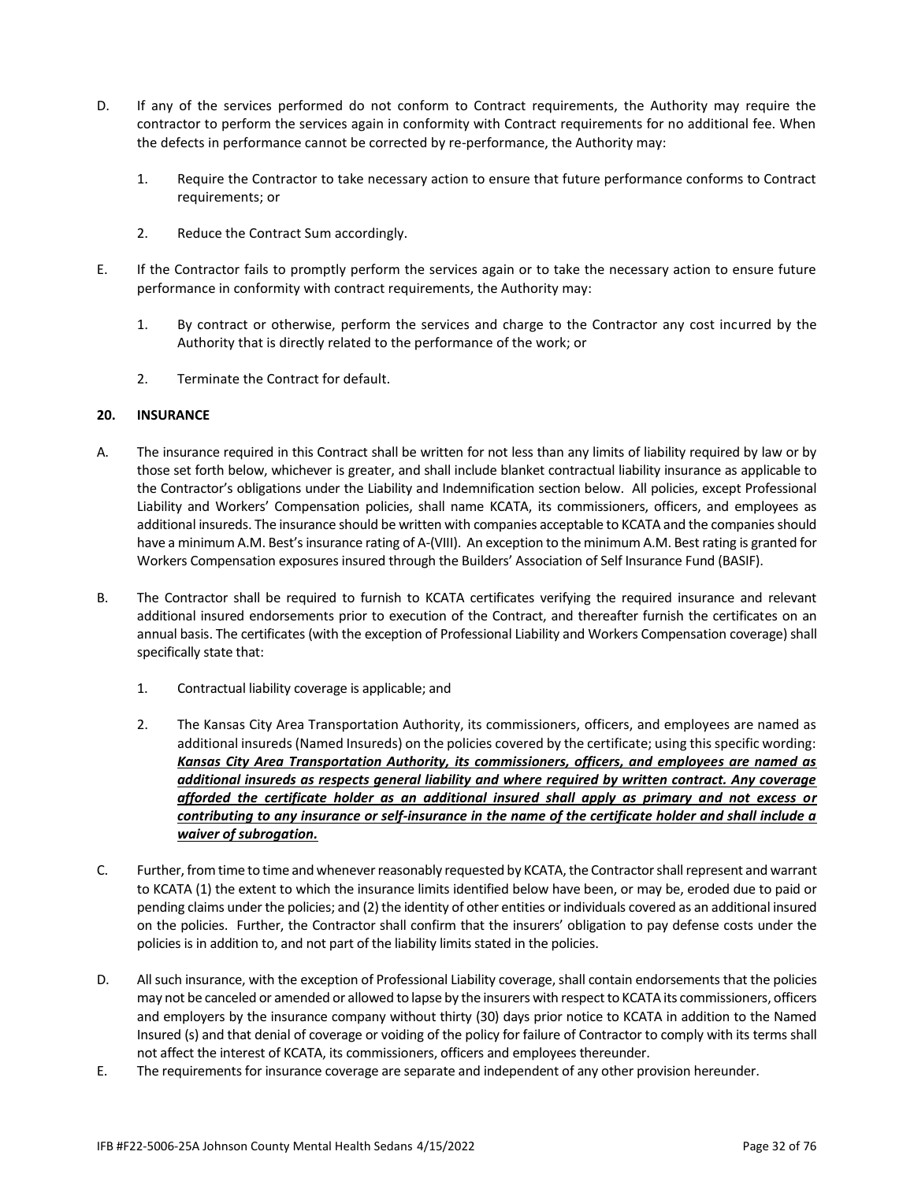D. If any of the services performed do not conform to Contract requirements, the Authority may require the contractor to perform the services again in conformity with Contract requirements for no additional fee. When the defects in performance cannot be corrected by re-performance, the Authority may:

   1. Require the Contractor to take necessary action to ensure that future performance conforms to Contract requirements; or

   2. Reduce the Contract Sum accordingly.

E. If the Contractor fails to promptly perform the services again or to take the necessary action to ensure future performance in conformity with contract requirements, the Authority may:

   1. By contract or otherwise, perform the services and charge to the Contractor any cost incurred by the Authority that is directly related to the performance of the work; or

   2. Terminate the Contract for default.

**20. INSURANCE**

A. The insurance required in this Contract shall be written for not less than any limits of liability required by law or by those set forth below, whichever is greater, and shall include blanket contractual liability insurance as applicable to the Contractor's obligations under the Liability and Indemnification section below. All policies, except Professional Liability and Workers' Compensation policies, shall name KCATA, its commissioners, officers, and employees as additional insureds. The insurance should be written with companies acceptable to KCATA and the companies should have a minimum A.M. Best's insurance rating of A-(VIII). An exception to the minimum A.M. Best rating is granted for Workers Compensation exposures insured through the Builders' Association of Self Insurance Fund (BASIF).

B. The Contractor shall be required to furnish to KCATA certificates verifying the required insurance and relevant additional insured endorsements prior to execution of the Contract, and thereafter furnish the certificates on an annual basis. The certificates (with the exception of Professional Liability and Workers Compensation coverage) shall specifically state that:

   1. Contractual liability coverage is applicable; and

   2. The Kansas City Area Transportation Authority, its commissioners, officers, and employees are named as additional insureds (Named Insureds) on the policies covered by the certificate; using this specific wording: ***Kansas City Area Transportation Authority, its commissioners, officers, and employees are named as additional insureds as respects general liability and where required by written contract. Any coverage afforded the certificate holder as an additional insured shall apply as primary and not excess or contributing to any insurance or self-insurance in the name of the certificate holder and shall include a waiver of subrogation.***

C. Further, from time to time and whenever reasonably requested by KCATA, the Contractor shall represent and warrant to KCATA (1) the extent to which the insurance limits identified below have been, or may be, eroded due to paid or pending claims under the policies; and (2) the identity of other entities or individuals covered as an additional insured on the policies. Further, the Contractor shall confirm that the insurers' obligation to pay defense costs under the policies is in addition to, and not part of the liability limits stated in the policies.

D. All such insurance, with the exception of Professional Liability coverage, shall contain endorsements that the policies may not be canceled or amended or allowed to lapse by the insurers with respect to KCATA its commissioners, officers and employers by the insurance company without thirty (30) days prior notice to KCATA in addition to the Named Insured (s) and that denial of coverage or voiding of the policy for failure of Contractor to comply with its terms shall not affect the interest of KCATA, its commissioners, officers and employees thereunder.

E. The requirements for insurance coverage are separate and independent of any other provision hereunder.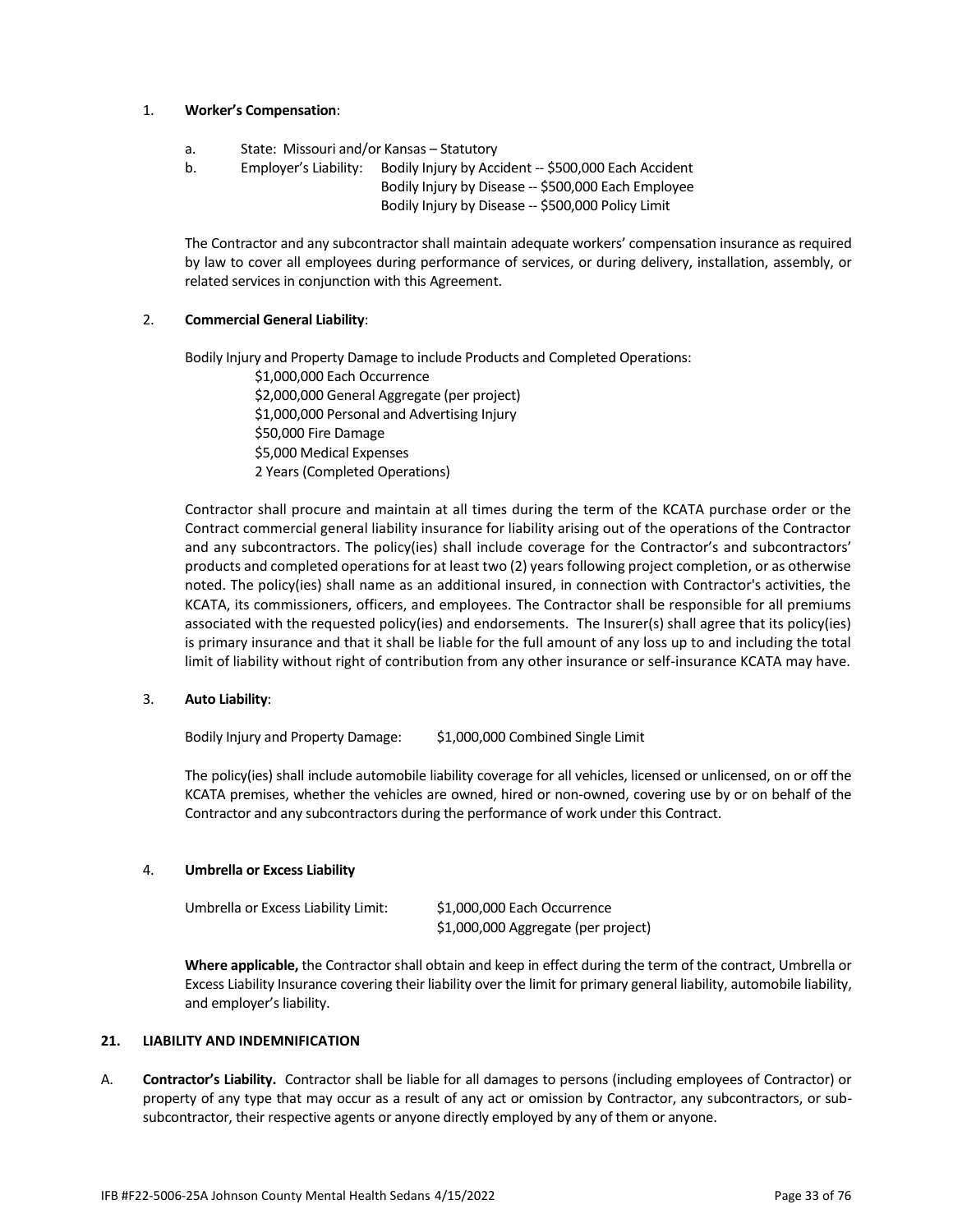1. **Worker's Compensation**:

   a. State: Missouri and/or Kansas – Statutory

   b. Employer's Liability: Bodily Injury by Accident -- $500,000 Each Accident
      Bodily Injury by Disease -- $500,000 Each Employee
      Bodily Injury by Disease -- $500,000 Policy Limit

   The Contractor and any subcontractor shall maintain adequate workers' compensation insurance as required by law to cover all employees during performance of services, or during delivery, installation, assembly, or related services in conjunction with this Agreement.

2. **Commercial General Liability**:

   Bodily Injury and Property Damage to include Products and Completed Operations:
   $1,000,000 Each Occurrence
   $2,000,000 General Aggregate (per project)
   $1,000,000 Personal and Advertising Injury
   $50,000 Fire Damage
   $5,000 Medical Expenses
   2 Years (Completed Operations)

   Contractor shall procure and maintain at all times during the term of the KCATA purchase order or the Contract commercial general liability insurance for liability arising out of the operations of the Contractor and any subcontractors. The policy(ies) shall include coverage for the Contractor's and subcontractors' products and completed operations for at least two (2) years following project completion, or as otherwise noted. The policy(ies) shall name as an additional insured, in connection with Contractor's activities, the KCATA, its commissioners, officers, and employees. The Contractor shall be responsible for all premiums associated with the requested policy(ies) and endorsements. The Insurer(s) shall agree that its policy(ies) is primary insurance and that it shall be liable for the full amount of any loss up to and including the total limit of liability without right of contribution from any other insurance or self-insurance KCATA may have.

3. **Auto Liability**:

   Bodily Injury and Property Damage: $1,000,000 Combined Single Limit

   The policy(ies) shall include automobile liability coverage for all vehicles, licensed or unlicensed, on or off the KCATA premises, whether the vehicles are owned, hired or non-owned, covering use by or on behalf of the Contractor and any subcontractors during the performance of work under this Contract.

4. **Umbrella or Excess Liability**

   Umbrella or Excess Liability Limit: $1,000,000 Each Occurrence
   $1,000,000 Aggregate (per project)

   **Where applicable,** the Contractor shall obtain and keep in effect during the term of the contract, Umbrella or Excess Liability Insurance covering their liability over the limit for primary general liability, automobile liability, and employer's liability.

**21. LIABILITY AND INDEMNIFICATION**

A. **Contractor's Liability.** Contractor shall be liable for all damages to persons (including employees of Contractor) or property of any type that may occur as a result of any act or omission by Contractor, any subcontractors, or sub-subcontractor, their respective agents or anyone directly employed by any of them or anyone.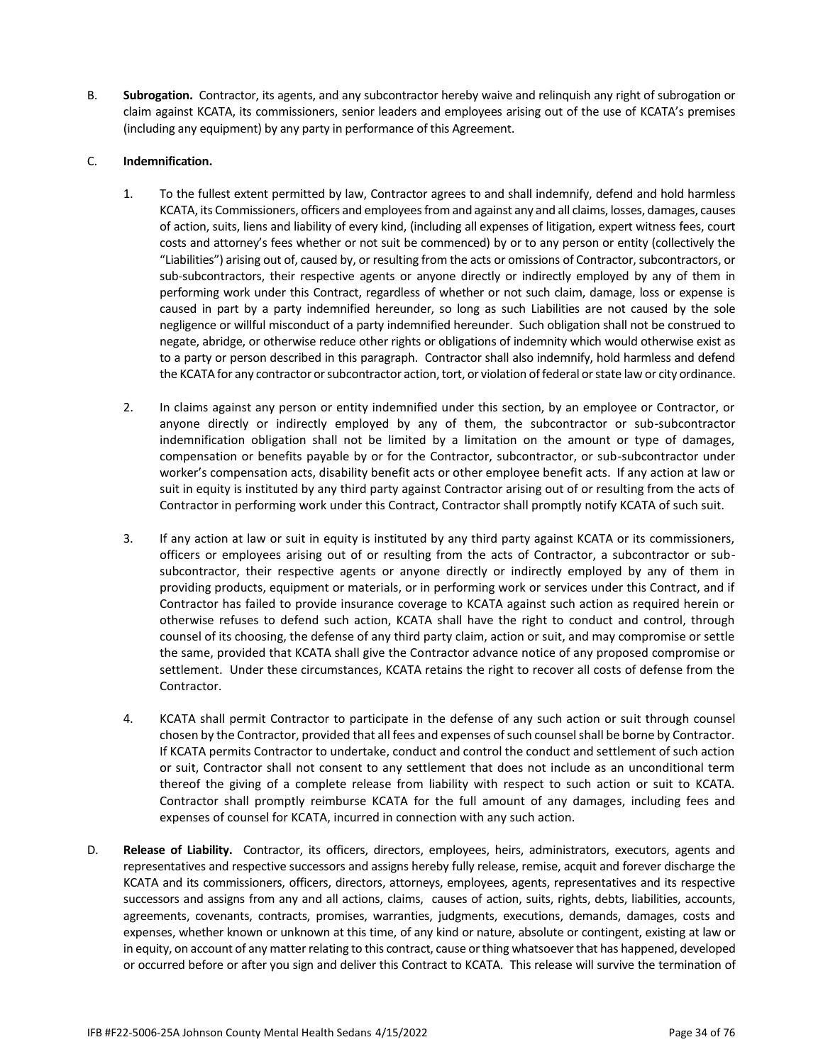B. **Subrogation.** Contractor, its agents, and any subcontractor hereby waive and relinquish any right of subrogation or claim against KCATA, its commissioners, senior leaders and employees arising out of the use of KCATA's premises (including any equipment) by any party in performance of this Agreement.

C. **Indemnification.**

1. To the fullest extent permitted by law, Contractor agrees to and shall indemnify, defend and hold harmless KCATA, its Commissioners, officers and employees from and against any and all claims, losses, damages, causes of action, suits, liens and liability of every kind, (including all expenses of litigation, expert witness fees, court costs and attorney's fees whether or not suit be commenced) by or to any person or entity (collectively the "Liabilities") arising out of, caused by, or resulting from the acts or omissions of Contractor, subcontractors, or sub-subcontractors, their respective agents or anyone directly or indirectly employed by any of them in performing work under this Contract, regardless of whether or not such claim, damage, loss or expense is caused in part by a party indemnified hereunder, so long as such Liabilities are not caused by the sole negligence or willful misconduct of a party indemnified hereunder. Such obligation shall not be construed to negate, abridge, or otherwise reduce other rights or obligations of indemnity which would otherwise exist as to a party or person described in this paragraph. Contractor shall also indemnify, hold harmless and defend the KCATA for any contractor or subcontractor action, tort, or violation of federal or state law or city ordinance.

2. In claims against any person or entity indemnified under this section, by an employee or Contractor, or anyone directly or indirectly employed by any of them, the subcontractor or sub-subcontractor indemnification obligation shall not be limited by a limitation on the amount or type of damages, compensation or benefits payable by or for the Contractor, subcontractor, or sub-subcontractor under worker's compensation acts, disability benefit acts or other employee benefit acts. If any action at law or suit in equity is instituted by any third party against Contractor arising out of or resulting from the acts of Contractor in performing work under this Contract, Contractor shall promptly notify KCATA of such suit.

3. If any action at law or suit in equity is instituted by any third party against KCATA or its commissioners, officers or employees arising out of or resulting from the acts of Contractor, a subcontractor or sub-subcontractor, their respective agents or anyone directly or indirectly employed by any of them in providing products, equipment or materials, or in performing work or services under this Contract, and if Contractor has failed to provide insurance coverage to KCATA against such action as required herein or otherwise refuses to defend such action, KCATA shall have the right to conduct and control, through counsel of its choosing, the defense of any third party claim, action or suit, and may compromise or settle the same, provided that KCATA shall give the Contractor advance notice of any proposed compromise or settlement. Under these circumstances, KCATA retains the right to recover all costs of defense from the Contractor.

4. KCATA shall permit Contractor to participate in the defense of any such action or suit through counsel chosen by the Contractor, provided that all fees and expenses of such counsel shall be borne by Contractor. If KCATA permits Contractor to undertake, conduct and control the conduct and settlement of such action or suit, Contractor shall not consent to any settlement that does not include as an unconditional term thereof the giving of a complete release from liability with respect to such action or suit to KCATA. Contractor shall promptly reimburse KCATA for the full amount of any damages, including fees and expenses of counsel for KCATA, incurred in connection with any such action.

D. **Release of Liability.** Contractor, its officers, directors, employees, heirs, administrators, executors, agents and representatives and respective successors and assigns hereby fully release, remise, acquit and forever discharge the KCATA and its commissioners, officers, directors, attorneys, employees, agents, representatives and its respective successors and assigns from any and all actions, claims, causes of action, suits, rights, debts, liabilities, accounts, agreements, covenants, contracts, promises, warranties, judgments, executions, demands, damages, costs and expenses, whether known or unknown at this time, of any kind or nature, absolute or contingent, existing at law or in equity, on account of any matter relating to this contract, cause or thing whatsoever that has happened, developed or occurred before or after you sign and deliver this Contract to KCATA. This release will survive the termination of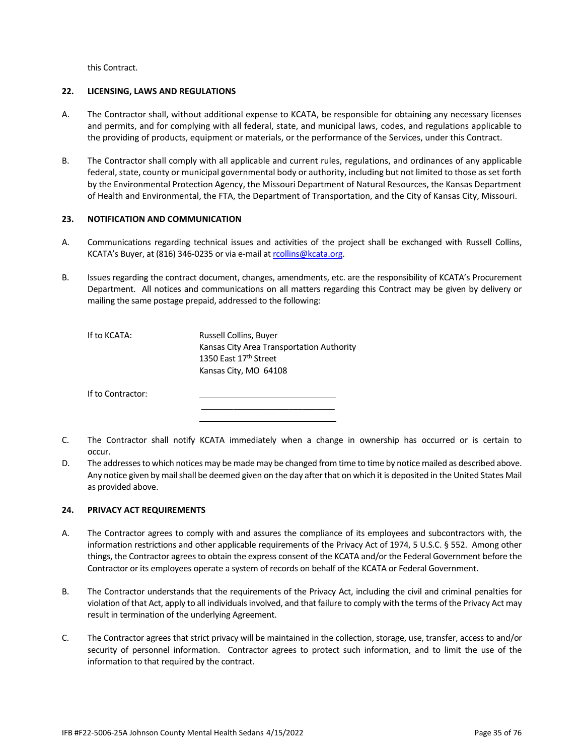this Contract.

**22. LICENSING, LAWS AND REGULATIONS**

A. The Contractor shall, without additional expense to KCATA, be responsible for obtaining any necessary licenses and permits, and for complying with all federal, state, and municipal laws, codes, and regulations applicable to the providing of products, equipment or materials, or the performance of the Services, under this Contract.

B. The Contractor shall comply with all applicable and current rules, regulations, and ordinances of any applicable federal, state, county or municipal governmental body or authority, including but not limited to those as set forth by the Environmental Protection Agency, the Missouri Department of Natural Resources, the Kansas Department of Health and Environmental, the FTA, the Department of Transportation, and the City of Kansas City, Missouri.

**23. NOTIFICATION AND COMMUNICATION**

A. Communications regarding technical issues and activities of the project shall be exchanged with Russell Collins, KCATA's Buyer, at (816) 346-0235 or via e-mail at rcollins@kcata.org.

B. Issues regarding the contract document, changes, amendments, etc. are the responsibility of KCATA's Procurement Department. All notices and communications on all matters regarding this Contract may be given by delivery or mailing the same postage prepaid, addressed to the following:

If to KCATA: Russell Collins, Buyer
Kansas City Area Transportation Authority
1350 East 17th Street
Kansas City, MO 64108

If to Contractor: ______________________________
______________________________
______________________________

C. The Contractor shall notify KCATA immediately when a change in ownership has occurred or is certain to occur.

D. The addresses to which notices may be made may be changed from time to time by notice mailed as described above. Any notice given by mail shall be deemed given on the day after that on which it is deposited in the United States Mail as provided above.

**24. PRIVACY ACT REQUIREMENTS**

A. The Contractor agrees to comply with and assures the compliance of its employees and subcontractors with, the information restrictions and other applicable requirements of the Privacy Act of 1974, 5 U.S.C. § 552. Among other things, the Contractor agrees to obtain the express consent of the KCATA and/or the Federal Government before the Contractor or its employees operate a system of records on behalf of the KCATA or Federal Government.

B. The Contractor understands that the requirements of the Privacy Act, including the civil and criminal penalties for violation of that Act, apply to all individuals involved, and that failure to comply with the terms of the Privacy Act may result in termination of the underlying Agreement.

C. The Contractor agrees that strict privacy will be maintained in the collection, storage, use, transfer, access to and/or security of personnel information. Contractor agrees to protect such information, and to limit the use of the information to that required by the contract.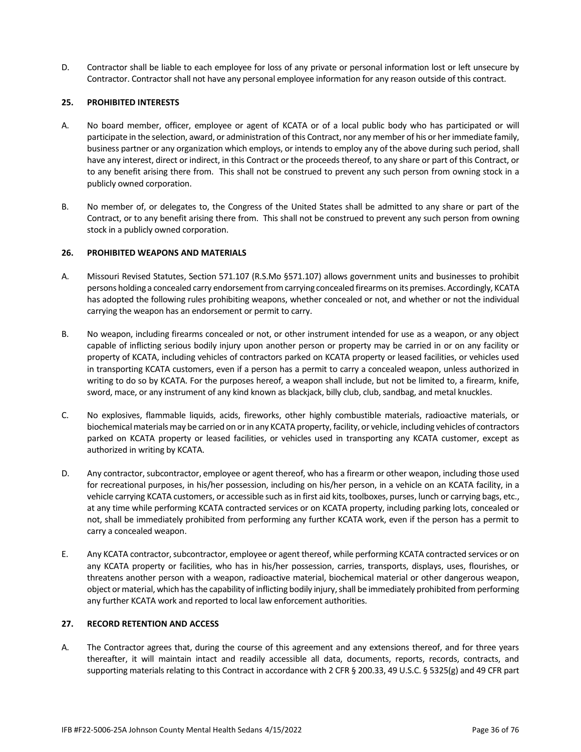D. Contractor shall be liable to each employee for loss of any private or personal information lost or left unsecure by Contractor. Contractor shall not have any personal employee information for any reason outside of this contract.

## 25. PROHIBITED INTERESTS

A. No board member, officer, employee or agent of KCATA or of a local public body who has participated or will participate in the selection, award, or administration of this Contract, nor any member of his or her immediate family, business partner or any organization which employs, or intends to employ any of the above during such period, shall have any interest, direct or indirect, in this Contract or the proceeds thereof, to any share or part of this Contract, or to any benefit arising there from. This shall not be construed to prevent any such person from owning stock in a publicly owned corporation.

B. No member of, or delegates to, the Congress of the United States shall be admitted to any share or part of the Contract, or to any benefit arising there from. This shall not be construed to prevent any such person from owning stock in a publicly owned corporation.

## 26. PROHIBITED WEAPONS AND MATERIALS

A. Missouri Revised Statutes, Section 571.107 (R.S.Mo §571.107) allows government units and businesses to prohibit persons holding a concealed carry endorsement from carrying concealed firearms on its premises. Accordingly, KCATA has adopted the following rules prohibiting weapons, whether concealed or not, and whether or not the individual carrying the weapon has an endorsement or permit to carry.

B. No weapon, including firearms concealed or not, or other instrument intended for use as a weapon, or any object capable of inflicting serious bodily injury upon another person or property may be carried in or on any facility or property of KCATA, including vehicles of contractors parked on KCATA property or leased facilities, or vehicles used in transporting KCATA customers, even if a person has a permit to carry a concealed weapon, unless authorized in writing to do so by KCATA. For the purposes hereof, a weapon shall include, but not be limited to, a firearm, knife, sword, mace, or any instrument of any kind known as blackjack, billy club, club, sandbag, and metal knuckles.

C. No explosives, flammable liquids, acids, fireworks, other highly combustible materials, radioactive materials, or biochemical materials may be carried on or in any KCATA property, facility, or vehicle, including vehicles of contractors parked on KCATA property or leased facilities, or vehicles used in transporting any KCATA customer, except as authorized in writing by KCATA.

D. Any contractor, subcontractor, employee or agent thereof, who has a firearm or other weapon, including those used for recreational purposes, in his/her possession, including on his/her person, in a vehicle on an KCATA facility, in a vehicle carrying KCATA customers, or accessible such as in first aid kits, toolboxes, purses, lunch or carrying bags, etc., at any time while performing KCATA contracted services or on KCATA property, including parking lots, concealed or not, shall be immediately prohibited from performing any further KCATA work, even if the person has a permit to carry a concealed weapon.

E. Any KCATA contractor, subcontractor, employee or agent thereof, while performing KCATA contracted services or on any KCATA property or facilities, who has in his/her possession, carries, transports, displays, uses, flourishes, or threatens another person with a weapon, radioactive material, biochemical material or other dangerous weapon, object or material, which has the capability of inflicting bodily injury, shall be immediately prohibited from performing any further KCATA work and reported to local law enforcement authorities.

## 27. RECORD RETENTION AND ACCESS

A. The Contractor agrees that, during the course of this agreement and any extensions thereof, and for three years thereafter, it will maintain intact and readily accessible all data, documents, reports, records, contracts, and supporting materials relating to this Contract in accordance with 2 CFR § 200.33, 49 U.S.C. § 5325(g) and 49 CFR part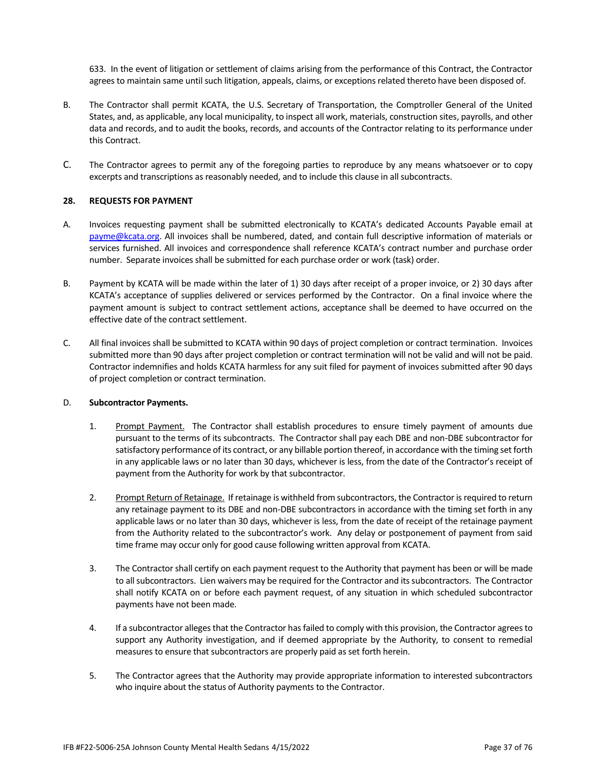633. In the event of litigation or settlement of claims arising from the performance of this Contract, the Contractor agrees to maintain same until such litigation, appeals, claims, or exceptions related thereto have been disposed of.

B. The Contractor shall permit KCATA, the U.S. Secretary of Transportation, the Comptroller General of the United States, and, as applicable, any local municipality, to inspect all work, materials, construction sites, payrolls, and other data and records, and to audit the books, records, and accounts of the Contractor relating to its performance under this Contract.

C. The Contractor agrees to permit any of the foregoing parties to reproduce by any means whatsoever or to copy excerpts and transcriptions as reasonably needed, and to include this clause in all subcontracts.

### 28. REQUESTS FOR PAYMENT

A. Invoices requesting payment shall be submitted electronically to KCATA's dedicated Accounts Payable email at payme@kcata.org. All invoices shall be numbered, dated, and contain full descriptive information of materials or services furnished. All invoices and correspondence shall reference KCATA's contract number and purchase order number. Separate invoices shall be submitted for each purchase order or work (task) order.

B. Payment by KCATA will be made within the later of 1) 30 days after receipt of a proper invoice, or 2) 30 days after KCATA's acceptance of supplies delivered or services performed by the Contractor. On a final invoice where the payment amount is subject to contract settlement actions, acceptance shall be deemed to have occurred on the effective date of the contract settlement.

C. All final invoices shall be submitted to KCATA within 90 days of project completion or contract termination. Invoices submitted more than 90 days after project completion or contract termination will not be valid and will not be paid. Contractor indemnifies and holds KCATA harmless for any suit filed for payment of invoices submitted after 90 days of project completion or contract termination.

D. **Subcontractor Payments.**

1. Prompt Payment. The Contractor shall establish procedures to ensure timely payment of amounts due pursuant to the terms of its subcontracts. The Contractor shall pay each DBE and non-DBE subcontractor for satisfactory performance of its contract, or any billable portion thereof, in accordance with the timing set forth in any applicable laws or no later than 30 days, whichever is less, from the date of the Contractor's receipt of payment from the Authority for work by that subcontractor.

2. Prompt Return of Retainage. If retainage is withheld from subcontractors, the Contractor is required to return any retainage payment to its DBE and non-DBE subcontractors in accordance with the timing set forth in any applicable laws or no later than 30 days, whichever is less, from the date of receipt of the retainage payment from the Authority related to the subcontractor's work. Any delay or postponement of payment from said time frame may occur only for good cause following written approval from KCATA.

3. The Contractor shall certify on each payment request to the Authority that payment has been or will be made to all subcontractors. Lien waivers may be required for the Contractor and its subcontractors. The Contractor shall notify KCATA on or before each payment request, of any situation in which scheduled subcontractor payments have not been made.

4. If a subcontractor alleges that the Contractor has failed to comply with this provision, the Contractor agrees to support any Authority investigation, and if deemed appropriate by the Authority, to consent to remedial measures to ensure that subcontractors are properly paid as set forth herein.

5. The Contractor agrees that the Authority may provide appropriate information to interested subcontractors who inquire about the status of Authority payments to the Contractor.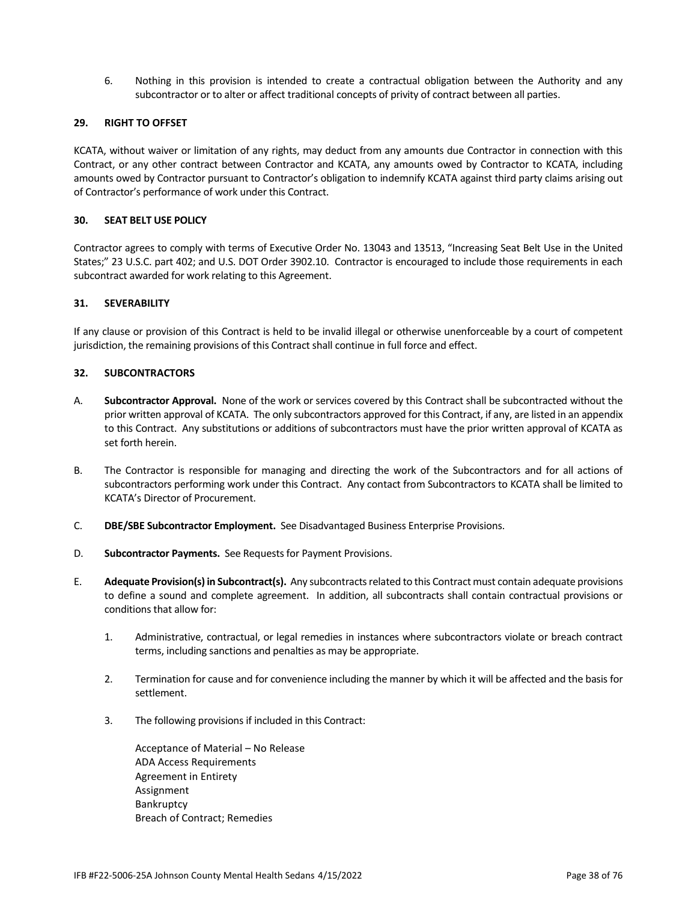6. Nothing in this provision is intended to create a contractual obligation between the Authority and any subcontractor or to alter or affect traditional concepts of privity of contract between all parties.

## 29. RIGHT TO OFFSET

KCATA, without waiver or limitation of any rights, may deduct from any amounts due Contractor in connection with this Contract, or any other contract between Contractor and KCATA, any amounts owed by Contractor to KCATA, including amounts owed by Contractor pursuant to Contractor's obligation to indemnify KCATA against third party claims arising out of Contractor's performance of work under this Contract.

## 30. SEAT BELT USE POLICY

Contractor agrees to comply with terms of Executive Order No. 13043 and 13513, "Increasing Seat Belt Use in the United States;" 23 U.S.C. part 402; and U.S. DOT Order 3902.10. Contractor is encouraged to include those requirements in each subcontract awarded for work relating to this Agreement.

## 31. SEVERABILITY

If any clause or provision of this Contract is held to be invalid illegal or otherwise unenforceable by a court of competent jurisdiction, the remaining provisions of this Contract shall continue in full force and effect.

## 32. SUBCONTRACTORS

A. **Subcontractor Approval.** None of the work or services covered by this Contract shall be subcontracted without the prior written approval of KCATA. The only subcontractors approved for this Contract, if any, are listed in an appendix to this Contract. Any substitutions or additions of subcontractors must have the prior written approval of KCATA as set forth herein.

B. The Contractor is responsible for managing and directing the work of the Subcontractors and for all actions of subcontractors performing work under this Contract. Any contact from Subcontractors to KCATA shall be limited to KCATA's Director of Procurement.

C. **DBE/SBE Subcontractor Employment.** See Disadvantaged Business Enterprise Provisions.

D. **Subcontractor Payments.** See Requests for Payment Provisions.

E. **Adequate Provision(s) in Subcontract(s).** Any subcontracts related to this Contract must contain adequate provisions to define a sound and complete agreement. In addition, all subcontracts shall contain contractual provisions or conditions that allow for:

   1. Administrative, contractual, or legal remedies in instances where subcontractors violate or breach contract terms, including sanctions and penalties as may be appropriate.

   2. Termination for cause and for convenience including the manner by which it will be affected and the basis for settlement.

   3. The following provisions if included in this Contract:

      Acceptance of Material – No Release
      ADA Access Requirements
      Agreement in Entirety
      Assignment
      Bankruptcy
      Breach of Contract; Remedies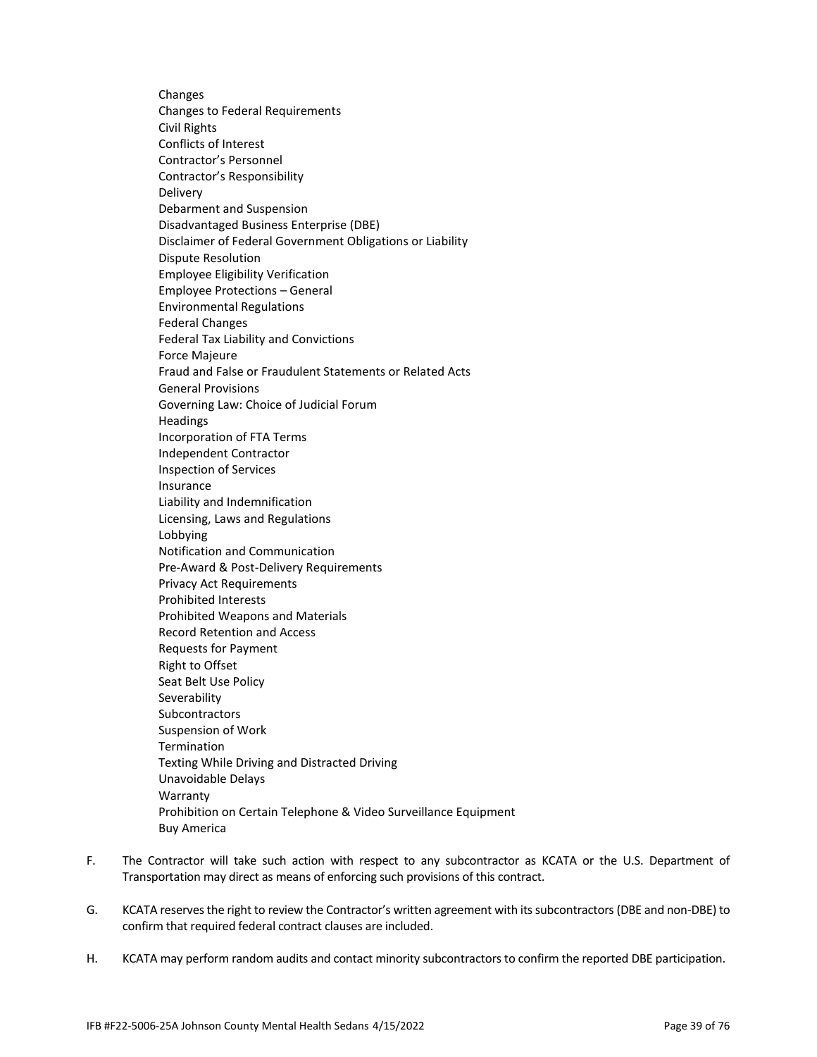- Changes
- Changes to Federal Requirements
- Civil Rights
- Conflicts of Interest
- Contractor's Personnel
- Contractor's Responsibility
- Delivery
- Debarment and Suspension
- Disadvantaged Business Enterprise (DBE)
- Disclaimer of Federal Government Obligations or Liability
- Dispute Resolution
- Employee Eligibility Verification
- Employee Protections – General
- Environmental Regulations
- Federal Changes
- Federal Tax Liability and Convictions
- Force Majeure
- Fraud and False or Fraudulent Statements or Related Acts
- General Provisions
- Governing Law: Choice of Judicial Forum
- Headings
- Incorporation of FTA Terms
- Independent Contractor
- Inspection of Services
- Insurance
- Liability and Indemnification
- Licensing, Laws and Regulations
- Lobbying
- Notification and Communication
- Pre-Award & Post-Delivery Requirements
- Privacy Act Requirements
- Prohibited Interests
- Prohibited Weapons and Materials
- Record Retention and Access
- Requests for Payment
- Right to Offset
- Seat Belt Use Policy
- Severability
- Subcontractors
- Suspension of Work
- Termination
- Texting While Driving and Distracted Driving
- Unavoidable Delays
- Warranty
- Prohibition on Certain Telephone & Video Surveillance Equipment
- Buy America

F. The Contractor will take such action with respect to any subcontractor as KCATA or the U.S. Department of Transportation may direct as means of enforcing such provisions of this contract.

G. KCATA reserves the right to review the Contractor's written agreement with its subcontractors (DBE and non-DBE) to confirm that required federal contract clauses are included.

H. KCATA may perform random audits and contact minority subcontractors to confirm the reported DBE participation.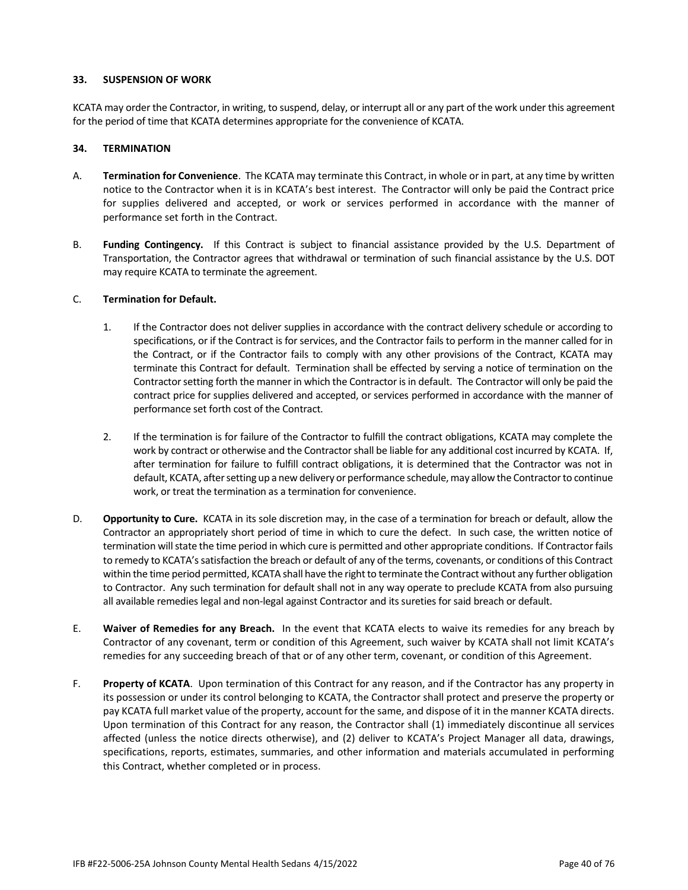### 33. SUSPENSION OF WORK

KCATA may order the Contractor, in writing, to suspend, delay, or interrupt all or any part of the work under this agreement for the period of time that KCATA determines appropriate for the convenience of KCATA.

### 34. TERMINATION

A. **Termination for Convenience**. The KCATA may terminate this Contract, in whole or in part, at any time by written notice to the Contractor when it is in KCATA's best interest. The Contractor will only be paid the Contract price for supplies delivered and accepted, or work or services performed in accordance with the manner of performance set forth in the Contract.

B. **Funding Contingency.** If this Contract is subject to financial assistance provided by the U.S. Department of Transportation, the Contractor agrees that withdrawal or termination of such financial assistance by the U.S. DOT may require KCATA to terminate the agreement.

C. **Termination for Default.**

1. If the Contractor does not deliver supplies in accordance with the contract delivery schedule or according to specifications, or if the Contract is for services, and the Contractor fails to perform in the manner called for in the Contract, or if the Contractor fails to comply with any other provisions of the Contract, KCATA may terminate this Contract for default. Termination shall be effected by serving a notice of termination on the Contractor setting forth the manner in which the Contractor is in default. The Contractor will only be paid the contract price for supplies delivered and accepted, or services performed in accordance with the manner of performance set forth cost of the Contract.

2. If the termination is for failure of the Contractor to fulfill the contract obligations, KCATA may complete the work by contract or otherwise and the Contractor shall be liable for any additional cost incurred by KCATA. If, after termination for failure to fulfill contract obligations, it is determined that the Contractor was not in default, KCATA, after setting up a new delivery or performance schedule, may allow the Contractor to continue work, or treat the termination as a termination for convenience.

D. **Opportunity to Cure.** KCATA in its sole discretion may, in the case of a termination for breach or default, allow the Contractor an appropriately short period of time in which to cure the defect. In such case, the written notice of termination will state the time period in which cure is permitted and other appropriate conditions. If Contractor fails to remedy to KCATA's satisfaction the breach or default of any of the terms, covenants, or conditions of this Contract within the time period permitted, KCATA shall have the right to terminate the Contract without any further obligation to Contractor. Any such termination for default shall not in any way operate to preclude KCATA from also pursuing all available remedies legal and non-legal against Contractor and its sureties for said breach or default.

E. **Waiver of Remedies for any Breach.** In the event that KCATA elects to waive its remedies for any breach by Contractor of any covenant, term or condition of this Agreement, such waiver by KCATA shall not limit KCATA's remedies for any succeeding breach of that or of any other term, covenant, or condition of this Agreement.

F. **Property of KCATA**. Upon termination of this Contract for any reason, and if the Contractor has any property in its possession or under its control belonging to KCATA, the Contractor shall protect and preserve the property or pay KCATA full market value of the property, account for the same, and dispose of it in the manner KCATA directs. Upon termination of this Contract for any reason, the Contractor shall (1) immediately discontinue all services affected (unless the notice directs otherwise), and (2) deliver to KCATA's Project Manager all data, drawings, specifications, reports, estimates, summaries, and other information and materials accumulated in performing this Contract, whether completed or in process.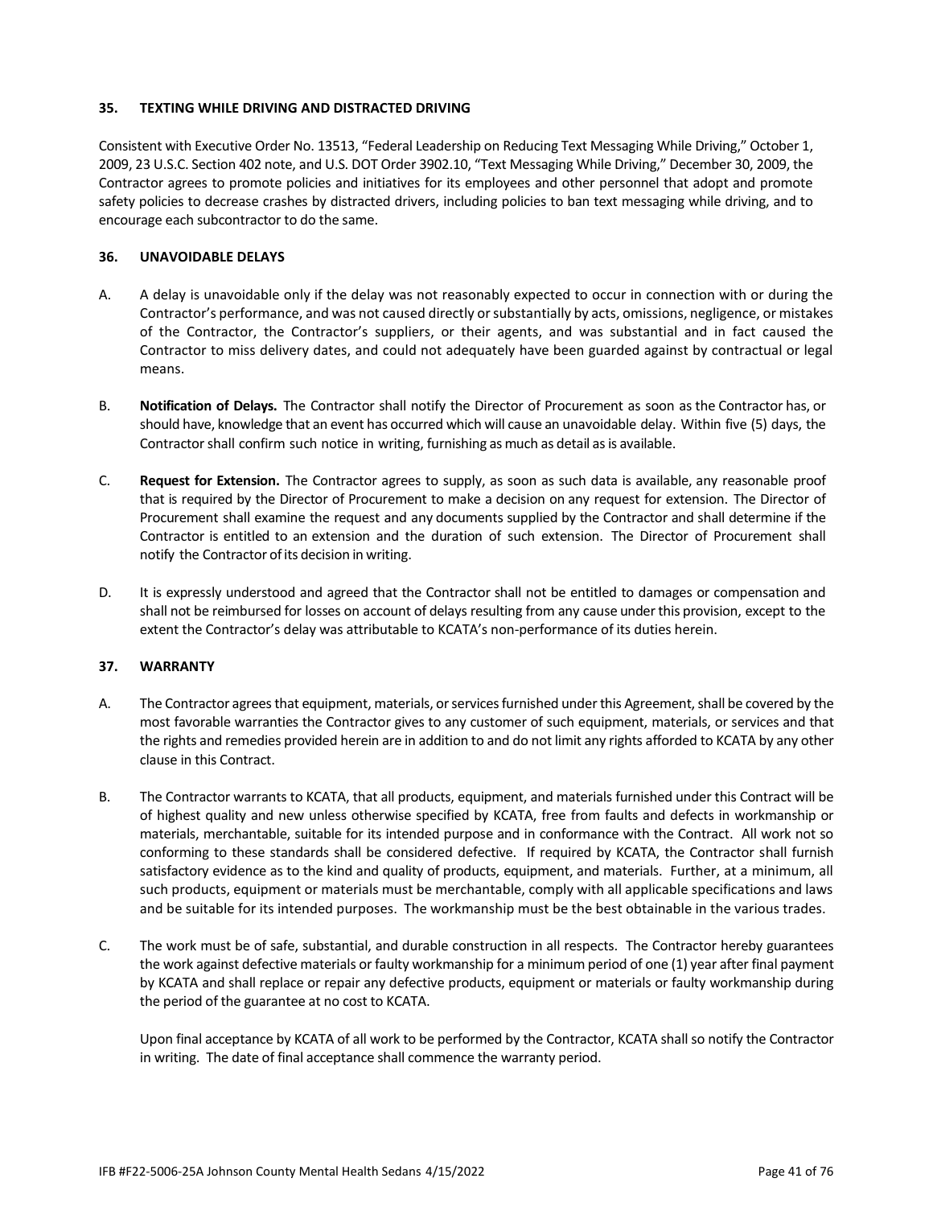### 35. TEXTING WHILE DRIVING AND DISTRACTED DRIVING

Consistent with Executive Order No. 13513, "Federal Leadership on Reducing Text Messaging While Driving," October 1, 2009, 23 U.S.C. Section 402 note, and U.S. DOT Order 3902.10, "Text Messaging While Driving," December 30, 2009, the Contractor agrees to promote policies and initiatives for its employees and other personnel that adopt and promote safety policies to decrease crashes by distracted drivers, including policies to ban text messaging while driving, and to encourage each subcontractor to do the same.

### 36. UNAVOIDABLE DELAYS

A. A delay is unavoidable only if the delay was not reasonably expected to occur in connection with or during the Contractor's performance, and was not caused directly or substantially by acts, omissions, negligence, or mistakes of the Contractor, the Contractor's suppliers, or their agents, and was substantial and in fact caused the Contractor to miss delivery dates, and could not adequately have been guarded against by contractual or legal means.

B. **Notification of Delays.** The Contractor shall notify the Director of Procurement as soon as the Contractor has, or should have, knowledge that an event has occurred which will cause an unavoidable delay. Within five (5) days, the Contractor shall confirm such notice in writing, furnishing as much as detail as is available.

C. **Request for Extension.** The Contractor agrees to supply, as soon as such data is available, any reasonable proof that is required by the Director of Procurement to make a decision on any request for extension. The Director of Procurement shall examine the request and any documents supplied by the Contractor and shall determine if the Contractor is entitled to an extension and the duration of such extension. The Director of Procurement shall notify the Contractor of its decision in writing.

D. It is expressly understood and agreed that the Contractor shall not be entitled to damages or compensation and shall not be reimbursed for losses on account of delays resulting from any cause under this provision, except to the extent the Contractor's delay was attributable to KCATA's non-performance of its duties herein.

### 37. WARRANTY

A. The Contractor agrees that equipment, materials, or services furnished under this Agreement, shall be covered by the most favorable warranties the Contractor gives to any customer of such equipment, materials, or services and that the rights and remedies provided herein are in addition to and do not limit any rights afforded to KCATA by any other clause in this Contract.

B. The Contractor warrants to KCATA, that all products, equipment, and materials furnished under this Contract will be of highest quality and new unless otherwise specified by KCATA, free from faults and defects in workmanship or materials, merchantable, suitable for its intended purpose and in conformance with the Contract. All work not so conforming to these standards shall be considered defective. If required by KCATA, the Contractor shall furnish satisfactory evidence as to the kind and quality of products, equipment, and materials. Further, at a minimum, all such products, equipment or materials must be merchantable, comply with all applicable specifications and laws and be suitable for its intended purposes. The workmanship must be the best obtainable in the various trades.

C. The work must be of safe, substantial, and durable construction in all respects. The Contractor hereby guarantees the work against defective materials or faulty workmanship for a minimum period of one (1) year after final payment by KCATA and shall replace or repair any defective products, equipment or materials or faulty workmanship during the period of the guarantee at no cost to KCATA.

   Upon final acceptance by KCATA of all work to be performed by the Contractor, KCATA shall so notify the Contractor in writing. The date of final acceptance shall commence the warranty period.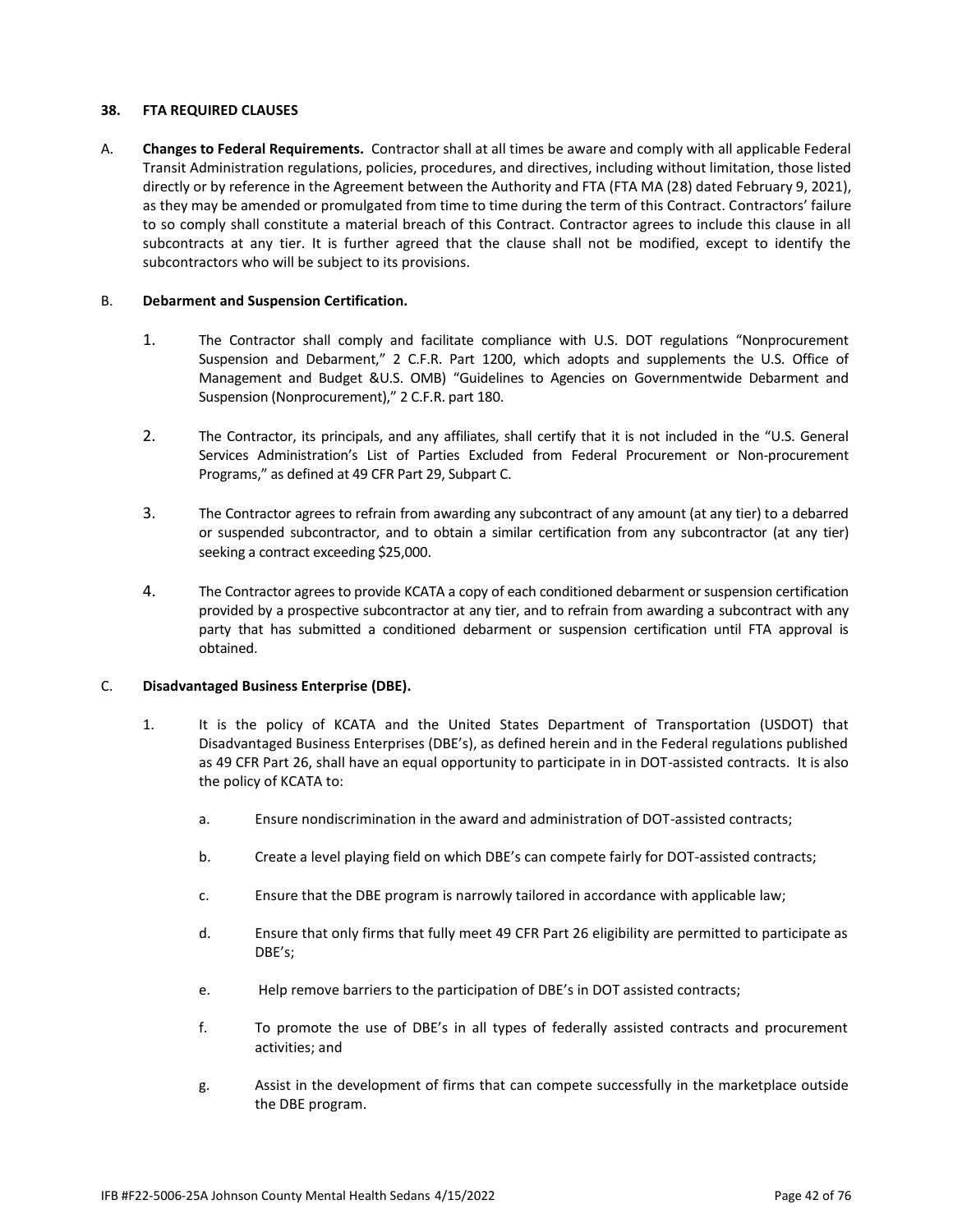### 38. FTA REQUIRED CLAUSES

A. **Changes to Federal Requirements.** Contractor shall at all times be aware and comply with all applicable Federal Transit Administration regulations, policies, procedures, and directives, including without limitation, those listed directly or by reference in the Agreement between the Authority and FTA (FTA MA (28) dated February 9, 2021), as they may be amended or promulgated from time to time during the term of this Contract. Contractors' failure to so comply shall constitute a material breach of this Contract. Contractor agrees to include this clause in all subcontracts at any tier. It is further agreed that the clause shall not be modified, except to identify the subcontractors who will be subject to its provisions.

B. **Debarment and Suspension Certification.**

1. The Contractor shall comply and facilitate compliance with U.S. DOT regulations "Nonprocurement Suspension and Debarment," 2 C.F.R. Part 1200, which adopts and supplements the U.S. Office of Management and Budget &U.S. OMB) "Guidelines to Agencies on Governmentwide Debarment and Suspension (Nonprocurement)," 2 C.F.R. part 180.

2. The Contractor, its principals, and any affiliates, shall certify that it is not included in the "U.S. General Services Administration's List of Parties Excluded from Federal Procurement or Non-procurement Programs," as defined at 49 CFR Part 29, Subpart C.

3. The Contractor agrees to refrain from awarding any subcontract of any amount (at any tier) to a debarred or suspended subcontractor, and to obtain a similar certification from any subcontractor (at any tier) seeking a contract exceeding $25,000.

4. The Contractor agrees to provide KCATA a copy of each conditioned debarment or suspension certification provided by a prospective subcontractor at any tier, and to refrain from awarding a subcontract with any party that has submitted a conditioned debarment or suspension certification until FTA approval is obtained.

C. **Disadvantaged Business Enterprise (DBE).**

1. It is the policy of KCATA and the United States Department of Transportation (USDOT) that Disadvantaged Business Enterprises (DBE's), as defined herein and in the Federal regulations published as 49 CFR Part 26, shall have an equal opportunity to participate in in DOT-assisted contracts. It is also the policy of KCATA to:

   a. Ensure nondiscrimination in the award and administration of DOT-assisted contracts;

   b. Create a level playing field on which DBE's can compete fairly for DOT-assisted contracts;

   c. Ensure that the DBE program is narrowly tailored in accordance with applicable law;

   d. Ensure that only firms that fully meet 49 CFR Part 26 eligibility are permitted to participate as DBE's;

   e. Help remove barriers to the participation of DBE's in DOT assisted contracts;

   f. To promote the use of DBE's in all types of federally assisted contracts and procurement activities; and

   g. Assist in the development of firms that can compete successfully in the marketplace outside the DBE program.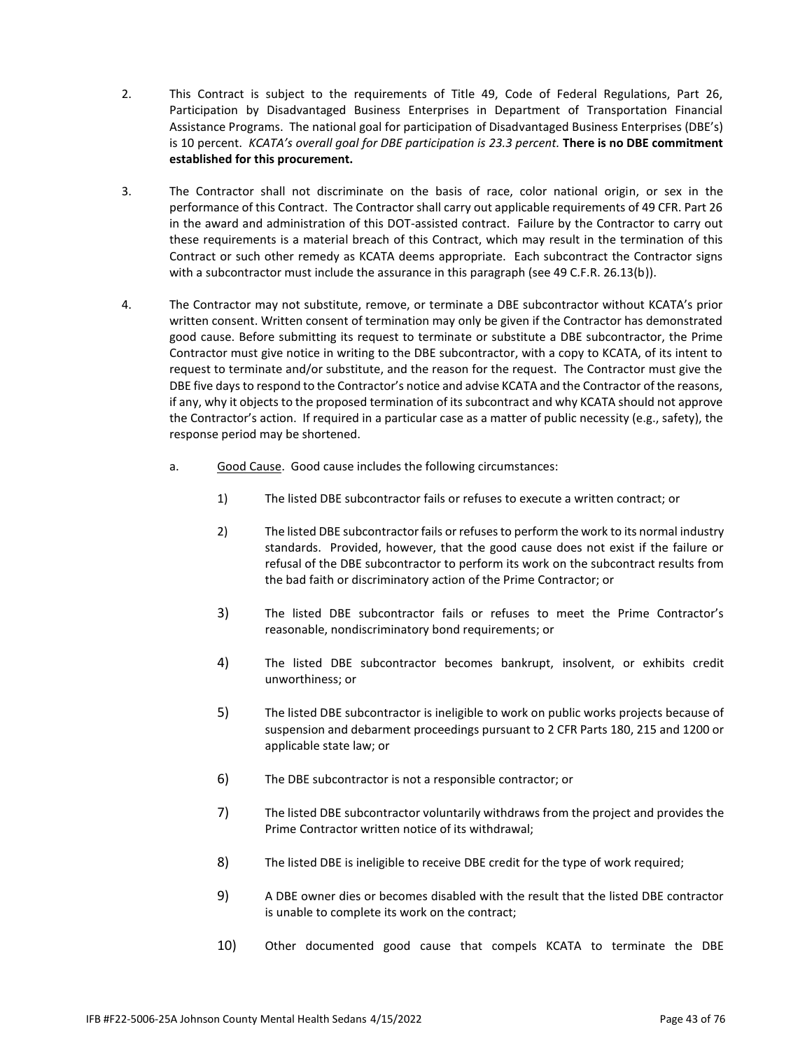2. This Contract is subject to the requirements of Title 49, Code of Federal Regulations, Part 26, Participation by Disadvantaged Business Enterprises in Department of Transportation Financial Assistance Programs. The national goal for participation of Disadvantaged Business Enterprises (DBE's) is 10 percent. *KCATA's overall goal for DBE participation is 23.3 percent.* **There is no DBE commitment established for this procurement.**

3. The Contractor shall not discriminate on the basis of race, color national origin, or sex in the performance of this Contract. The Contractor shall carry out applicable requirements of 49 CFR. Part 26 in the award and administration of this DOT-assisted contract. Failure by the Contractor to carry out these requirements is a material breach of this Contract, which may result in the termination of this Contract or such other remedy as KCATA deems appropriate. Each subcontract the Contractor signs with a subcontractor must include the assurance in this paragraph (see 49 C.F.R. 26.13(b)).

4. The Contractor may not substitute, remove, or terminate a DBE subcontractor without KCATA's prior written consent. Written consent of termination may only be given if the Contractor has demonstrated good cause. Before submitting its request to terminate or substitute a DBE subcontractor, the Prime Contractor must give notice in writing to the DBE subcontractor, with a copy to KCATA, of its intent to request to terminate and/or substitute, and the reason for the request. The Contractor must give the DBE five days to respond to the Contractor's notice and advise KCATA and the Contractor of the reasons, if any, why it objects to the proposed termination of its subcontract and why KCATA should not approve the Contractor's action. If required in a particular case as a matter of public necessity (e.g., safety), the response period may be shortened.

   a. Good Cause. Good cause includes the following circumstances:

      1) The listed DBE subcontractor fails or refuses to execute a written contract; or

      2) The listed DBE subcontractor fails or refuses to perform the work to its normal industry standards. Provided, however, that the good cause does not exist if the failure or refusal of the DBE subcontractor to perform its work on the subcontract results from the bad faith or discriminatory action of the Prime Contractor; or

      3) The listed DBE subcontractor fails or refuses to meet the Prime Contractor's reasonable, nondiscriminatory bond requirements; or

      4) The listed DBE subcontractor becomes bankrupt, insolvent, or exhibits credit unworthiness; or

      5) The listed DBE subcontractor is ineligible to work on public works projects because of suspension and debarment proceedings pursuant to 2 CFR Parts 180, 215 and 1200 or applicable state law; or

      6) The DBE subcontractor is not a responsible contractor; or

      7) The listed DBE subcontractor voluntarily withdraws from the project and provides the Prime Contractor written notice of its withdrawal;

      8) The listed DBE is ineligible to receive DBE credit for the type of work required;

      9) A DBE owner dies or becomes disabled with the result that the listed DBE contractor is unable to complete its work on the contract;

      10) Other documented good cause that compels KCATA to terminate the DBE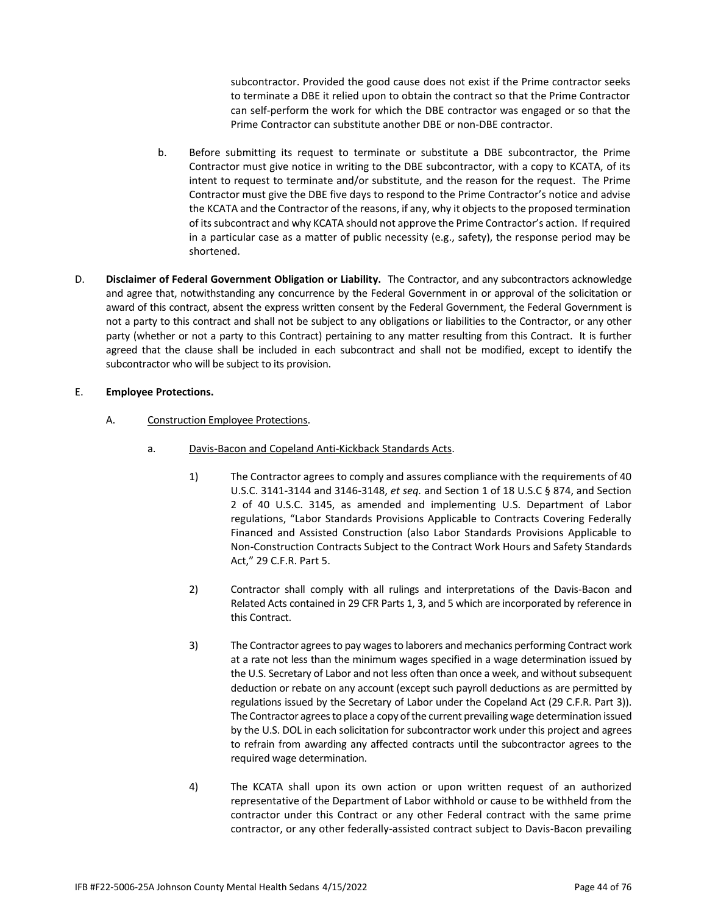subcontractor. Provided the good cause does not exist if the Prime contractor seeks to terminate a DBE it relied upon to obtain the contract so that the Prime Contractor can self-perform the work for which the DBE contractor was engaged or so that the Prime Contractor can substitute another DBE or non-DBE contractor.

b. Before submitting its request to terminate or substitute a DBE subcontractor, the Prime Contractor must give notice in writing to the DBE subcontractor, with a copy to KCATA, of its intent to request to terminate and/or substitute, and the reason for the request. The Prime Contractor must give the DBE five days to respond to the Prime Contractor's notice and advise the KCATA and the Contractor of the reasons, if any, why it objects to the proposed termination of its subcontract and why KCATA should not approve the Prime Contractor's action. If required in a particular case as a matter of public necessity (e.g., safety), the response period may be shortened.

D. **Disclaimer of Federal Government Obligation or Liability.** The Contractor, and any subcontractors acknowledge and agree that, notwithstanding any concurrence by the Federal Government in or approval of the solicitation or award of this contract, absent the express written consent by the Federal Government, the Federal Government is not a party to this contract and shall not be subject to any obligations or liabilities to the Contractor, or any other party (whether or not a party to this Contract) pertaining to any matter resulting from this Contract. It is further agreed that the clause shall be included in each subcontract and shall not be modified, except to identify the subcontractor who will be subject to its provision.

E. **Employee Protections.**

A. Construction Employee Protections.

a. Davis-Bacon and Copeland Anti-Kickback Standards Acts.

1) The Contractor agrees to comply and assures compliance with the requirements of 40 U.S.C. 3141-3144 and 3146-3148, *et seq.* and Section 1 of 18 U.S.C § 874, and Section 2 of 40 U.S.C. 3145, as amended and implementing U.S. Department of Labor regulations, "Labor Standards Provisions Applicable to Contracts Covering Federally Financed and Assisted Construction (also Labor Standards Provisions Applicable to Non-Construction Contracts Subject to the Contract Work Hours and Safety Standards Act," 29 C.F.R. Part 5.

2) Contractor shall comply with all rulings and interpretations of the Davis-Bacon and Related Acts contained in 29 CFR Parts 1, 3, and 5 which are incorporated by reference in this Contract.

3) The Contractor agrees to pay wages to laborers and mechanics performing Contract work at a rate not less than the minimum wages specified in a wage determination issued by the U.S. Secretary of Labor and not less often than once a week, and without subsequent deduction or rebate on any account (except such payroll deductions as are permitted by regulations issued by the Secretary of Labor under the Copeland Act (29 C.F.R. Part 3)). The Contractor agrees to place a copy of the current prevailing wage determination issued by the U.S. DOL in each solicitation for subcontractor work under this project and agrees to refrain from awarding any affected contracts until the subcontractor agrees to the required wage determination.

4) The KCATA shall upon its own action or upon written request of an authorized representative of the Department of Labor withhold or cause to be withheld from the contractor under this Contract or any other Federal contract with the same prime contractor, or any other federally-assisted contract subject to Davis-Bacon prevailing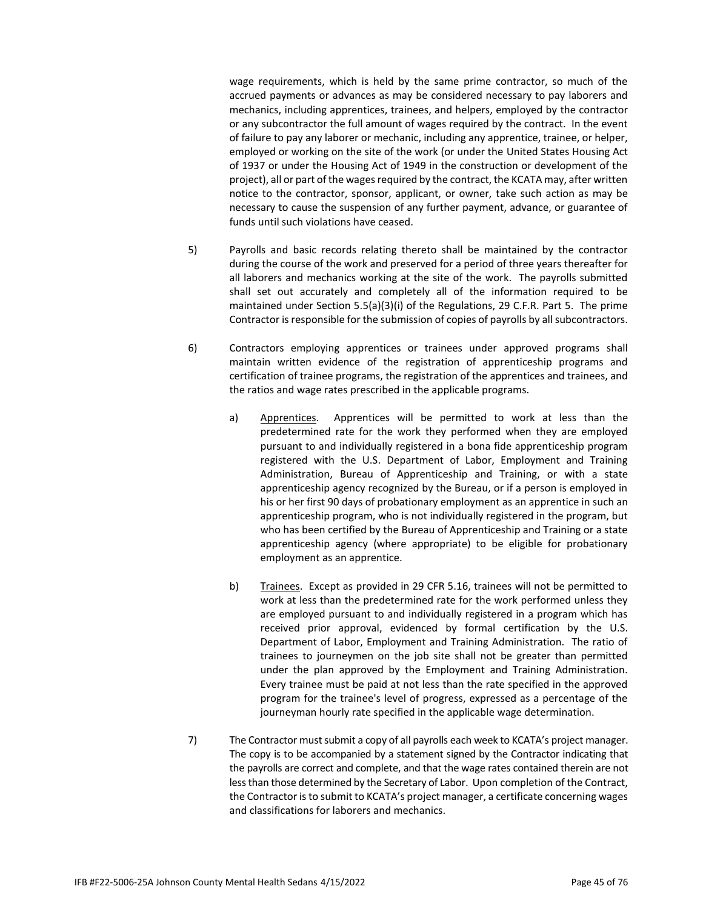wage requirements, which is held by the same prime contractor, so much of the accrued payments or advances as may be considered necessary to pay laborers and mechanics, including apprentices, trainees, and helpers, employed by the contractor or any subcontractor the full amount of wages required by the contract. In the event of failure to pay any laborer or mechanic, including any apprentice, trainee, or helper, employed or working on the site of the work (or under the United States Housing Act of 1937 or under the Housing Act of 1949 in the construction or development of the project), all or part of the wages required by the contract, the KCATA may, after written notice to the contractor, sponsor, applicant, or owner, take such action as may be necessary to cause the suspension of any further payment, advance, or guarantee of funds until such violations have ceased.

5) Payrolls and basic records relating thereto shall be maintained by the contractor during the course of the work and preserved for a period of three years thereafter for all laborers and mechanics working at the site of the work. The payrolls submitted shall set out accurately and completely all of the information required to be maintained under Section 5.5(a)(3)(i) of the Regulations, 29 C.F.R. Part 5. The prime Contractor is responsible for the submission of copies of payrolls by all subcontractors.

6) Contractors employing apprentices or trainees under approved programs shall maintain written evidence of the registration of apprenticeship programs and certification of trainee programs, the registration of the apprentices and trainees, and the ratios and wage rates prescribed in the applicable programs.

   a) Apprentices. Apprentices will be permitted to work at less than the predetermined rate for the work they performed when they are employed pursuant to and individually registered in a bona fide apprenticeship program registered with the U.S. Department of Labor, Employment and Training Administration, Bureau of Apprenticeship and Training, or with a state apprenticeship agency recognized by the Bureau, or if a person is employed in his or her first 90 days of probationary employment as an apprentice in such an apprenticeship program, who is not individually registered in the program, but who has been certified by the Bureau of Apprenticeship and Training or a state apprenticeship agency (where appropriate) to be eligible for probationary employment as an apprentice.

   b) Trainees. Except as provided in 29 CFR 5.16, trainees will not be permitted to work at less than the predetermined rate for the work performed unless they are employed pursuant to and individually registered in a program which has received prior approval, evidenced by formal certification by the U.S. Department of Labor, Employment and Training Administration. The ratio of trainees to journeymen on the job site shall not be greater than permitted under the plan approved by the Employment and Training Administration. Every trainee must be paid at not less than the rate specified in the approved program for the trainee's level of progress, expressed as a percentage of the journeyman hourly rate specified in the applicable wage determination.

7) The Contractor must submit a copy of all payrolls each week to KCATA's project manager. The copy is to be accompanied by a statement signed by the Contractor indicating that the payrolls are correct and complete, and that the wage rates contained therein are not less than those determined by the Secretary of Labor. Upon completion of the Contract, the Contractor is to submit to KCATA's project manager, a certificate concerning wages and classifications for laborers and mechanics.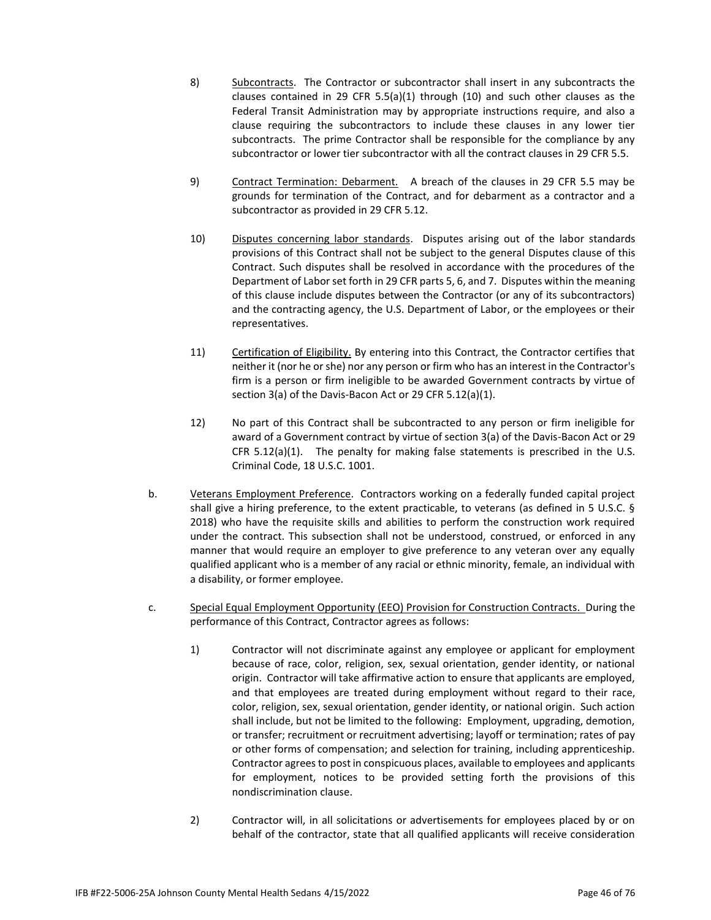8) <u>Subcontracts</u>. The Contractor or subcontractor shall insert in any subcontracts the clauses contained in 29 CFR 5.5(a)(1) through (10) and such other clauses as the Federal Transit Administration may by appropriate instructions require, and also a clause requiring the subcontractors to include these clauses in any lower tier subcontracts. The prime Contractor shall be responsible for the compliance by any subcontractor or lower tier subcontractor with all the contract clauses in 29 CFR 5.5.

9) <u>Contract Termination: Debarment.</u> A breach of the clauses in 29 CFR 5.5 may be grounds for termination of the Contract, and for debarment as a contractor and a subcontractor as provided in 29 CFR 5.12.

10) <u>Disputes concerning labor standards</u>. Disputes arising out of the labor standards provisions of this Contract shall not be subject to the general Disputes clause of this Contract. Such disputes shall be resolved in accordance with the procedures of the Department of Labor set forth in 29 CFR parts 5, 6, and 7. Disputes within the meaning of this clause include disputes between the Contractor (or any of its subcontractors) and the contracting agency, the U.S. Department of Labor, or the employees or their representatives.

11) <u>Certification of Eligibility.</u> By entering into this Contract, the Contractor certifies that neither it (nor he or she) nor any person or firm who has an interest in the Contractor's firm is a person or firm ineligible to be awarded Government contracts by virtue of section 3(a) of the Davis-Bacon Act or 29 CFR 5.12(a)(1).

12) No part of this Contract shall be subcontracted to any person or firm ineligible for award of a Government contract by virtue of section 3(a) of the Davis-Bacon Act or 29 CFR 5.12(a)(1). The penalty for making false statements is prescribed in the U.S. Criminal Code, 18 U.S.C. 1001.

b. <u>Veterans Employment Preference</u>. Contractors working on a federally funded capital project shall give a hiring preference, to the extent practicable, to veterans (as defined in 5 U.S.C. § 2018) who have the requisite skills and abilities to perform the construction work required under the contract. This subsection shall not be understood, construed, or enforced in any manner that would require an employer to give preference to any veteran over any equally qualified applicant who is a member of any racial or ethnic minority, female, an individual with a disability, or former employee.

c. <u>Special Equal Employment Opportunity (EEO) Provision for Construction Contracts.</u> During the performance of this Contract, Contractor agrees as follows:

1) Contractor will not discriminate against any employee or applicant for employment because of race, color, religion, sex, sexual orientation, gender identity, or national origin. Contractor will take affirmative action to ensure that applicants are employed, and that employees are treated during employment without regard to their race, color, religion, sex, sexual orientation, gender identity, or national origin. Such action shall include, but not be limited to the following: Employment, upgrading, demotion, or transfer; recruitment or recruitment advertising; layoff or termination; rates of pay or other forms of compensation; and selection for training, including apprenticeship. Contractor agrees to post in conspicuous places, available to employees and applicants for employment, notices to be provided setting forth the provisions of this nondiscrimination clause.

2) Contractor will, in all solicitations or advertisements for employees placed by or on behalf of the contractor, state that all qualified applicants will receive consideration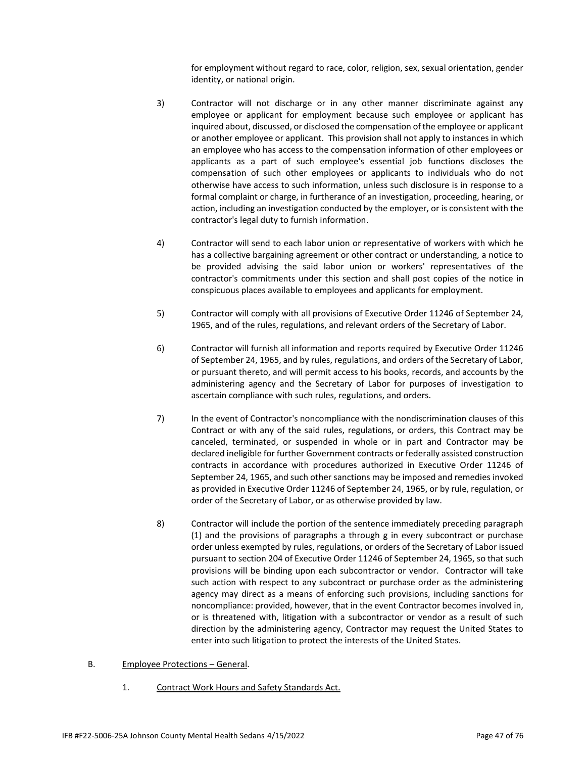for employment without regard to race, color, religion, sex, sexual orientation, gender identity, or national origin.

3) Contractor will not discharge or in any other manner discriminate against any employee or applicant for employment because such employee or applicant has inquired about, discussed, or disclosed the compensation of the employee or applicant or another employee or applicant. This provision shall not apply to instances in which an employee who has access to the compensation information of other employees or applicants as a part of such employee's essential job functions discloses the compensation of such other employees or applicants to individuals who do not otherwise have access to such information, unless such disclosure is in response to a formal complaint or charge, in furtherance of an investigation, proceeding, hearing, or action, including an investigation conducted by the employer, or is consistent with the contractor's legal duty to furnish information.

4) Contractor will send to each labor union or representative of workers with which he has a collective bargaining agreement or other contract or understanding, a notice to be provided advising the said labor union or workers' representatives of the contractor's commitments under this section and shall post copies of the notice in conspicuous places available to employees and applicants for employment.

5) Contractor will comply with all provisions of Executive Order 11246 of September 24, 1965, and of the rules, regulations, and relevant orders of the Secretary of Labor.

6) Contractor will furnish all information and reports required by Executive Order 11246 of September 24, 1965, and by rules, regulations, and orders of the Secretary of Labor, or pursuant thereto, and will permit access to his books, records, and accounts by the administering agency and the Secretary of Labor for purposes of investigation to ascertain compliance with such rules, regulations, and orders.

7) In the event of Contractor's noncompliance with the nondiscrimination clauses of this Contract or with any of the said rules, regulations, or orders, this Contract may be canceled, terminated, or suspended in whole or in part and Contractor may be declared ineligible for further Government contracts or federally assisted construction contracts in accordance with procedures authorized in Executive Order 11246 of September 24, 1965, and such other sanctions may be imposed and remedies invoked as provided in Executive Order 11246 of September 24, 1965, or by rule, regulation, or order of the Secretary of Labor, or as otherwise provided by law.

8) Contractor will include the portion of the sentence immediately preceding paragraph (1) and the provisions of paragraphs a through g in every subcontract or purchase order unless exempted by rules, regulations, or orders of the Secretary of Labor issued pursuant to section 204 of Executive Order 11246 of September 24, 1965, so that such provisions will be binding upon each subcontractor or vendor. Contractor will take such action with respect to any subcontract or purchase order as the administering agency may direct as a means of enforcing such provisions, including sanctions for noncompliance: provided, however, that in the event Contractor becomes involved in, or is threatened with, litigation with a subcontractor or vendor as a result of such direction by the administering agency, Contractor may request the United States to enter into such litigation to protect the interests of the United States.

B. Employee Protections – General.

1. Contract Work Hours and Safety Standards Act.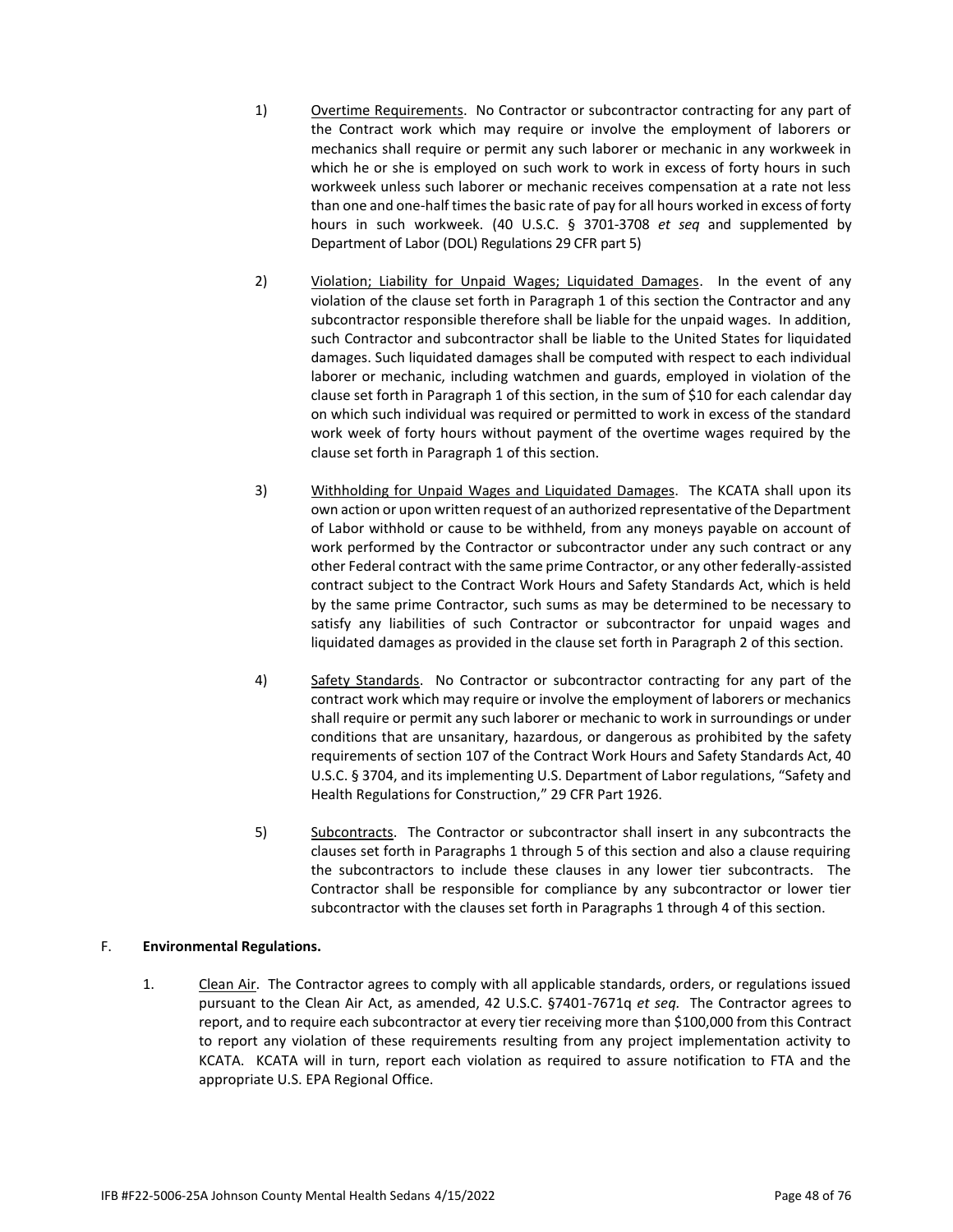1) Overtime Requirements. No Contractor or subcontractor contracting for any part of the Contract work which may require or involve the employment of laborers or mechanics shall require or permit any such laborer or mechanic in any workweek in which he or she is employed on such work to work in excess of forty hours in such workweek unless such laborer or mechanic receives compensation at a rate not less than one and one-half times the basic rate of pay for all hours worked in excess of forty hours in such workweek. (40 U.S.C. § 3701-3708 *et seq* and supplemented by Department of Labor (DOL) Regulations 29 CFR part 5)

2) Violation; Liability for Unpaid Wages; Liquidated Damages. In the event of any violation of the clause set forth in Paragraph 1 of this section the Contractor and any subcontractor responsible therefore shall be liable for the unpaid wages. In addition, such Contractor and subcontractor shall be liable to the United States for liquidated damages. Such liquidated damages shall be computed with respect to each individual laborer or mechanic, including watchmen and guards, employed in violation of the clause set forth in Paragraph 1 of this section, in the sum of $10 for each calendar day on which such individual was required or permitted to work in excess of the standard work week of forty hours without payment of the overtime wages required by the clause set forth in Paragraph 1 of this section.

3) Withholding for Unpaid Wages and Liquidated Damages. The KCATA shall upon its own action or upon written request of an authorized representative of the Department of Labor withhold or cause to be withheld, from any moneys payable on account of work performed by the Contractor or subcontractor under any such contract or any other Federal contract with the same prime Contractor, or any other federally-assisted contract subject to the Contract Work Hours and Safety Standards Act, which is held by the same prime Contractor, such sums as may be determined to be necessary to satisfy any liabilities of such Contractor or subcontractor for unpaid wages and liquidated damages as provided in the clause set forth in Paragraph 2 of this section.

4) Safety Standards. No Contractor or subcontractor contracting for any part of the contract work which may require or involve the employment of laborers or mechanics shall require or permit any such laborer or mechanic to work in surroundings or under conditions that are unsanitary, hazardous, or dangerous as prohibited by the safety requirements of section 107 of the Contract Work Hours and Safety Standards Act, 40 U.S.C. § 3704, and its implementing U.S. Department of Labor regulations, "Safety and Health Regulations for Construction," 29 CFR Part 1926.

5) Subcontracts. The Contractor or subcontractor shall insert in any subcontracts the clauses set forth in Paragraphs 1 through 5 of this section and also a clause requiring the subcontractors to include these clauses in any lower tier subcontracts. The Contractor shall be responsible for compliance by any subcontractor or lower tier subcontractor with the clauses set forth in Paragraphs 1 through 4 of this section.

F. **Environmental Regulations.**

1. Clean Air. The Contractor agrees to comply with all applicable standards, orders, or regulations issued pursuant to the Clean Air Act, as amended, 42 U.S.C. §7401-7671q *et seq.* The Contractor agrees to report, and to require each subcontractor at every tier receiving more than $100,000 from this Contract to report any violation of these requirements resulting from any project implementation activity to KCATA. KCATA will in turn, report each violation as required to assure notification to FTA and the appropriate U.S. EPA Regional Office.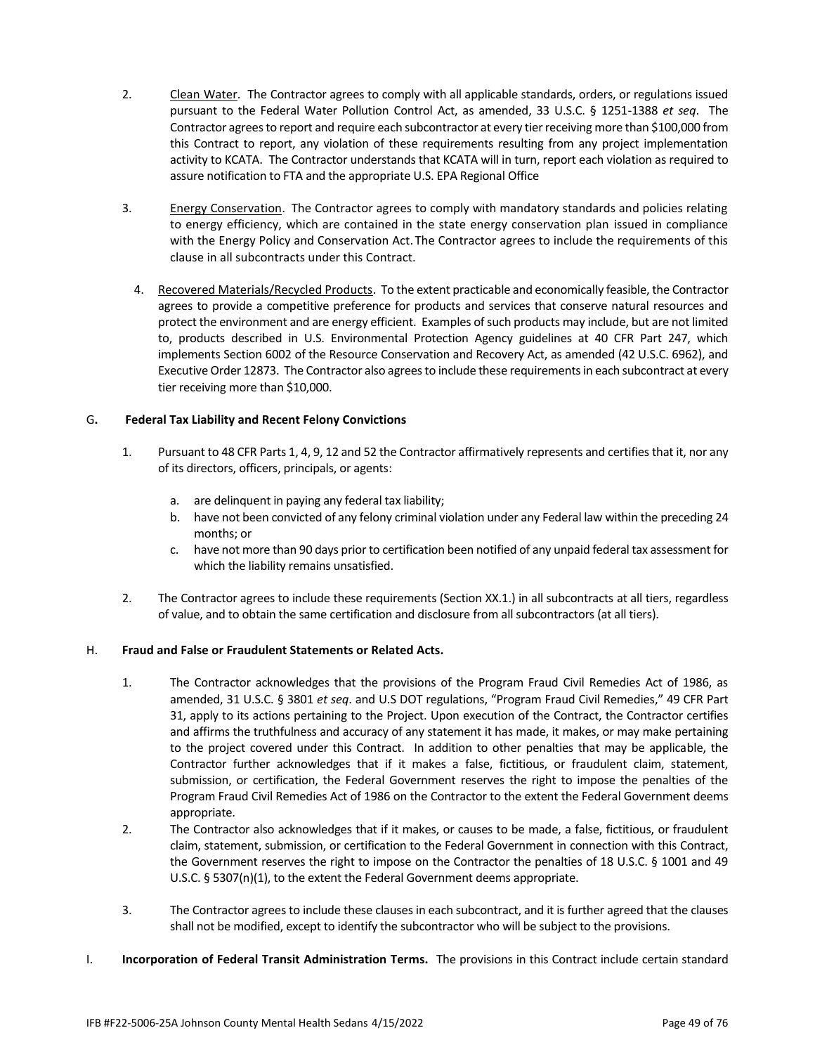2. Clean Water. The Contractor agrees to comply with all applicable standards, orders, or regulations issued pursuant to the Federal Water Pollution Control Act, as amended, 33 U.S.C. § 1251-1388 *et seq*. The Contractor agrees to report and require each subcontractor at every tier receiving more than $100,000 from this Contract to report, any violation of these requirements resulting from any project implementation activity to KCATA. The Contractor understands that KCATA will in turn, report each violation as required to assure notification to FTA and the appropriate U.S. EPA Regional Office

3. Energy Conservation. The Contractor agrees to comply with mandatory standards and policies relating to energy efficiency, which are contained in the state energy conservation plan issued in compliance with the Energy Policy and Conservation Act. The Contractor agrees to include the requirements of this clause in all subcontracts under this Contract.

4. Recovered Materials/Recycled Products. To the extent practicable and economically feasible, the Contractor agrees to provide a competitive preference for products and services that conserve natural resources and protect the environment and are energy efficient. Examples of such products may include, but are not limited to, products described in U.S. Environmental Protection Agency guidelines at 40 CFR Part 247, which implements Section 6002 of the Resource Conservation and Recovery Act, as amended (42 U.S.C. 6962), and Executive Order 12873. The Contractor also agrees to include these requirements in each subcontract at every tier receiving more than $10,000.

G. **Federal Tax Liability and Recent Felony Convictions**

1. Pursuant to 48 CFR Parts 1, 4, 9, 12 and 52 the Contractor affirmatively represents and certifies that it, nor any of its directors, officers, principals, or agents:

   a. are delinquent in paying any federal tax liability;
   b. have not been convicted of any felony criminal violation under any Federal law within the preceding 24 months; or
   c. have not more than 90 days prior to certification been notified of any unpaid federal tax assessment for which the liability remains unsatisfied.

2. The Contractor agrees to include these requirements (Section XX.1.) in all subcontracts at all tiers, regardless of value, and to obtain the same certification and disclosure from all subcontractors (at all tiers).

H. **Fraud and False or Fraudulent Statements or Related Acts.**

1. The Contractor acknowledges that the provisions of the Program Fraud Civil Remedies Act of 1986, as amended, 31 U.S.C. § 3801 *et seq*. and U.S DOT regulations, "Program Fraud Civil Remedies," 49 CFR Part 31, apply to its actions pertaining to the Project. Upon execution of the Contract, the Contractor certifies and affirms the truthfulness and accuracy of any statement it has made, it makes, or may make pertaining to the project covered under this Contract. In addition to other penalties that may be applicable, the Contractor further acknowledges that if it makes a false, fictitious, or fraudulent claim, statement, submission, or certification, the Federal Government reserves the right to impose the penalties of the Program Fraud Civil Remedies Act of 1986 on the Contractor to the extent the Federal Government deems appropriate.
2. The Contractor also acknowledges that if it makes, or causes to be made, a false, fictitious, or fraudulent claim, statement, submission, or certification to the Federal Government in connection with this Contract, the Government reserves the right to impose on the Contractor the penalties of 18 U.S.C. § 1001 and 49 U.S.C. § 5307(n)(1), to the extent the Federal Government deems appropriate.

3. The Contractor agrees to include these clauses in each subcontract, and it is further agreed that the clauses shall not be modified, except to identify the subcontractor who will be subject to the provisions.

I. **Incorporation of Federal Transit Administration Terms.** The provisions in this Contract include certain standard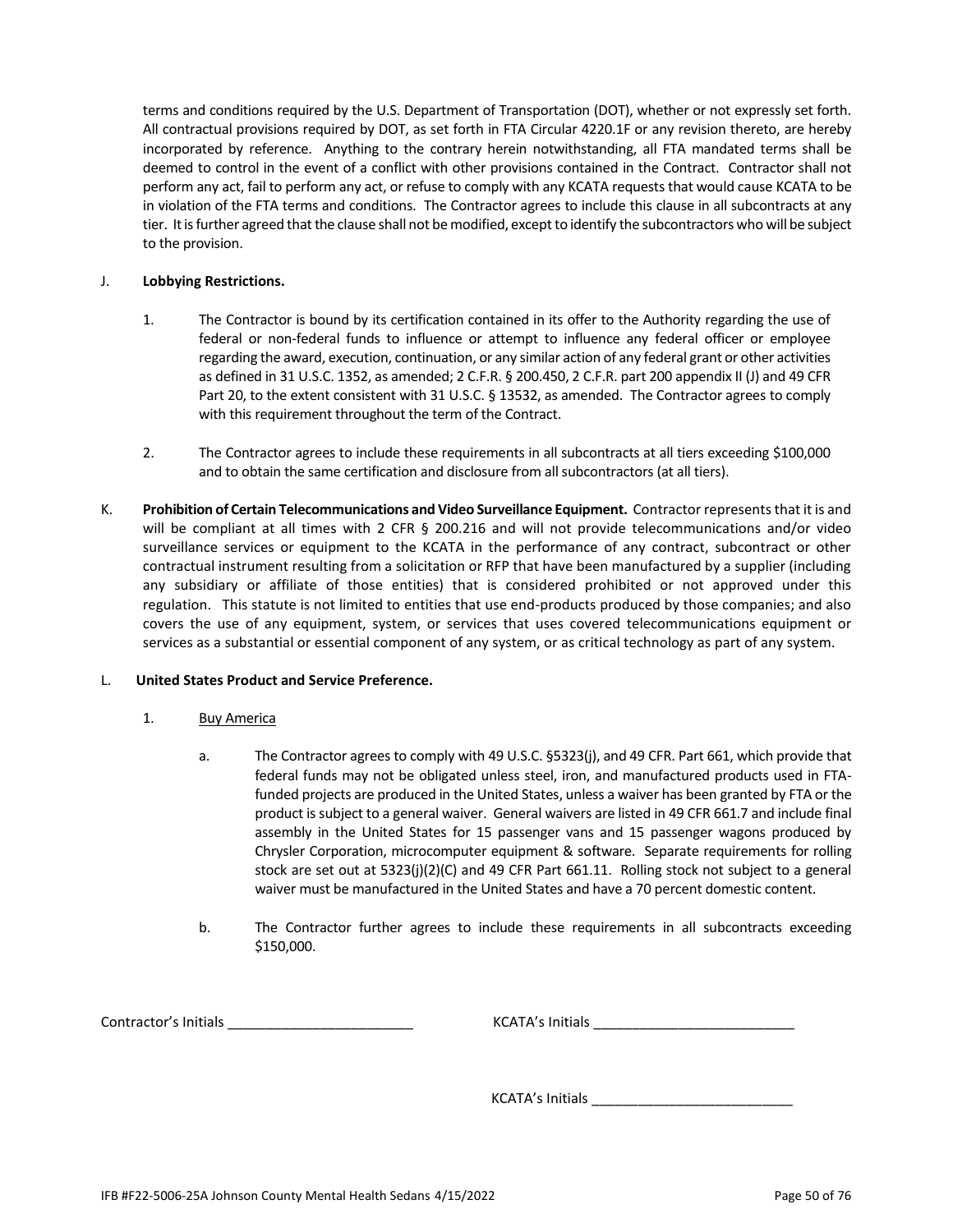terms and conditions required by the U.S. Department of Transportation (DOT), whether or not expressly set forth. All contractual provisions required by DOT, as set forth in FTA Circular 4220.1F or any revision thereto, are hereby incorporated by reference. Anything to the contrary herein notwithstanding, all FTA mandated terms shall be deemed to control in the event of a conflict with other provisions contained in the Contract. Contractor shall not perform any act, fail to perform any act, or refuse to comply with any KCATA requests that would cause KCATA to be in violation of the FTA terms and conditions. The Contractor agrees to include this clause in all subcontracts at any tier. It is further agreed that the clause shall not be modified, except to identify the subcontractors who will be subject to the provision.

J. **Lobbying Restrictions.**

1. The Contractor is bound by its certification contained in its offer to the Authority regarding the use of federal or non-federal funds to influence or attempt to influence any federal officer or employee regarding the award, execution, continuation, or any similar action of any federal grant or other activities as defined in 31 U.S.C. 1352, as amended; 2 C.F.R. § 200.450, 2 C.F.R. part 200 appendix II (J) and 49 CFR Part 20, to the extent consistent with 31 U.S.C. § 13532, as amended. The Contractor agrees to comply with this requirement throughout the term of the Contract.

2. The Contractor agrees to include these requirements in all subcontracts at all tiers exceeding $100,000 and to obtain the same certification and disclosure from all subcontractors (at all tiers).

K. **Prohibition of Certain Telecommunications and Video Surveillance Equipment.** Contractor represents that it is and will be compliant at all times with 2 CFR § 200.216 and will not provide telecommunications and/or video surveillance services or equipment to the KCATA in the performance of any contract, subcontract or other contractual instrument resulting from a solicitation or RFP that have been manufactured by a supplier (including any subsidiary or affiliate of those entities) that is considered prohibited or not approved under this regulation. This statute is not limited to entities that use end-products produced by those companies; and also covers the use of any equipment, system, or services that uses covered telecommunications equipment or services as a substantial or essential component of any system, or as critical technology as part of any system.

L. **United States Product and Service Preference.**

1. Buy America

a. The Contractor agrees to comply with 49 U.S.C. §5323(j), and 49 CFR. Part 661, which provide that federal funds may not be obligated unless steel, iron, and manufactured products used in FTA-funded projects are produced in the United States, unless a waiver has been granted by FTA or the product is subject to a general waiver. General waivers are listed in 49 CFR 661.7 and include final assembly in the United States for 15 passenger vans and 15 passenger wagons produced by Chrysler Corporation, microcomputer equipment & software. Separate requirements for rolling stock are set out at 5323(j)(2)(C) and 49 CFR Part 661.11. Rolling stock not subject to a general waiver must be manufactured in the United States and have a 70 percent domestic content.

b. The Contractor further agrees to include these requirements in all subcontracts exceeding $150,000.

Contractor's Initials ________________________ KCATA's Initials __________________________

KCATA's Initials __________________________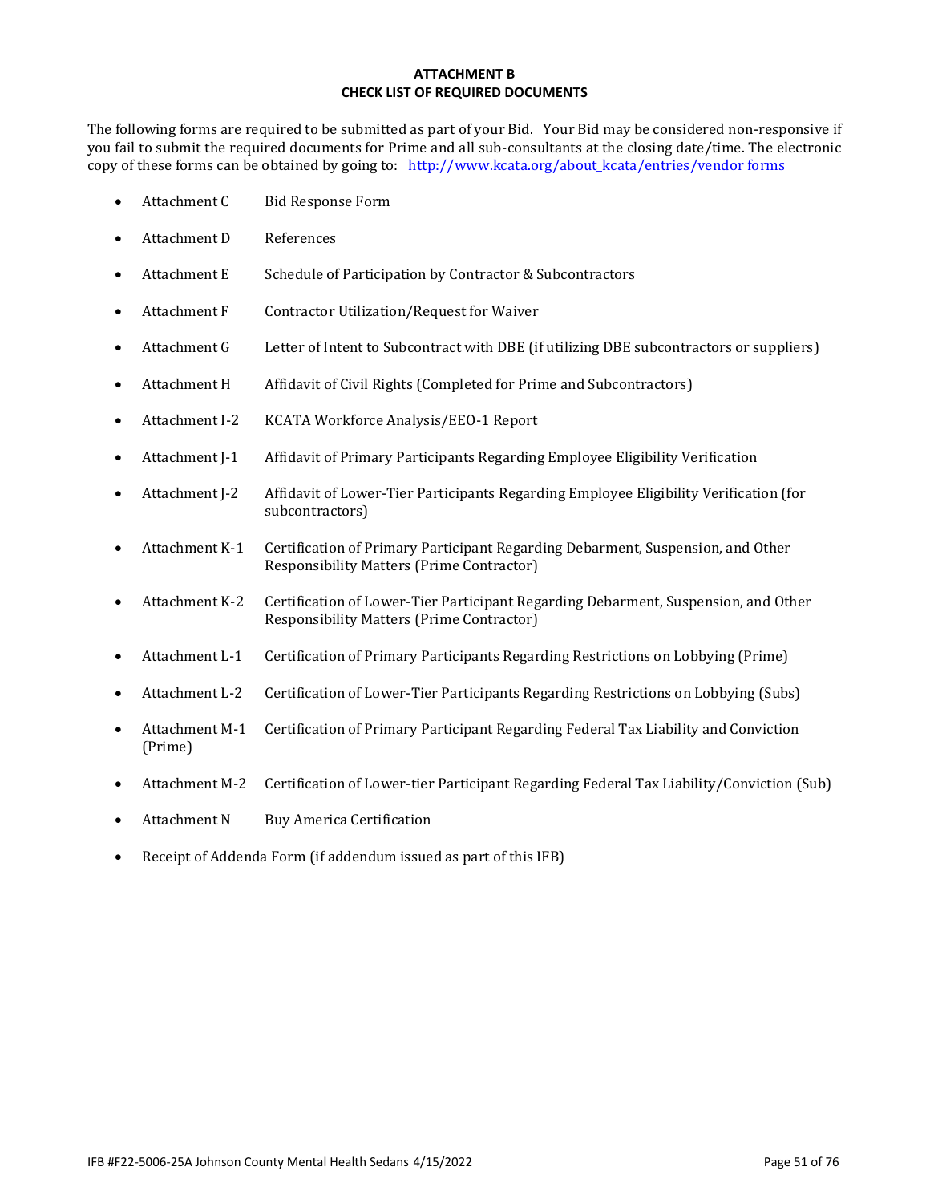**ATTACHMENT B**
**CHECK LIST OF REQUIRED DOCUMENTS**

The following forms are required to be submitted as part of your Bid. Your Bid may be considered non-responsive if you fail to submit the required documents for Prime and all sub-consultants at the closing date/time. The electronic copy of these forms can be obtained by going to: http://www.kcata.org/about_kcata/entries/vendor forms

- Attachment C — Bid Response Form
- Attachment D — References
- Attachment E — Schedule of Participation by Contractor & Subcontractors
- Attachment F — Contractor Utilization/Request for Waiver
- Attachment G — Letter of Intent to Subcontract with DBE (if utilizing DBE subcontractors or suppliers)
- Attachment H — Affidavit of Civil Rights (Completed for Prime and Subcontractors)
- Attachment I-2 — KCATA Workforce Analysis/EEO-1 Report
- Attachment J-1 — Affidavit of Primary Participants Regarding Employee Eligibility Verification
- Attachment J-2 — Affidavit of Lower-Tier Participants Regarding Employee Eligibility Verification (for subcontractors)
- Attachment K-1 — Certification of Primary Participant Regarding Debarment, Suspension, and Other Responsibility Matters (Prime Contractor)
- Attachment K-2 — Certification of Lower-Tier Participant Regarding Debarment, Suspension, and Other Responsibility Matters (Prime Contractor)
- Attachment L-1 — Certification of Primary Participants Regarding Restrictions on Lobbying (Prime)
- Attachment L-2 — Certification of Lower-Tier Participants Regarding Restrictions on Lobbying (Subs)
- Attachment M-1 (Prime) — Certification of Primary Participant Regarding Federal Tax Liability and Conviction
- Attachment M-2 — Certification of Lower-tier Participant Regarding Federal Tax Liability/Conviction (Sub)
- Attachment N — Buy America Certification
- Receipt of Addenda Form (if addendum issued as part of this IFB)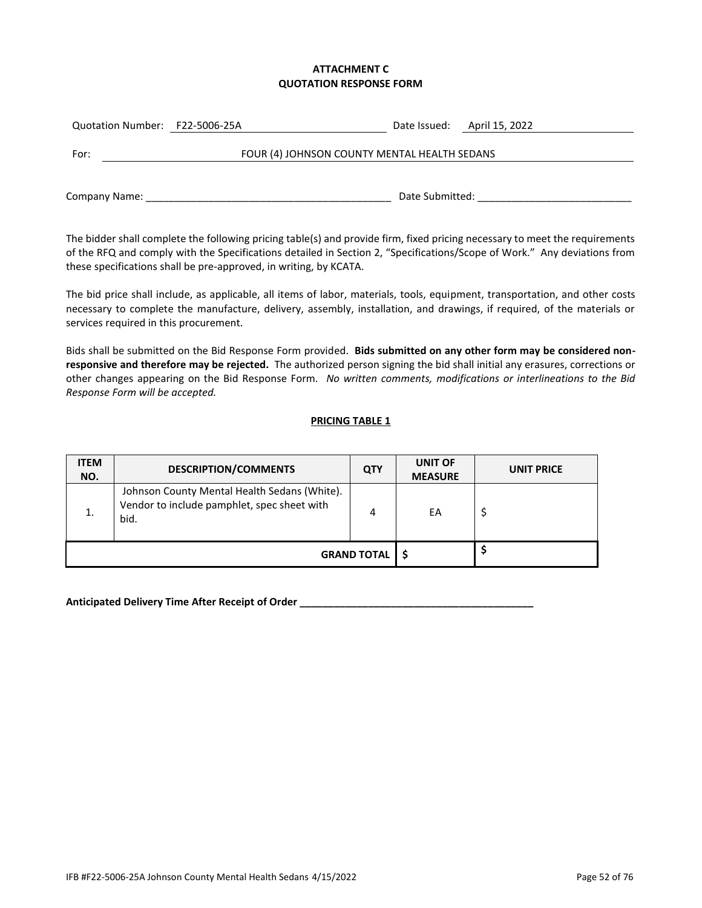**ATTACHMENT C**
**QUOTATION RESPONSE FORM**

Quotation Number: F22-5006-25A Date Issued: April 15, 2022

For: FOUR (4) JOHNSON COUNTY MENTAL HEALTH SEDANS

Company Name: ____________________________________________ Date Submitted: ___________________________

The bidder shall complete the following pricing table(s) and provide firm, fixed pricing necessary to meet the requirements of the RFQ and comply with the Specifications detailed in Section 2, "Specifications/Scope of Work." Any deviations from these specifications shall be pre-approved, in writing, by KCATA.

The bid price shall include, as applicable, all items of labor, materials, tools, equipment, transportation, and other costs necessary to complete the manufacture, delivery, assembly, installation, and drawings, if required, of the materials or services required in this procurement.

Bids shall be submitted on the Bid Response Form provided. **Bids submitted on any other form may be considered non-responsive and therefore may be rejected.** The authorized person signing the bid shall initial any erasures, corrections or other changes appearing on the Bid Response Form. *No written comments, modifications or interlineations to the Bid Response Form will be accepted.*

**PRICING TABLE 1**

| ITEM NO. | DESCRIPTION/COMMENTS | QTY | UNIT OF MEASURE | UNIT PRICE |
|---|---|---|---|---|
| 1. | Johnson County Mental Health Sedans (White). Vendor to include pamphlet, spec sheet with bid. | 4 | EA | $ |
| | | **GRAND TOTAL** | $ | $ |

**Anticipated Delivery Time After Receipt of Order ___________________________________________**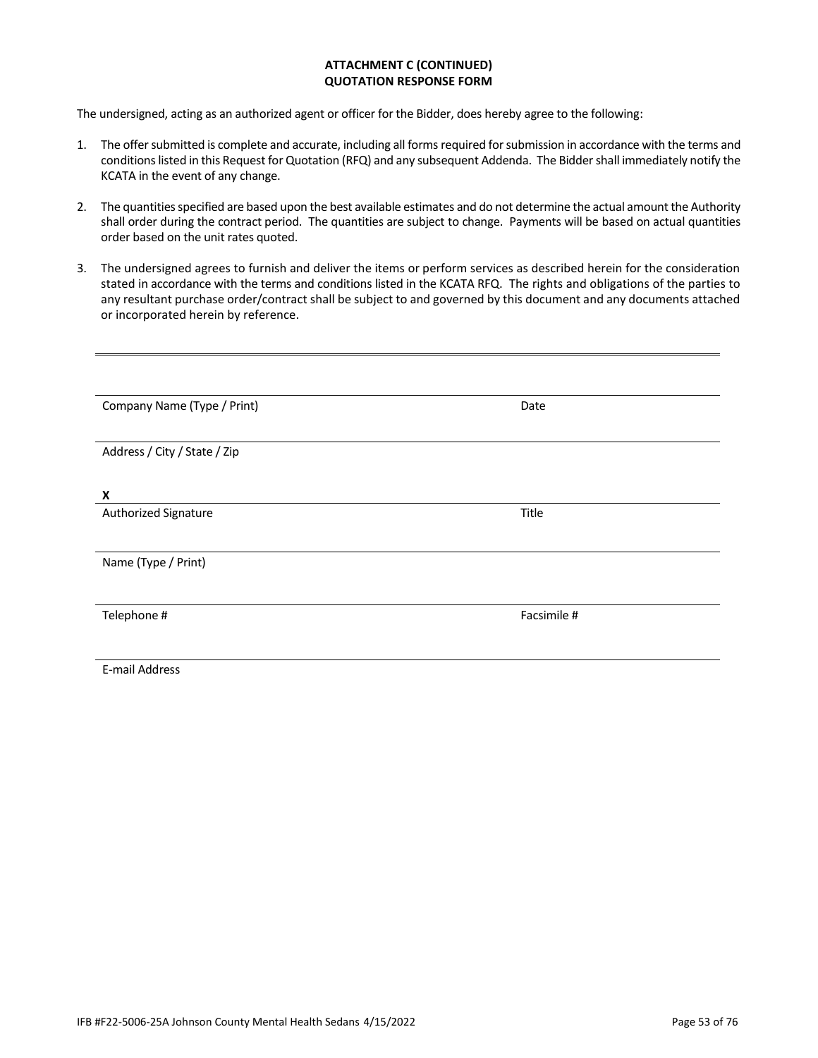**ATTACHMENT C (CONTINUED)**
**QUOTATION RESPONSE FORM**

The undersigned, acting as an authorized agent or officer for the Bidder, does hereby agree to the following:

1. The offer submitted is complete and accurate, including all forms required for submission in accordance with the terms and conditions listed in this Request for Quotation (RFQ) and any subsequent Addenda. The Bidder shall immediately notify the KCATA in the event of any change.
2. The quantities specified are based upon the best available estimates and do not determine the actual amount the Authority shall order during the contract period. The quantities are subject to change. Payments will be based on actual quantities order based on the unit rates quoted.
3. The undersigned agrees to furnish and deliver the items or perform services as described herein for the consideration stated in accordance with the terms and conditions listed in the KCATA RFQ. The rights and obligations of the parties to any resultant purchase order/contract shall be subject to and governed by this document and any documents attached or incorporated herein by reference.

---

\_\_\_\_\_\_\_\_\_\_\_\_\_\_\_\_\_\_\_\_\_\_\_\_\_\_\_\_\_\_\_\_\_\_\_\_\_\_\_\_\_\_\_\_\_\_\_\_\_\_\_\_\_\_\_\_\_\_\_\_\_\_\_\_\_\_\_\_
Company Name (Type / Print) Date

\_\_\_\_\_\_\_\_\_\_\_\_\_\_\_\_\_\_\_\_\_\_\_\_\_\_\_\_\_\_\_\_\_\_\_\_\_\_\_\_\_\_\_\_\_\_\_\_\_\_\_\_\_\_\_\_\_\_\_\_\_\_\_\_\_\_\_\_
Address / City / State / Zip

**X**\_\_\_\_\_\_\_\_\_\_\_\_\_\_\_\_\_\_\_\_\_\_\_\_\_\_\_\_\_\_\_\_\_\_\_\_\_\_\_\_\_\_\_\_\_\_\_\_\_\_\_\_\_\_\_\_\_\_\_\_\_\_\_\_\_\_\_
Authorized Signature Title

\_\_\_\_\_\_\_\_\_\_\_\_\_\_\_\_\_\_\_\_\_\_\_\_\_\_\_\_\_\_\_\_\_\_\_\_\_\_\_\_\_\_\_\_\_\_\_\_\_\_\_\_\_\_\_\_\_\_\_\_\_\_\_\_\_\_\_\_
Name (Type / Print)

\_\_\_\_\_\_\_\_\_\_\_\_\_\_\_\_\_\_\_\_\_\_\_\_\_\_\_\_\_\_\_\_\_\_\_\_\_\_\_\_\_\_\_\_\_\_\_\_\_\_\_\_\_\_\_\_\_\_\_\_\_\_\_\_\_\_\_\_
Telephone # Facsimile #

\_\_\_\_\_\_\_\_\_\_\_\_\_\_\_\_\_\_\_\_\_\_\_\_\_\_\_\_\_\_\_\_\_\_\_\_\_\_\_\_\_\_\_\_\_\_\_\_\_\_\_\_\_\_\_\_\_\_\_\_\_\_\_\_\_\_\_\_
E-mail Address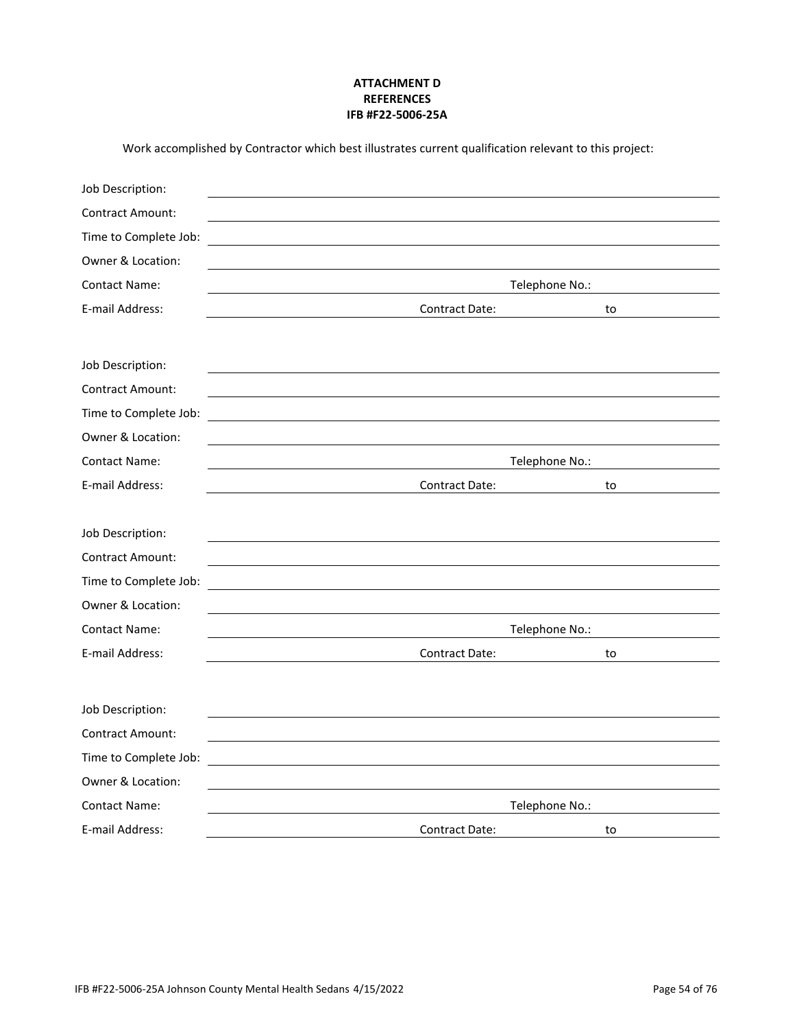**ATTACHMENT D**
**REFERENCES**
**IFB #F22-5006-25A**

Work accomplished by Contractor which best illustrates current qualification relevant to this project:

Job Description: \_\_\_\_\_\_\_\_\_\_\_\_\_\_\_\_\_\_\_\_\_\_\_\_\_\_\_\_\_\_\_\_\_\_\_\_\_\_\_\_\_\_

Contract Amount: \_\_\_\_\_\_\_\_\_\_\_\_\_\_\_\_\_\_\_\_\_\_\_\_\_\_\_\_\_\_\_\_\_\_\_\_\_\_\_\_\_\_

Time to Complete Job: \_\_\_\_\_\_\_\_\_\_\_\_\_\_\_\_\_\_\_\_\_\_\_\_\_\_\_\_\_\_\_\_\_\_\_\_\_\_\_\_\_\_

Owner & Location: \_\_\_\_\_\_\_\_\_\_\_\_\_\_\_\_\_\_\_\_\_\_\_\_\_\_\_\_\_\_\_\_\_\_\_\_\_\_\_\_\_\_

Contact Name: \_\_\_\_\_\_\_\_\_\_\_\_\_\_\_\_\_\_\_\_\_\_\_\_ Telephone No.: \_\_\_\_\_\_\_\_\_\_\_\_

E-mail Address: \_\_\_\_\_\_\_\_\_\_\_\_\_\_\_\_\_\_ Contract Date: \_\_\_\_\_\_\_\_ to \_\_\_\_\_\_\_\_

Job Description: \_\_\_\_\_\_\_\_\_\_\_\_\_\_\_\_\_\_\_\_\_\_\_\_\_\_\_\_\_\_\_\_\_\_\_\_\_\_\_\_\_\_

Contract Amount: \_\_\_\_\_\_\_\_\_\_\_\_\_\_\_\_\_\_\_\_\_\_\_\_\_\_\_\_\_\_\_\_\_\_\_\_\_\_\_\_\_\_

Time to Complete Job: \_\_\_\_\_\_\_\_\_\_\_\_\_\_\_\_\_\_\_\_\_\_\_\_\_\_\_\_\_\_\_\_\_\_\_\_\_\_\_\_\_\_

Owner & Location: \_\_\_\_\_\_\_\_\_\_\_\_\_\_\_\_\_\_\_\_\_\_\_\_\_\_\_\_\_\_\_\_\_\_\_\_\_\_\_\_\_\_

Contact Name: \_\_\_\_\_\_\_\_\_\_\_\_\_\_\_\_\_\_\_\_\_\_\_\_ Telephone No.: \_\_\_\_\_\_\_\_\_\_\_\_

E-mail Address: \_\_\_\_\_\_\_\_\_\_\_\_\_\_\_\_\_\_ Contract Date: \_\_\_\_\_\_\_\_ to \_\_\_\_\_\_\_\_

Job Description: \_\_\_\_\_\_\_\_\_\_\_\_\_\_\_\_\_\_\_\_\_\_\_\_\_\_\_\_\_\_\_\_\_\_\_\_\_\_\_\_\_\_

Contract Amount: \_\_\_\_\_\_\_\_\_\_\_\_\_\_\_\_\_\_\_\_\_\_\_\_\_\_\_\_\_\_\_\_\_\_\_\_\_\_\_\_\_\_

Time to Complete Job: \_\_\_\_\_\_\_\_\_\_\_\_\_\_\_\_\_\_\_\_\_\_\_\_\_\_\_\_\_\_\_\_\_\_\_\_\_\_\_\_\_\_

Owner & Location: \_\_\_\_\_\_\_\_\_\_\_\_\_\_\_\_\_\_\_\_\_\_\_\_\_\_\_\_\_\_\_\_\_\_\_\_\_\_\_\_\_\_

Contact Name: \_\_\_\_\_\_\_\_\_\_\_\_\_\_\_\_\_\_\_\_\_\_\_\_ Telephone No.: \_\_\_\_\_\_\_\_\_\_\_\_

E-mail Address: \_\_\_\_\_\_\_\_\_\_\_\_\_\_\_\_\_\_ Contract Date: \_\_\_\_\_\_\_\_ to \_\_\_\_\_\_\_\_

Job Description: \_\_\_\_\_\_\_\_\_\_\_\_\_\_\_\_\_\_\_\_\_\_\_\_\_\_\_\_\_\_\_\_\_\_\_\_\_\_\_\_\_\_

Contract Amount: \_\_\_\_\_\_\_\_\_\_\_\_\_\_\_\_\_\_\_\_\_\_\_\_\_\_\_\_\_\_\_\_\_\_\_\_\_\_\_\_\_\_

Time to Complete Job: \_\_\_\_\_\_\_\_\_\_\_\_\_\_\_\_\_\_\_\_\_\_\_\_\_\_\_\_\_\_\_\_\_\_\_\_\_\_\_\_\_\_

Owner & Location: \_\_\_\_\_\_\_\_\_\_\_\_\_\_\_\_\_\_\_\_\_\_\_\_\_\_\_\_\_\_\_\_\_\_\_\_\_\_\_\_\_\_

Contact Name: \_\_\_\_\_\_\_\_\_\_\_\_\_\_\_\_\_\_\_\_\_\_\_\_ Telephone No.: \_\_\_\_\_\_\_\_\_\_\_\_

E-mail Address: \_\_\_\_\_\_\_\_\_\_\_\_\_\_\_\_\_\_ Contract Date: \_\_\_\_\_\_\_\_ to \_\_\_\_\_\_\_\_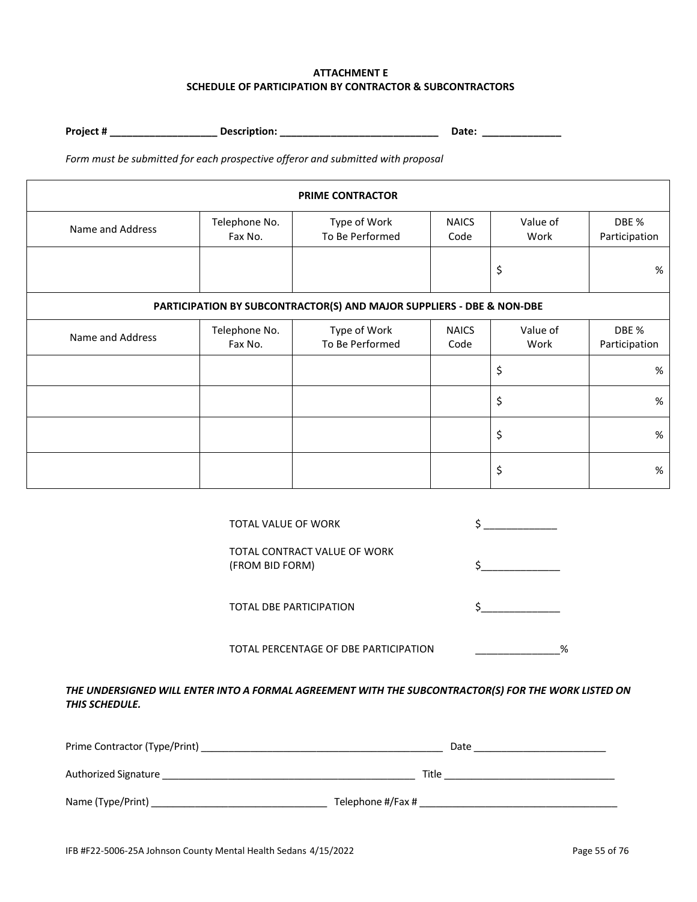**ATTACHMENT E**
**SCHEDULE OF PARTICIPATION BY CONTRACTOR & SUBCONTRACTORS**

**Project # ___________________ Description: ____________________________ Date: ______________**

*Form must be submitted for each prospective offeror and submitted with proposal*

| **PRIME CONTRACTOR** | | | | | |
|---|---|---|---|---|---|
| Name and Address | Telephone No. Fax No. | Type of Work To Be Performed | NAICS Code | Value of Work | DBE % Participation |
| | | | | $ | % |
| **PARTICIPATION BY SUBCONTRACTOR(S) AND MAJOR SUPPLIERS - DBE & NON-DBE** | | | | | |
| Name and Address | Telephone No. Fax No. | Type of Work To Be Performed | NAICS Code | Value of Work | DBE % Participation |
| | | | | $ | % |
| | | | | $ | % |
| | | | | $ | % |
| | | | | $ | % |

TOTAL VALUE OF WORK $ _____________

TOTAL CONTRACT VALUE OF WORK (FROM BID FORM) $______________

TOTAL DBE PARTICIPATION $______________

TOTAL PERCENTAGE OF DBE PARTICIPATION _______________%

***THE UNDERSIGNED WILL ENTER INTO A FORMAL AGREEMENT WITH THE SUBCONTRACTOR(S) FOR THE WORK LISTED ON THIS SCHEDULE.***

Prime Contractor (Type/Print) ______________________________________________ Date ________________________

Authorized Signature _______________________________________________ Title _______________________________

Name (Type/Print) ________________________________ Telephone #/Fax # ____________________________________

IFB #F22-5006-25A Johnson County Mental Health Sedans 4/15/2022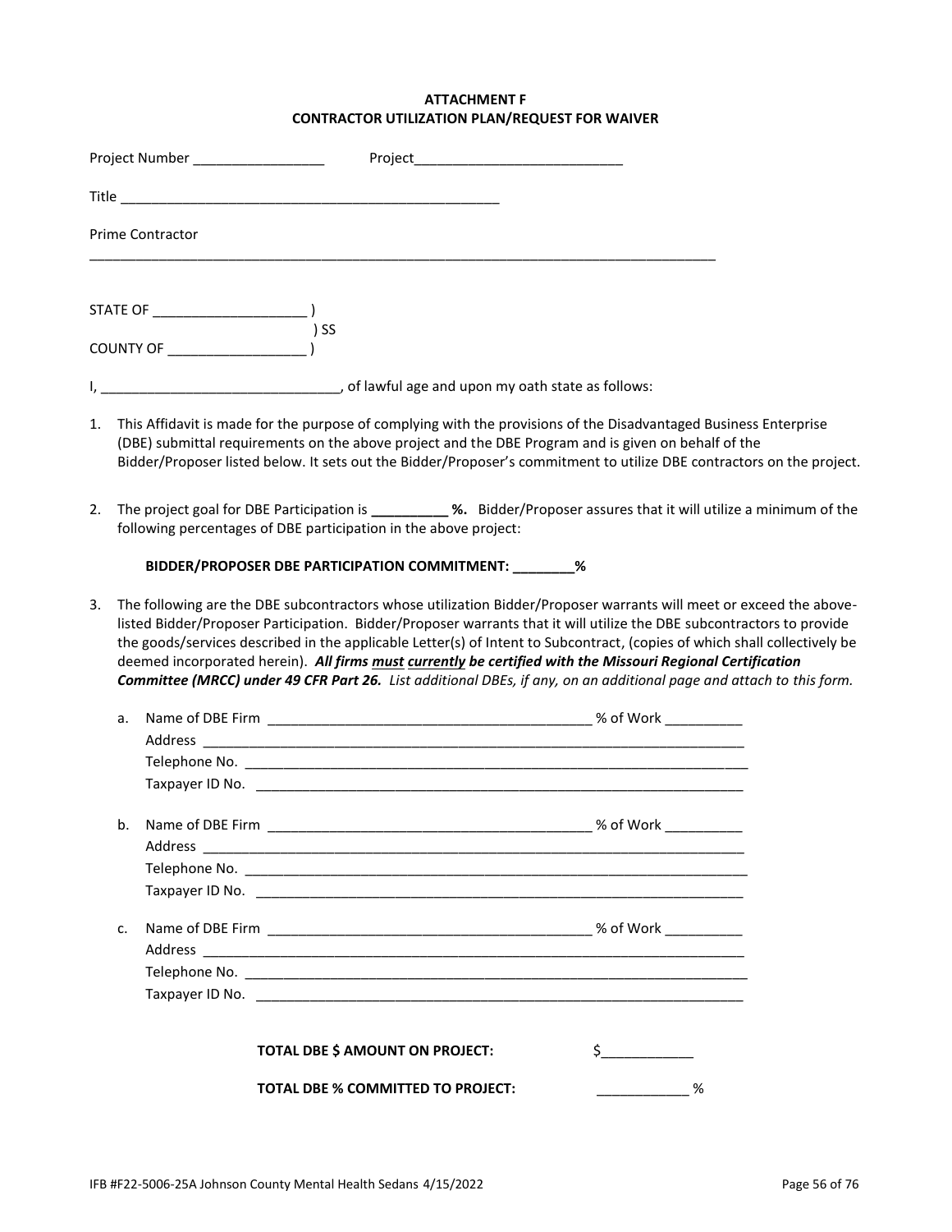**ATTACHMENT F**
**CONTRACTOR UTILIZATION PLAN/REQUEST FOR WAIVER**

Project Number _________________ Project___________________________

Title __________________________________________________

Prime Contractor

_________________________________________________________________________________

STATE OF ____________________ )
) SS
COUNTY OF __________________ )

I, _______________________________, of lawful age and upon my oath state as follows:

1. This Affidavit is made for the purpose of complying with the provisions of the Disadvantaged Business Enterprise (DBE) submittal requirements on the above project and the DBE Program and is given on behalf of the Bidder/Proposer listed below. It sets out the Bidder/Proposer's commitment to utilize DBE contractors on the project.

2. The project goal for DBE Participation is **__________ %.** Bidder/Proposer assures that it will utilize a minimum of the following percentages of DBE participation in the above project:

   **BIDDER/PROPOSER DBE PARTICIPATION COMMITMENT: ________%**

3. The following are the DBE subcontractors whose utilization Bidder/Proposer warrants will meet or exceed the above-listed Bidder/Proposer Participation. Bidder/Proposer warrants that it will utilize the DBE subcontractors to provide the goods/services described in the applicable Letter(s) of Intent to Subcontract, (copies of which shall collectively be deemed incorporated herein). ***All firms must currently be certified with the Missouri Regional Certification Committee (MRCC) under 49 CFR Part 26.*** *List additional DBEs, if any, on an additional page and attach to this form.*

   a. Name of DBE Firm __________________________________________ % of Work __________
      Address _______________________________________________________________________
      Telephone No. __________________________________________________________________
      Taxpayer ID No. _________________________________________________________________

   b. Name of DBE Firm __________________________________________ % of Work __________
      Address _______________________________________________________________________
      Telephone No. __________________________________________________________________
      Taxpayer ID No. _________________________________________________________________

   c. Name of DBE Firm __________________________________________ % of Work __________
      Address _______________________________________________________________________
      Telephone No. __________________________________________________________________
      Taxpayer ID No. _________________________________________________________________

   **TOTAL DBE $ AMOUNT ON PROJECT:** $____________

   **TOTAL DBE % COMMITTED TO PROJECT:** ____________ %

IFB #F22-5006-25A Johnson County Mental Health Sedans 4/15/2022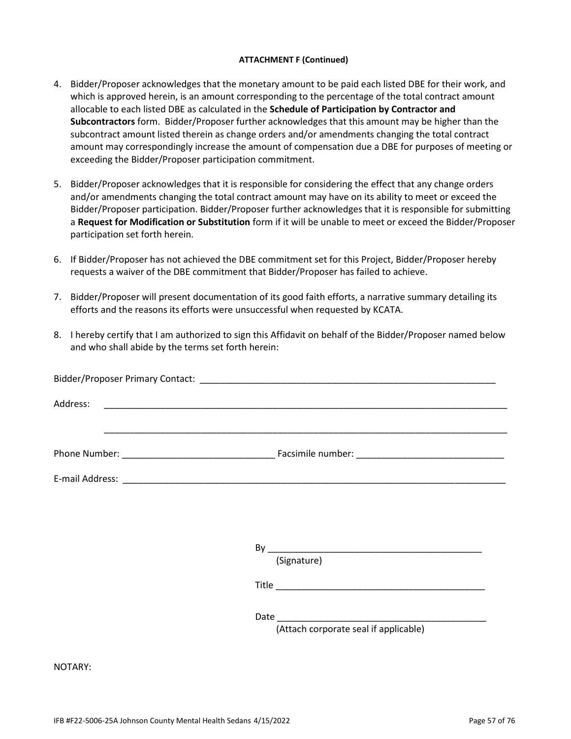**ATTACHMENT F (Continued)**

4. Bidder/Proposer acknowledges that the monetary amount to be paid each listed DBE for their work, and which is approved herein, is an amount corresponding to the percentage of the total contract amount allocable to each listed DBE as calculated in the **Schedule of Participation by Contractor and Subcontractors** form. Bidder/Proposer further acknowledges that this amount may be higher than the subcontract amount listed therein as change orders and/or amendments changing the total contract amount may correspondingly increase the amount of compensation due a DBE for purposes of meeting or exceeding the Bidder/Proposer participation commitment.

5. Bidder/Proposer acknowledges that it is responsible for considering the effect that any change orders and/or amendments changing the total contract amount may have on its ability to meet or exceed the Bidder/Proposer participation. Bidder/Proposer further acknowledges that it is responsible for submitting a **Request for Modification or Substitution** form if it will be unable to meet or exceed the Bidder/Proposer participation set forth herein.

6. If Bidder/Proposer has not achieved the DBE commitment set for this Project, Bidder/Proposer hereby requests a waiver of the DBE commitment that Bidder/Proposer has failed to achieve.

7. Bidder/Proposer will present documentation of its good faith efforts, a narrative summary detailing its efforts and the reasons its efforts were unsuccessful when requested by KCATA.

8. I hereby certify that I am authorized to sign this Affidavit on behalf of the Bidder/Proposer named below and who shall abide by the terms set forth herein:

Bidder/Proposer Primary Contact: ____________________________________________________________

Address: ________________________________________________________________________________

________________________________________________________________________________

Phone Number: ______________________________ Facsimile number: _____________________________

E-mail Address: _____________________________________________________________________________

By ___________________________________________
(Signature)

Title __________________________________________

Date __________________________________________
(Attach corporate seal if applicable)

NOTARY: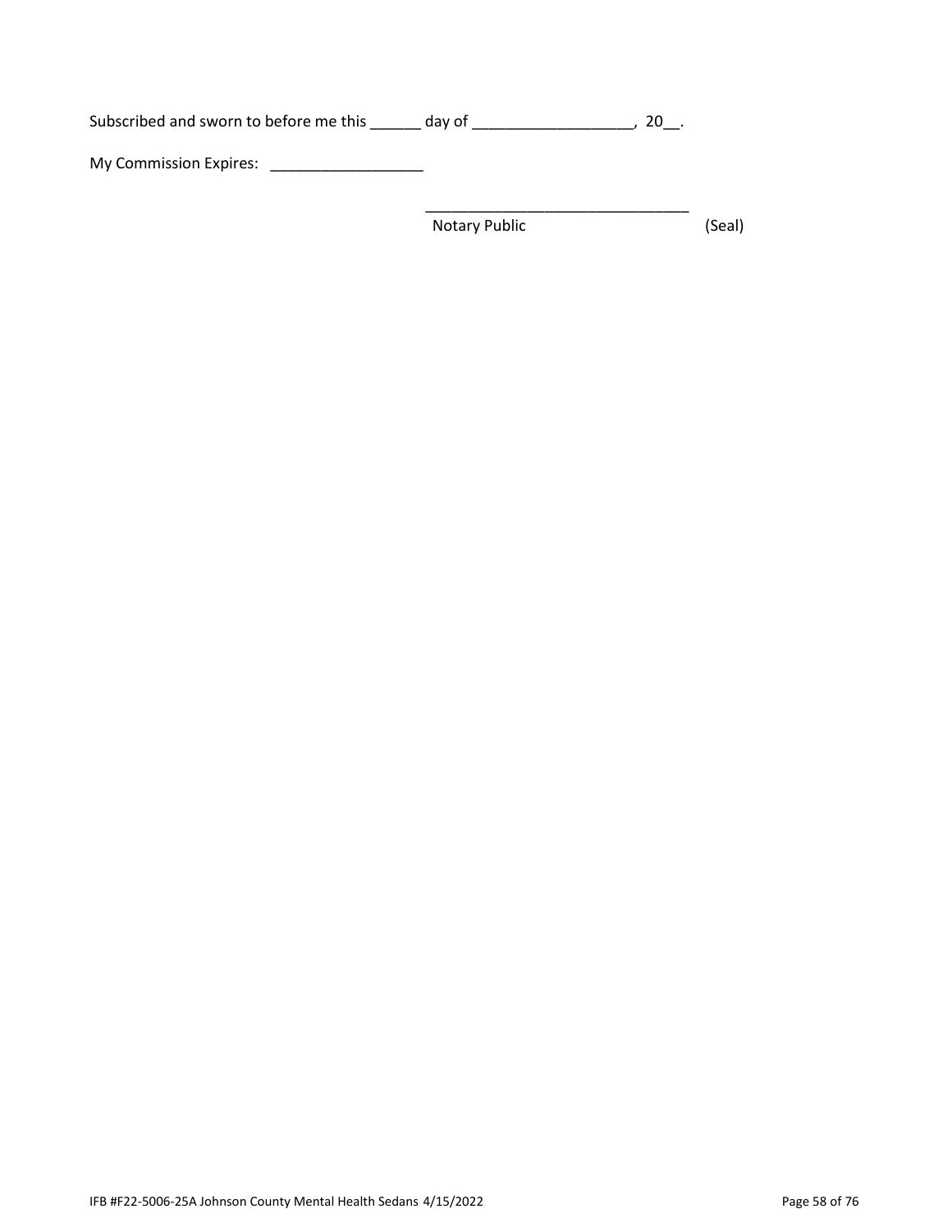Subscribed and sworn to before me this ______ day of ___________________, 20__.

My Commission Expires: __________________

_______________________________

Notary Public (Seal)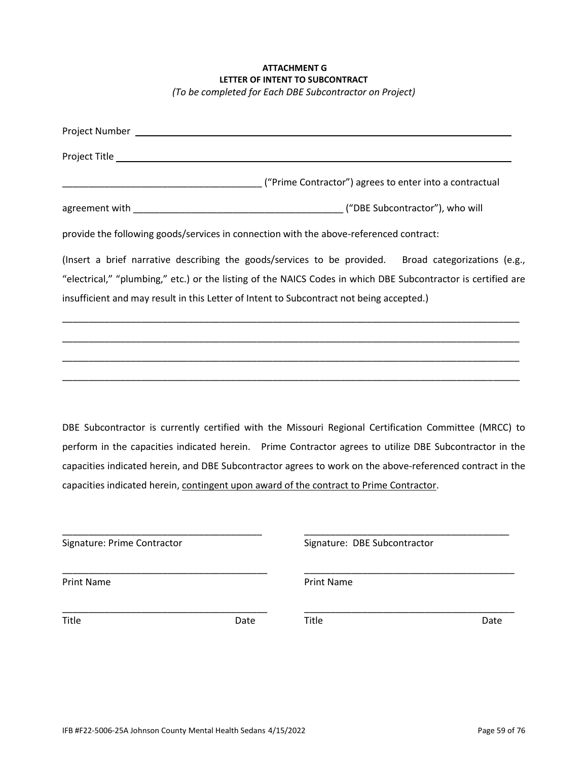**ATTACHMENT G**
**LETTER OF INTENT TO SUBCONTRACT**
*(To be completed for Each DBE Subcontractor on Project)*

Project Number ________________________________________________________________

Project Title __________________________________________________________________

_____________________________________ ("Prime Contractor") agrees to enter into a contractual

agreement with _______________________________________ ("DBE Subcontractor"), who will

provide the following goods/services in connection with the above-referenced contract:

(Insert a brief narrative describing the goods/services to be provided. Broad categorizations (e.g., "electrical," "plumbing," etc.) or the listing of the NAICS Codes in which DBE Subcontractor is certified are insufficient and may result in this Letter of Intent to Subcontract not being accepted.)

_____________________________________________________________________________________

_____________________________________________________________________________________

_____________________________________________________________________________________

_____________________________________________________________________________________

DBE Subcontractor is currently certified with the Missouri Regional Certification Committee (MRCC) to perform in the capacities indicated herein. Prime Contractor agrees to utilize DBE Subcontractor in the capacities indicated herein, and DBE Subcontractor agrees to work on the above-referenced contract in the capacities indicated herein, <u>contingent upon award of the contract to Prime Contractor</u>.

_____________________________________
Signature: Prime Contractor

_____________________________________
Print Name

_____________________________________
Title Date

_____________________________________
Signature: DBE Subcontractor

_____________________________________
Print Name

_____________________________________
Title Date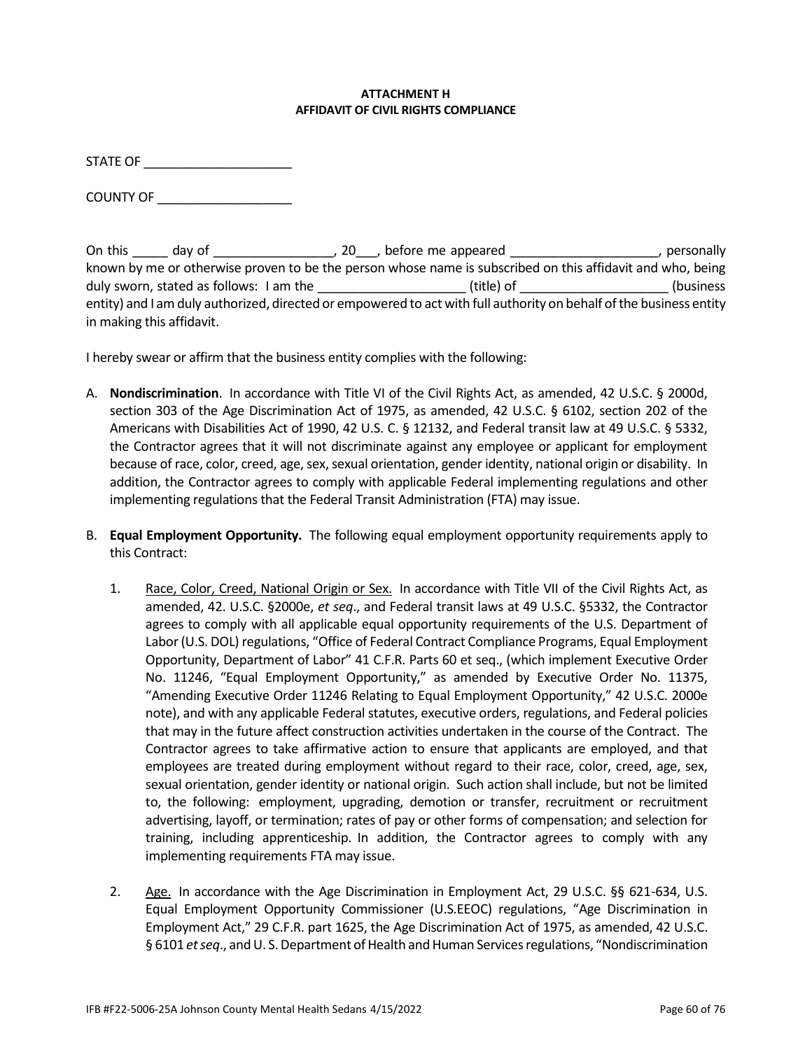**ATTACHMENT H**
**AFFIDAVIT OF CIVIL RIGHTS COMPLIANCE**

STATE OF ____________________

COUNTY OF __________________

On this _____ day of ________________, 20___, before me appeared ____________________, personally known by me or otherwise proven to be the person whose name is subscribed on this affidavit and who, being duly sworn, stated as follows: I am the ____________________ (title) of ____________________ (business entity) and I am duly authorized, directed or empowered to act with full authority on behalf of the business entity in making this affidavit.

I hereby swear or affirm that the business entity complies with the following:

A. **Nondiscrimination**. In accordance with Title VI of the Civil Rights Act, as amended, 42 U.S.C. § 2000d, section 303 of the Age Discrimination Act of 1975, as amended, 42 U.S.C. § 6102, section 202 of the Americans with Disabilities Act of 1990, 42 U.S. C. § 12132, and Federal transit law at 49 U.S.C. § 5332, the Contractor agrees that it will not discriminate against any employee or applicant for employment because of race, color, creed, age, sex, sexual orientation, gender identity, national origin or disability. In addition, the Contractor agrees to comply with applicable Federal implementing regulations and other implementing regulations that the Federal Transit Administration (FTA) may issue.

B. **Equal Employment Opportunity.** The following equal employment opportunity requirements apply to this Contract:

   1. Race, Color, Creed, National Origin or Sex. In accordance with Title VII of the Civil Rights Act, as amended, 42. U.S.C. §2000e, *et seq*., and Federal transit laws at 49 U.S.C. §5332, the Contractor agrees to comply with all applicable equal opportunity requirements of the U.S. Department of Labor (U.S. DOL) regulations, "Office of Federal Contract Compliance Programs, Equal Employment Opportunity, Department of Labor" 41 C.F.R. Parts 60 et seq., (which implement Executive Order No. 11246, "Equal Employment Opportunity," as amended by Executive Order No. 11375, "Amending Executive Order 11246 Relating to Equal Employment Opportunity," 42 U.S.C. 2000e note), and with any applicable Federal statutes, executive orders, regulations, and Federal policies that may in the future affect construction activities undertaken in the course of the Contract. The Contractor agrees to take affirmative action to ensure that applicants are employed, and that employees are treated during employment without regard to their race, color, creed, age, sex, sexual orientation, gender identity or national origin. Such action shall include, but not be limited to, the following: employment, upgrading, demotion or transfer, recruitment or recruitment advertising, layoff, or termination; rates of pay or other forms of compensation; and selection for training, including apprenticeship. In addition, the Contractor agrees to comply with any implementing requirements FTA may issue.

   2. Age. In accordance with the Age Discrimination in Employment Act, 29 U.S.C. §§ 621-634, U.S. Equal Employment Opportunity Commissioner (U.S.EEOC) regulations, "Age Discrimination in Employment Act," 29 C.F.R. part 1625, the Age Discrimination Act of 1975, as amended, 42 U.S.C. § 6101 *et seq*., and U. S. Department of Health and Human Services regulations, "Nondiscrimination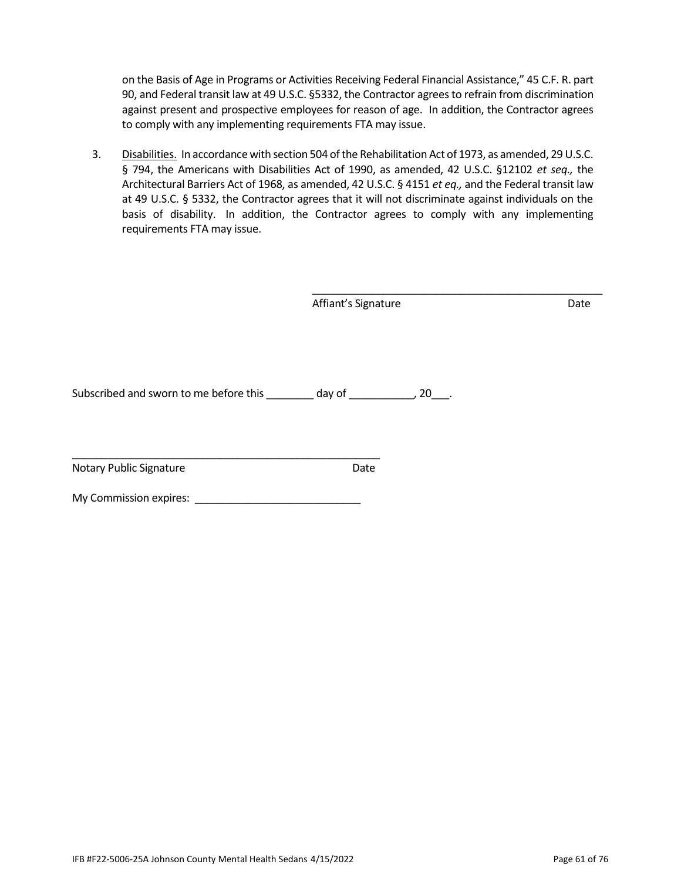on the Basis of Age in Programs or Activities Receiving Federal Financial Assistance," 45 C.F. R. part 90, and Federal transit law at 49 U.S.C. §5332, the Contractor agrees to refrain from discrimination against present and prospective employees for reason of age. In addition, the Contractor agrees to comply with any implementing requirements FTA may issue.

3. Disabilities. In accordance with section 504 of the Rehabilitation Act of 1973, as amended, 29 U.S.C. § 794, the Americans with Disabilities Act of 1990, as amended, 42 U.S.C. §12102 *et seq.,* the Architectural Barriers Act of 1968, as amended, 42 U.S.C. § 4151 *et eq.,* and the Federal transit law at 49 U.S.C. § 5332, the Contractor agrees that it will not discriminate against individuals on the basis of disability. In addition, the Contractor agrees to comply with any implementing requirements FTA may issue.

_______________________________________________
Affiant's Signature Date

Subscribed and sworn to me before this ________ day of ___________, 20___.

_______________________________________________
Notary Public Signature Date

My Commission expires: ____________________________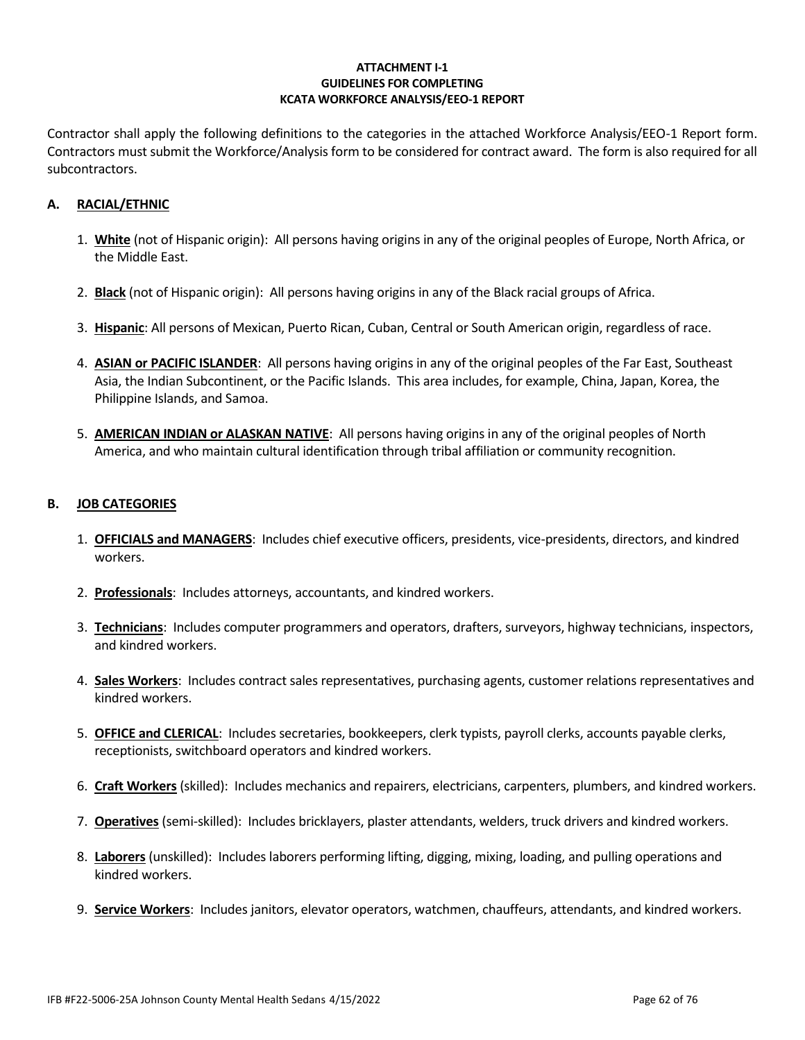**ATTACHMENT I-1**
**GUIDELINES FOR COMPLETING**
**KCATA WORKFORCE ANALYSIS/EEO-1 REPORT**

Contractor shall apply the following definitions to the categories in the attached Workforce Analysis/EEO-1 Report form. Contractors must submit the Workforce/Analysis form to be considered for contract award. The form is also required for all subcontractors.

## A. RACIAL/ETHNIC

1. **White** (not of Hispanic origin): All persons having origins in any of the original peoples of Europe, North Africa, or the Middle East.
2. **Black** (not of Hispanic origin): All persons having origins in any of the Black racial groups of Africa.
3. **Hispanic**: All persons of Mexican, Puerto Rican, Cuban, Central or South American origin, regardless of race.
4. **ASIAN or PACIFIC ISLANDER**: All persons having origins in any of the original peoples of the Far East, Southeast Asia, the Indian Subcontinent, or the Pacific Islands. This area includes, for example, China, Japan, Korea, the Philippine Islands, and Samoa.
5. **AMERICAN INDIAN or ALASKAN NATIVE**: All persons having origins in any of the original peoples of North America, and who maintain cultural identification through tribal affiliation or community recognition.

## B. JOB CATEGORIES

1. **OFFICIALS and MANAGERS**: Includes chief executive officers, presidents, vice-presidents, directors, and kindred workers.
2. **Professionals**: Includes attorneys, accountants, and kindred workers.
3. **Technicians**: Includes computer programmers and operators, drafters, surveyors, highway technicians, inspectors, and kindred workers.
4. **Sales Workers**: Includes contract sales representatives, purchasing agents, customer relations representatives and kindred workers.
5. **OFFICE and CLERICAL**: Includes secretaries, bookkeepers, clerk typists, payroll clerks, accounts payable clerks, receptionists, switchboard operators and kindred workers.
6. **Craft Workers** (skilled): Includes mechanics and repairers, electricians, carpenters, plumbers, and kindred workers.
7. **Operatives** (semi-skilled): Includes bricklayers, plaster attendants, welders, truck drivers and kindred workers.
8. **Laborers** (unskilled): Includes laborers performing lifting, digging, mixing, loading, and pulling operations and kindred workers.
9. **Service Workers**: Includes janitors, elevator operators, watchmen, chauffeurs, attendants, and kindred workers.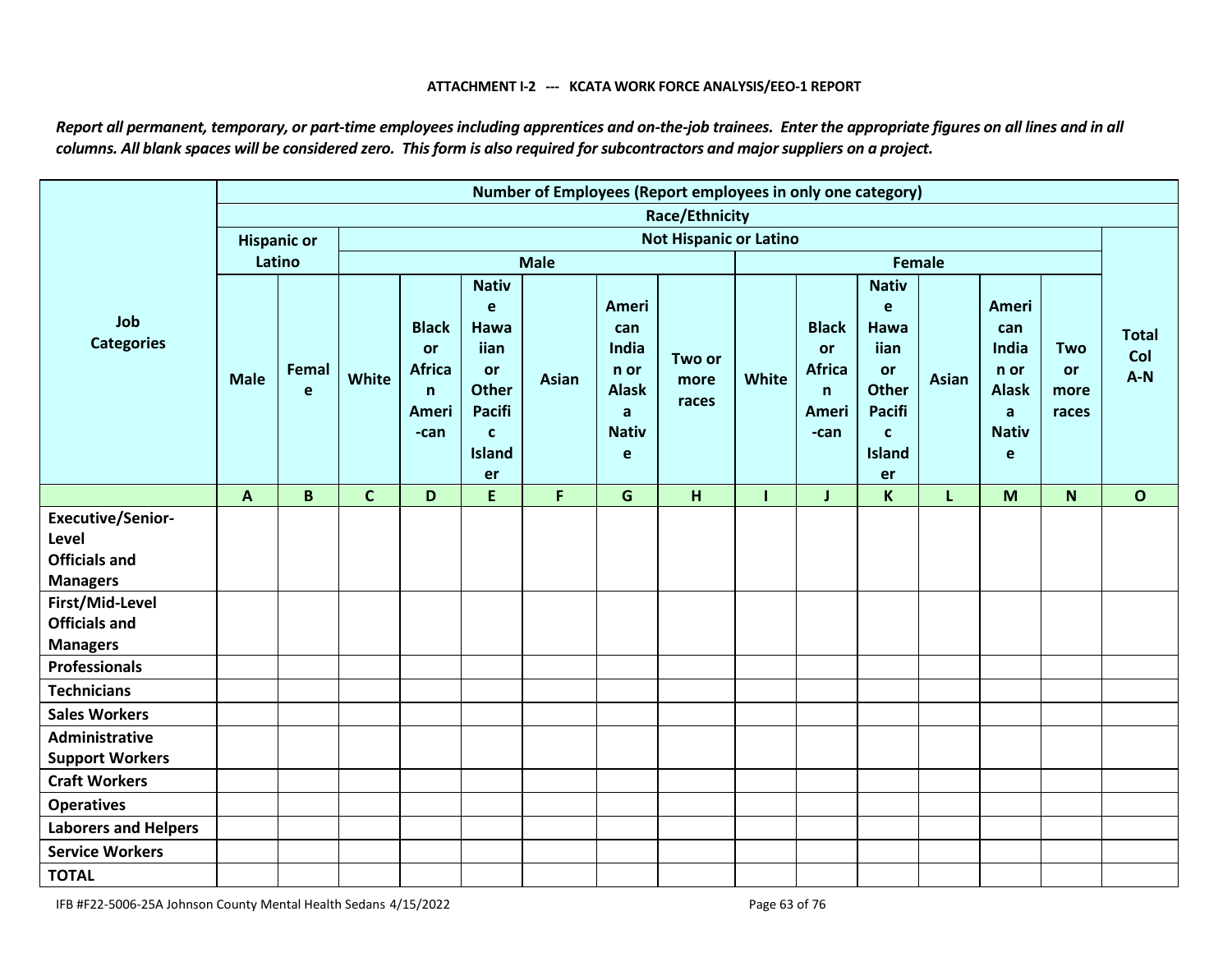**ATTACHMENT I-2 --- KCATA WORK FORCE ANALYSIS/EEO-1 REPORT**

*Report all permanent, temporary, or part-time employees including apprentices and on-the-job trainees. Enter the appropriate figures on all lines and in all columns. All blank spaces will be considered zero. This form is also required for subcontractors and major suppliers on a project.*

| Job Categories | Number of Employees (Report employees in only one category) | | | | | | | | | | | | | | |
|---|---|---|---|---|---|---|---|---|---|---|---|---|---|---|---|
| | Race/Ethnicity | | | | | | | | | | | | | | |
| | Hispanic or Latino | | Not Hispanic or Latino | | | | | | | | | | | | Total Col A-N |
| | | | Male | | | | | | Female | | | | | | |
| | Male | Female | White | Black or African Ameri-can | Native Hawaiian or Other Pacific Islander | Asian | American Indian or Alaska Native | Two or more races | White | Black or African Ameri-can | Native Hawaiian or Other Pacific Islander | Asian | American Indian or Alaska Native | Two or more races | |
| | A | B | C | D | E | F | G | H | I | J | K | L | M | N | O |
| **Executive/Senior-Level Officials and Managers** | | | | | | | | | | | | | | | |
| **First/Mid-Level Officials and Managers** | | | | | | | | | | | | | | | |
| **Professionals** | | | | | | | | | | | | | | | |
| **Technicians** | | | | | | | | | | | | | | | |
| **Sales Workers** | | | | | | | | | | | | | | | |
| **Administrative Support Workers** | | | | | | | | | | | | | | | |
| **Craft Workers** | | | | | | | | | | | | | | | |
| **Operatives** | | | | | | | | | | | | | | | |
| **Laborers and Helpers** | | | | | | | | | | | | | | | |
| **Service Workers** | | | | | | | | | | | | | | | |
| **TOTAL** | | | | | | | | | | | | | | | |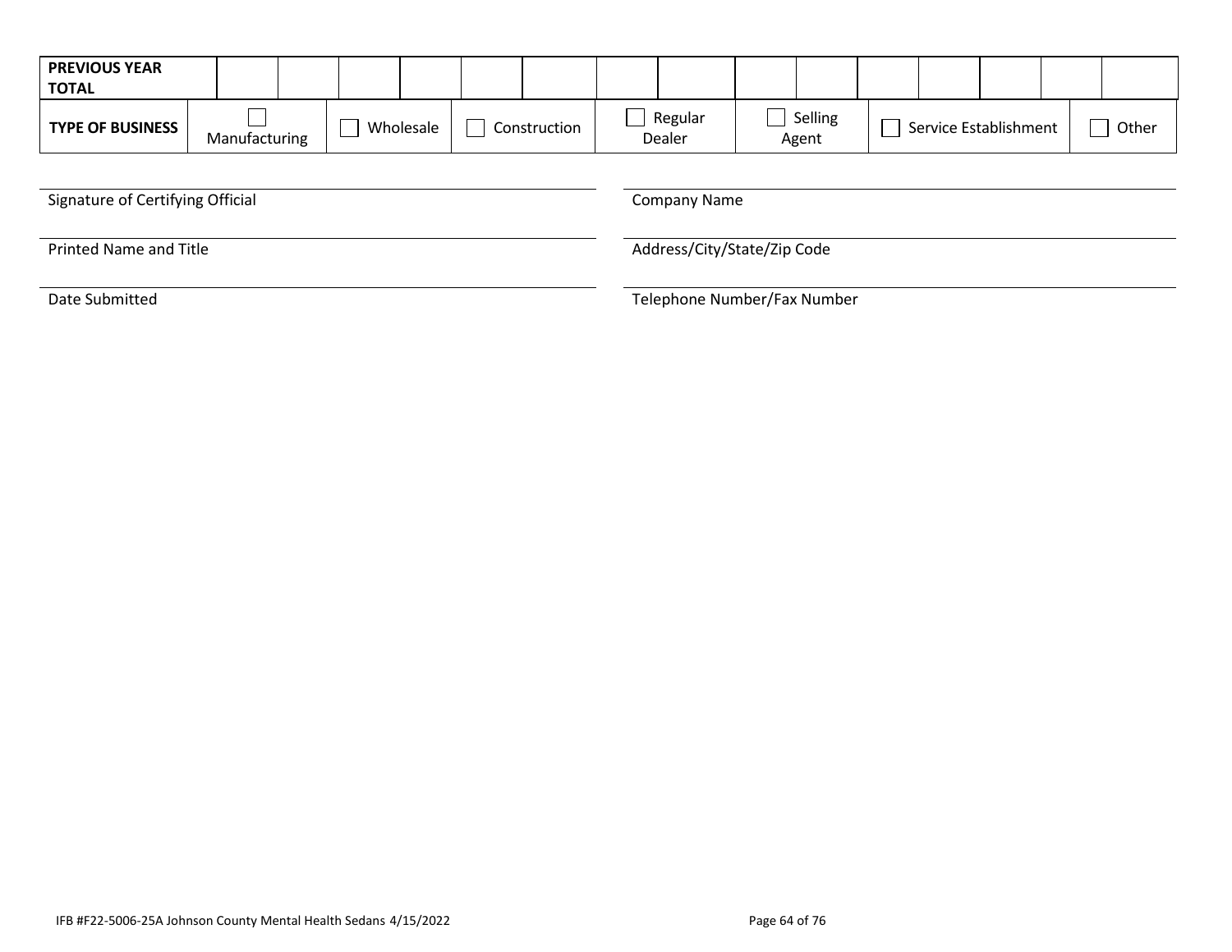| **PREVIOUS YEAR TOTAL** | | | | | | | | | | | | | | | | |
|---|---|---|---|---|---|---|---|---|---|---|---|---|---|---|---|---|
| **TYPE OF BUSINESS** | ☐ Manufacturing | | ☐ Wholesale | | ☐ Construction | | ☐ Regular Dealer | | ☐ Selling Agent | | ☐ Service Establishment | | | | ☐ Other | |

Signature of Certifying Official

Printed Name and Title

Date Submitted

Company Name

Address/City/State/Zip Code

Telephone Number/Fax Number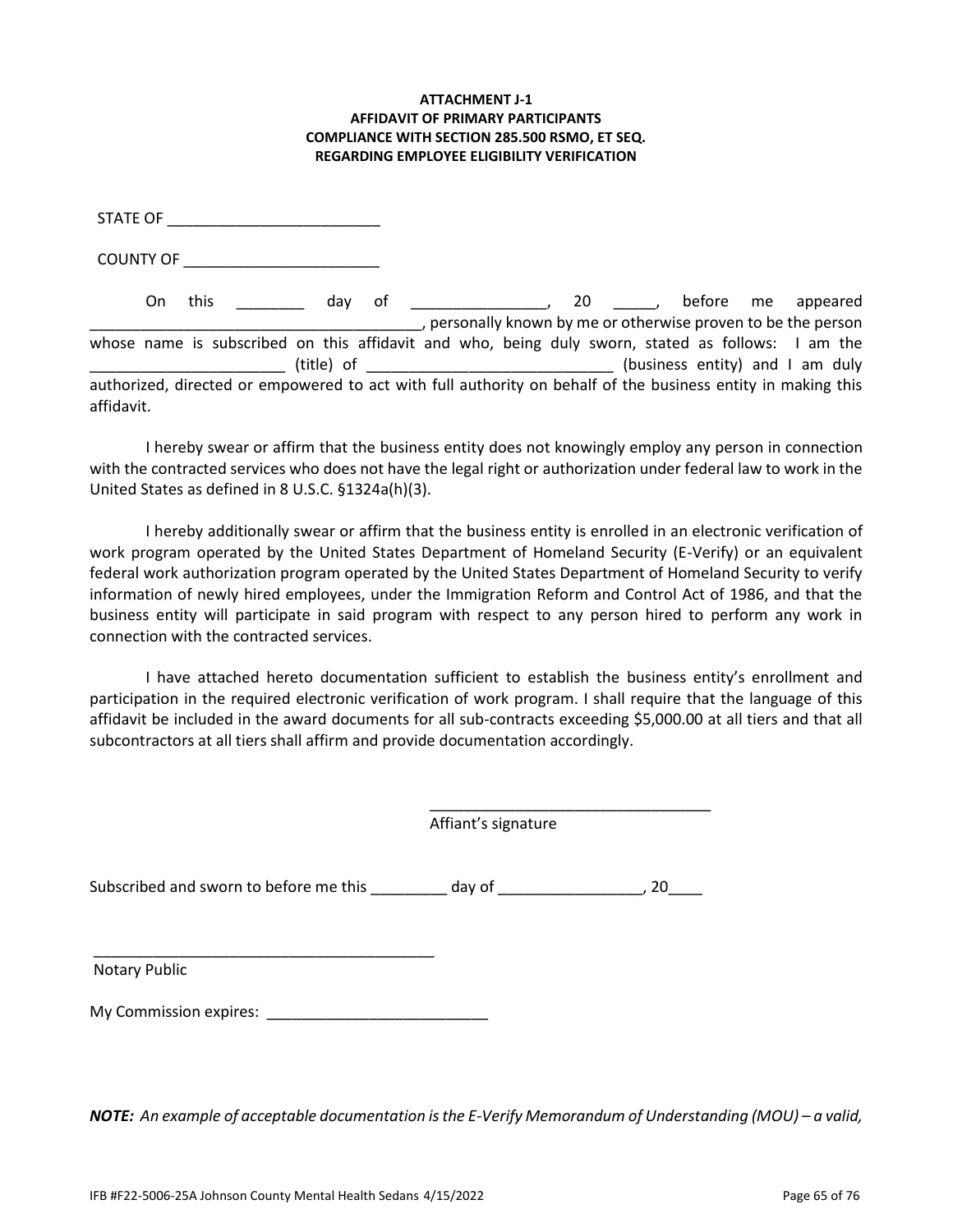**ATTACHMENT J-1**
**AFFIDAVIT OF PRIMARY PARTICIPANTS**
**COMPLIANCE WITH SECTION 285.500 RSMO, ET SEQ.**
**REGARDING EMPLOYEE ELIGIBILITY VERIFICATION**

STATE OF ________________________

COUNTY OF ______________________

On this ________ day of _______________, 20 _____, before me appeared _______________________________________, personally known by me or otherwise proven to be the person whose name is subscribed on this affidavit and who, being duly sworn, stated as follows: I am the ______________________ (title) of ____________________________ (business entity) and I am duly authorized, directed or empowered to act with full authority on behalf of the business entity in making this affidavit.

I hereby swear or affirm that the business entity does not knowingly employ any person in connection with the contracted services who does not have the legal right or authorization under federal law to work in the United States as defined in 8 U.S.C. §1324a(h)(3).

I hereby additionally swear or affirm that the business entity is enrolled in an electronic verification of work program operated by the United States Department of Homeland Security (E-Verify) or an equivalent federal work authorization program operated by the United States Department of Homeland Security to verify information of newly hired employees, under the Immigration Reform and Control Act of 1986, and that the business entity will participate in said program with respect to any person hired to perform any work in connection with the contracted services.

I have attached hereto documentation sufficient to establish the business entity's enrollment and participation in the required electronic verification of work program. I shall require that the language of this affidavit be included in the award documents for all sub-contracts exceeding $5,000.00 at all tiers and that all subcontractors at all tiers shall affirm and provide documentation accordingly.

_________________________________
Affiant's signature

Subscribed and sworn to before me this _________ day of ________________, 20____

________________________________________
Notary Public

My Commission expires: _________________________

***NOTE:** An example of acceptable documentation is the E-Verify Memorandum of Understanding (MOU) – a valid,*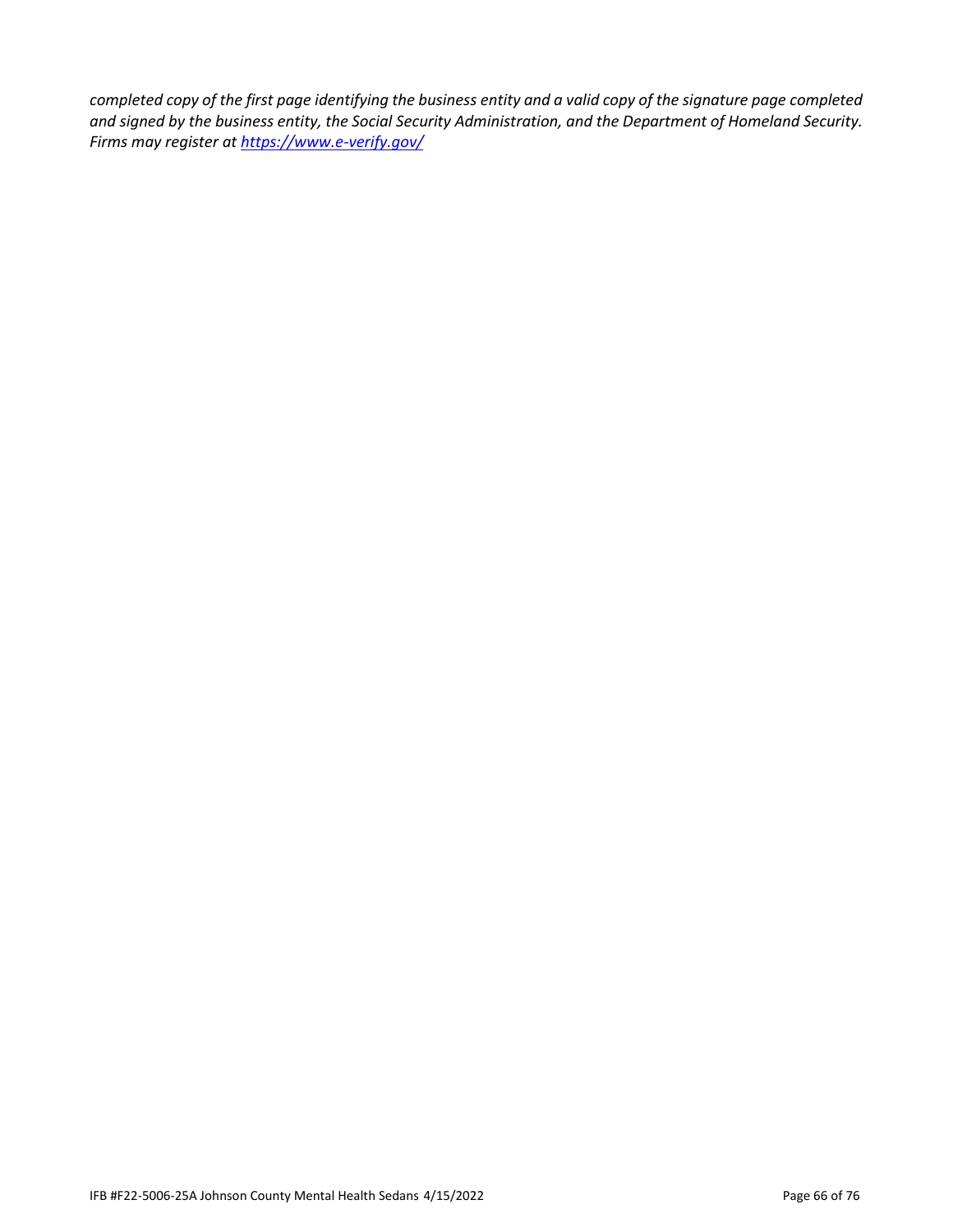*completed copy of the first page identifying the business entity and a valid copy of the signature page completed and signed by the business entity, the Social Security Administration, and the Department of Homeland Security. Firms may register at [https://www.e-verify.gov/](https://www.e-verify.gov/)*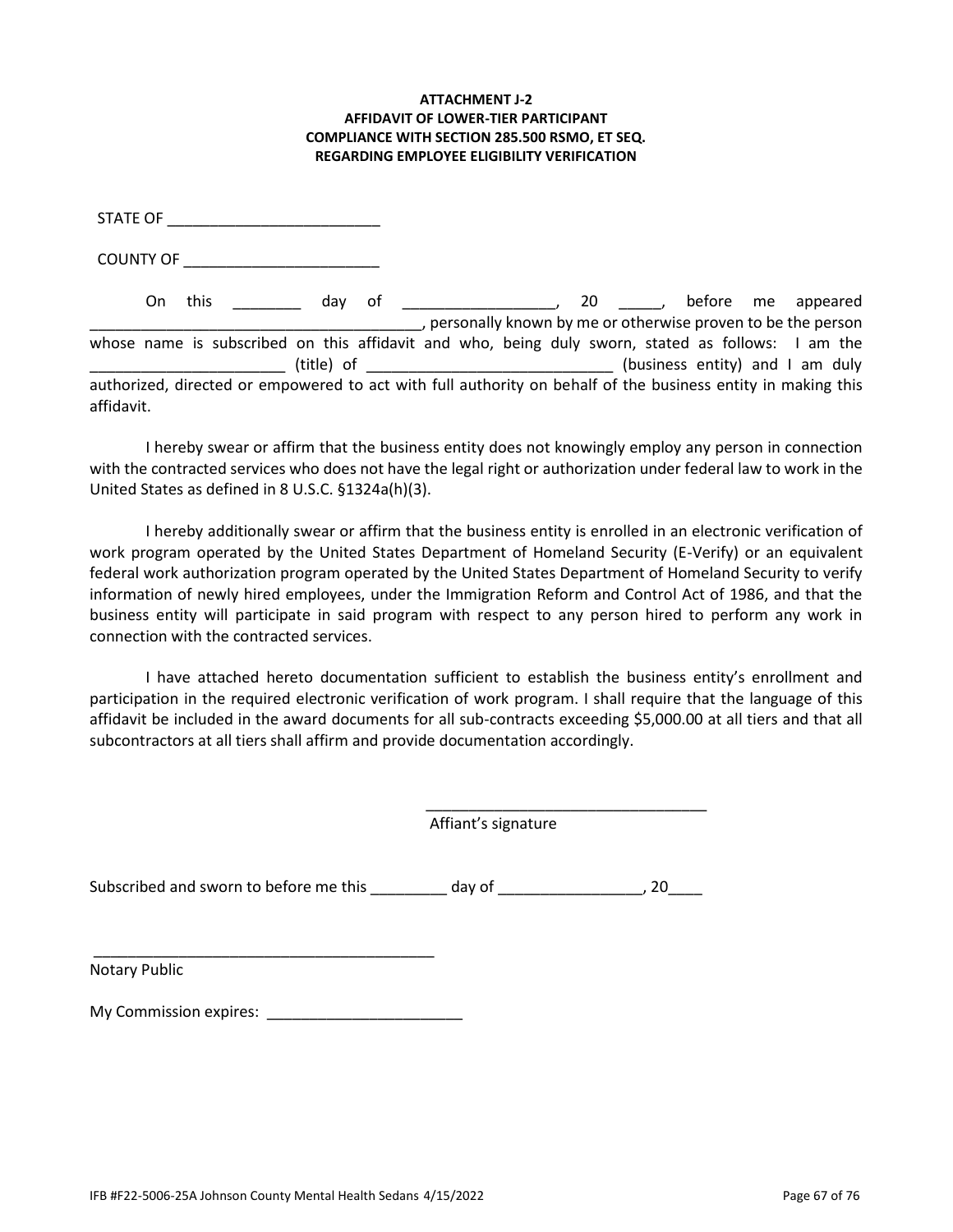**ATTACHMENT J-2**
**AFFIDAVIT OF LOWER-TIER PARTICIPANT**
**COMPLIANCE WITH SECTION 285.500 RSMO, ET SEQ.**
**REGARDING EMPLOYEE ELIGIBILITY VERIFICATION**

STATE OF ________________________

COUNTY OF ______________________

On this ________ day of _________________, 20 _____, before me appeared ______________________________________, personally known by me or otherwise proven to be the person whose name is subscribed on this affidavit and who, being duly sworn, stated as follows: I am the ______________________ (title) of ____________________________ (business entity) and I am duly authorized, directed or empowered to act with full authority on behalf of the business entity in making this affidavit.

I hereby swear or affirm that the business entity does not knowingly employ any person in connection with the contracted services who does not have the legal right or authorization under federal law to work in the United States as defined in 8 U.S.C. §1324a(h)(3).

I hereby additionally swear or affirm that the business entity is enrolled in an electronic verification of work program operated by the United States Department of Homeland Security (E-Verify) or an equivalent federal work authorization program operated by the United States Department of Homeland Security to verify information of newly hired employees, under the Immigration Reform and Control Act of 1986, and that the business entity will participate in said program with respect to any person hired to perform any work in connection with the contracted services.

I have attached hereto documentation sufficient to establish the business entity's enrollment and participation in the required electronic verification of work program. I shall require that the language of this affidavit be included in the award documents for all sub-contracts exceeding $5,000.00 at all tiers and that all subcontractors at all tiers shall affirm and provide documentation accordingly.

_________________________________
Affiant's signature

Subscribed and sworn to before me this _________ day of _________________, 20____

________________________________________
Notary Public

My Commission expires: _______________________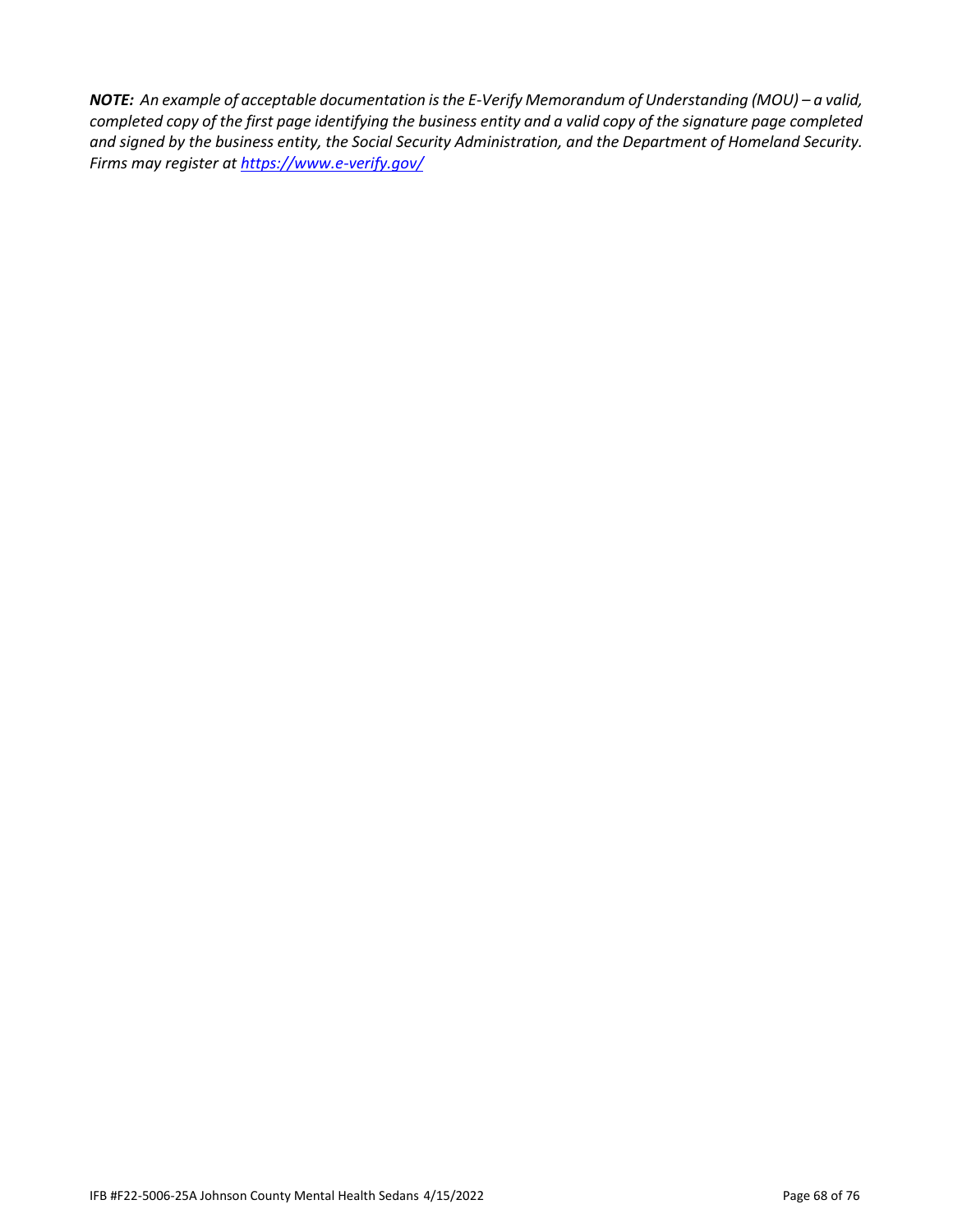***NOTE:*** *An example of acceptable documentation is the E-Verify Memorandum of Understanding (MOU) – a valid, completed copy of the first page identifying the business entity and a valid copy of the signature page completed and signed by the business entity, the Social Security Administration, and the Department of Homeland Security. Firms may register at [https://www.e-verify.gov/](https://www.e-verify.gov/)*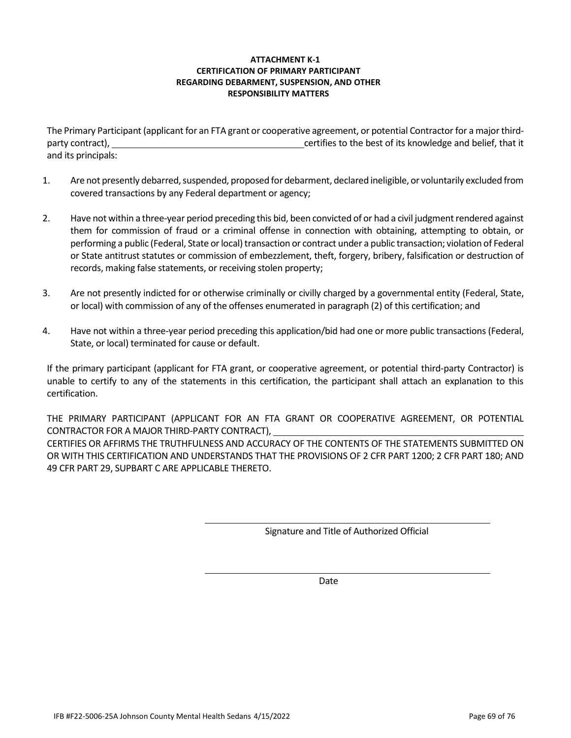**ATTACHMENT K-1**
**CERTIFICATION OF PRIMARY PARTICIPANT**
**REGARDING DEBARMENT, SUSPENSION, AND OTHER**
**RESPONSIBILITY MATTERS**

The Primary Participant (applicant for an FTA grant or cooperative agreement, or potential Contractor for a major third-party contract), ______________________________ certifies to the best of its knowledge and belief, that it and its principals:

1. Are not presently debarred, suspended, proposed for debarment, declared ineligible, or voluntarily excluded from covered transactions by any Federal department or agency;

2. Have not within a three-year period preceding this bid, been convicted of or had a civil judgment rendered against them for commission of fraud or a criminal offense in connection with obtaining, attempting to obtain, or performing a public (Federal, State or local) transaction or contract under a public transaction; violation of Federal or State antitrust statutes or commission of embezzlement, theft, forgery, bribery, falsification or destruction of records, making false statements, or receiving stolen property;

3. Are not presently indicted for or otherwise criminally or civilly charged by a governmental entity (Federal, State, or local) with commission of any of the offenses enumerated in paragraph (2) of this certification; and

4. Have not within a three-year period preceding this application/bid had one or more public transactions (Federal, State, or local) terminated for cause or default.

If the primary participant (applicant for FTA grant, or cooperative agreement, or potential third-party Contractor) is unable to certify to any of the statements in this certification, the participant shall attach an explanation to this certification.

THE PRIMARY PARTICIPANT (APPLICANT FOR AN FTA GRANT OR COOPERATIVE AGREEMENT, OR POTENTIAL CONTRACTOR FOR A MAJOR THIRD-PARTY CONTRACT), ______________________________
CERTIFIES OR AFFIRMS THE TRUTHFULNESS AND ACCURACY OF THE CONTENTS OF THE STATEMENTS SUBMITTED ON OR WITH THIS CERTIFICATION AND UNDERSTANDS THAT THE PROVISIONS OF 2 CFR PART 1200; 2 CFR PART 180; AND 49 CFR PART 29, SUPBART C ARE APPLICABLE THERETO.

______________________________
Signature and Title of Authorized Official

______________________________
Date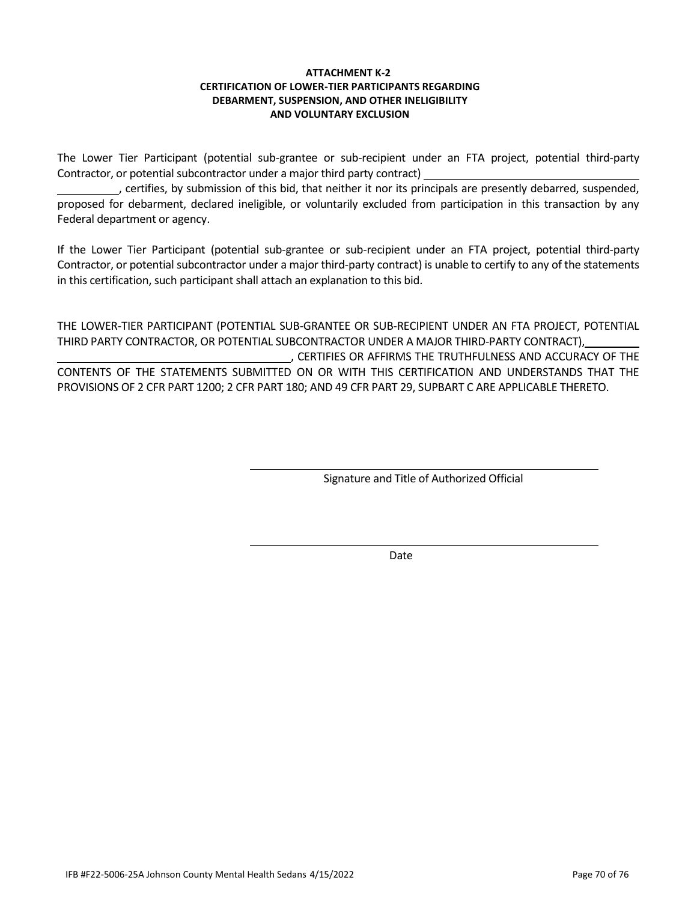**ATTACHMENT K-2**
**CERTIFICATION OF LOWER-TIER PARTICIPANTS REGARDING DEBARMENT, SUSPENSION, AND OTHER INELIGIBILITY AND VOLUNTARY EXCLUSION**

The Lower Tier Participant (potential sub-grantee or sub-recipient under an FTA project, potential third-party Contractor, or potential subcontractor under a major third party contract) ______________________________ __________, certifies, by submission of this bid, that neither it nor its principals are presently debarred, suspended, proposed for debarment, declared ineligible, or voluntarily excluded from participation in this transaction by any Federal department or agency.

If the Lower Tier Participant (potential sub-grantee or sub-recipient under an FTA project, potential third-party Contractor, or potential subcontractor under a major third-party contract) is unable to certify to any of the statements in this certification, such participant shall attach an explanation to this bid.

THE LOWER-TIER PARTICIPANT (POTENTIAL SUB-GRANTEE OR SUB-RECIPIENT UNDER AN FTA PROJECT, POTENTIAL THIRD PARTY CONTRACTOR, OR POTENTIAL SUBCONTRACTOR UNDER A MAJOR THIRD-PARTY CONTRACT), __________ ________________________________________, CERTIFIES OR AFFIRMS THE TRUTHFULNESS AND ACCURACY OF THE CONTENTS OF THE STATEMENTS SUBMITTED ON OR WITH THIS CERTIFICATION AND UNDERSTANDS THAT THE PROVISIONS OF 2 CFR PART 1200; 2 CFR PART 180; AND 49 CFR PART 29, SUPBART C ARE APPLICABLE THERETO.

______________________________________________
Signature and Title of Authorized Official

______________________________________________
Date

IFB #F22-5006-25A Johnson County Mental Health Sedans 4/15/2022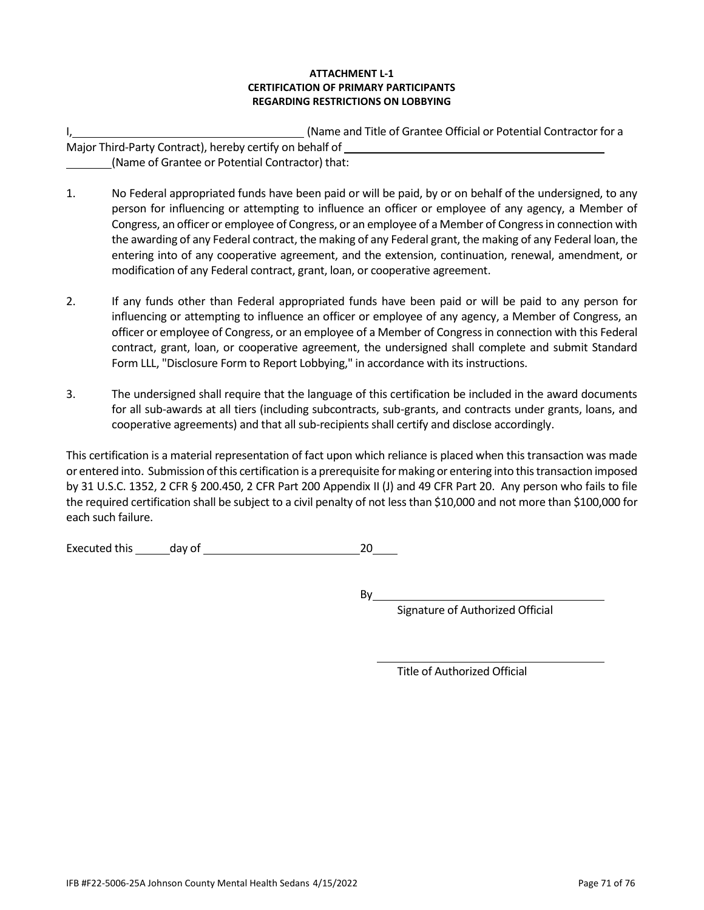**ATTACHMENT L-1**
**CERTIFICATION OF PRIMARY PARTICIPANTS**
**REGARDING RESTRICTIONS ON LOBBYING**

I,\_\_\_\_\_\_\_\_\_\_\_\_\_\_\_\_\_\_\_\_\_\_\_\_\_\_\_\_\_\_\_\_\_\_\_\_\_\_ (Name and Title of Grantee Official or Potential Contractor for a Major Third-Party Contract), hereby certify on behalf of \_\_\_\_\_\_\_\_\_\_\_\_\_\_\_\_\_\_\_\_\_\_\_\_\_\_\_\_\_\_\_\_\_\_\_\_\_\_\_\_\_\_\_\_\_\_\_\_\_ \_\_\_\_\_\_\_\_(Name of Grantee or Potential Contractor) that:

1. No Federal appropriated funds have been paid or will be paid, by or on behalf of the undersigned, to any person for influencing or attempting to influence an officer or employee of any agency, a Member of Congress, an officer or employee of Congress, or an employee of a Member of Congress in connection with the awarding of any Federal contract, the making of any Federal grant, the making of any Federal loan, the entering into of any cooperative agreement, and the extension, continuation, renewal, amendment, or modification of any Federal contract, grant, loan, or cooperative agreement.

2. If any funds other than Federal appropriated funds have been paid or will be paid to any person for influencing or attempting to influence an officer or employee of any agency, a Member of Congress, an officer or employee of Congress, or an employee of a Member of Congress in connection with this Federal contract, grant, loan, or cooperative agreement, the undersigned shall complete and submit Standard Form LLL, "Disclosure Form to Report Lobbying," in accordance with its instructions.

3. The undersigned shall require that the language of this certification be included in the award documents for all sub-awards at all tiers (including subcontracts, sub-grants, and contracts under grants, loans, and cooperative agreements) and that all sub-recipients shall certify and disclose accordingly.

This certification is a material representation of fact upon which reliance is placed when this transaction was made or entered into. Submission of this certification is a prerequisite for making or entering into this transaction imposed by 31 U.S.C. 1352, 2 CFR § 200.450, 2 CFR Part 200 Appendix II (J) and 49 CFR Part 20. Any person who fails to file the required certification shall be subject to a civil penalty of not less than $10,000 and not more than $100,000 for each such failure.

Executed this \_\_\_\_\_\_day of \_\_\_\_\_\_\_\_\_\_\_\_\_\_\_\_\_\_\_\_\_\_\_\_\_\_20\_\_\_\_

By\_\_\_\_\_\_\_\_\_\_\_\_\_\_\_\_\_\_\_\_\_\_\_\_\_\_\_\_\_\_\_\_\_\_\_\_\_\_\_\_
Signature of Authorized Official

\_\_\_\_\_\_\_\_\_\_\_\_\_\_\_\_\_\_\_\_\_\_\_\_\_\_\_\_\_\_\_\_\_\_\_\_\_\_\_\_
Title of Authorized Official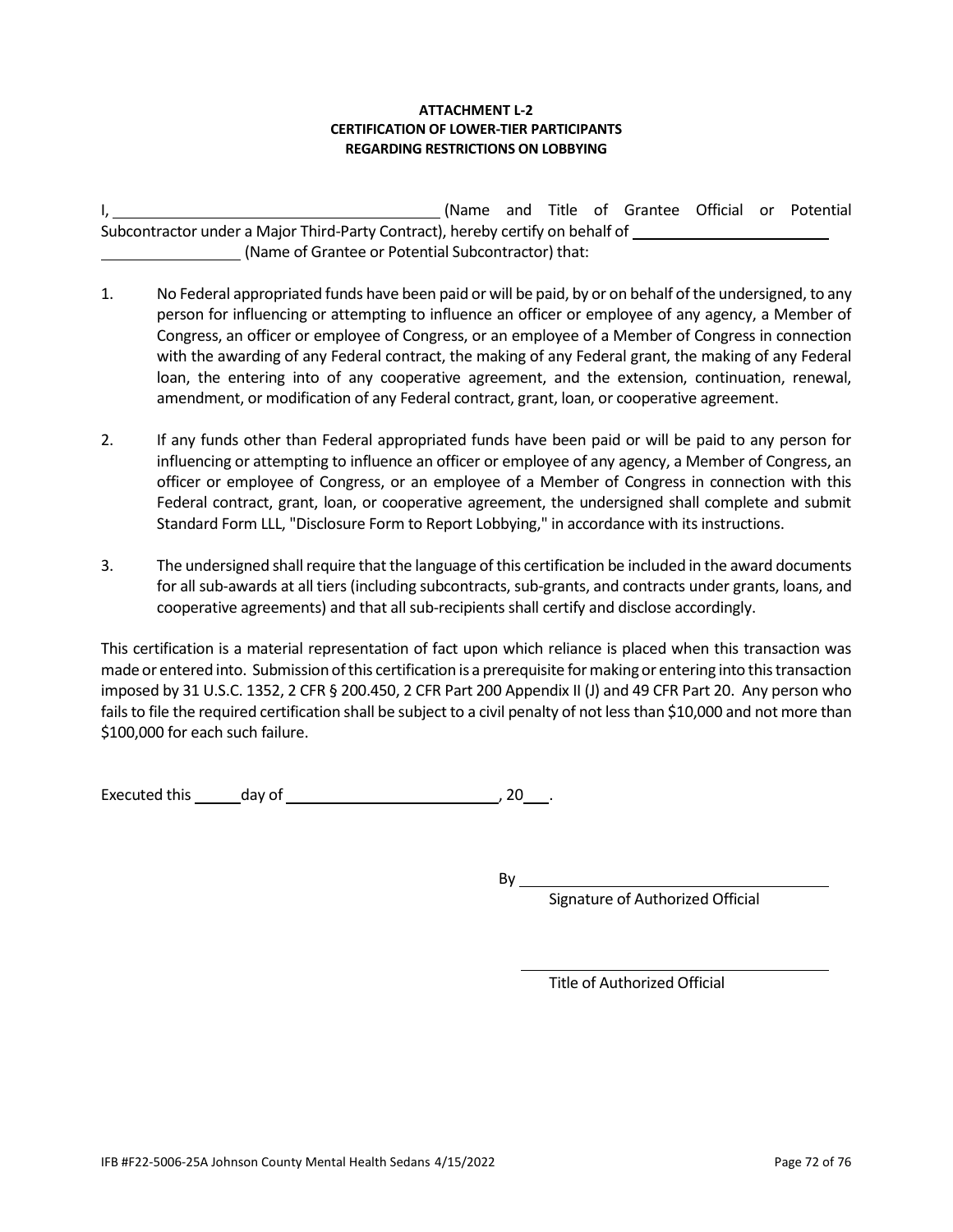**ATTACHMENT L-2**
**CERTIFICATION OF LOWER-TIER PARTICIPANTS**
**REGARDING RESTRICTIONS ON LOBBYING**

I, ________________________________________ (Name and Title of Grantee Official or Potential Subcontractor under a Major Third-Party Contract), hereby certify on behalf of ________________________ ________________ (Name of Grantee or Potential Subcontractor) that:

1. No Federal appropriated funds have been paid or will be paid, by or on behalf of the undersigned, to any person for influencing or attempting to influence an officer or employee of any agency, a Member of Congress, an officer or employee of Congress, or an employee of a Member of Congress in connection with the awarding of any Federal contract, the making of any Federal grant, the making of any Federal loan, the entering into of any cooperative agreement, and the extension, continuation, renewal, amendment, or modification of any Federal contract, grant, loan, or cooperative agreement.

2. If any funds other than Federal appropriated funds have been paid or will be paid to any person for influencing or attempting to influence an officer or employee of any agency, a Member of Congress, an officer or employee of Congress, or an employee of a Member of Congress in connection with this Federal contract, grant, loan, or cooperative agreement, the undersigned shall complete and submit Standard Form LLL, "Disclosure Form to Report Lobbying," in accordance with its instructions.

3. The undersigned shall require that the language of this certification be included in the award documents for all sub-awards at all tiers (including subcontracts, sub-grants, and contracts under grants, loans, and cooperative agreements) and that all sub-recipients shall certify and disclose accordingly.

This certification is a material representation of fact upon which reliance is placed when this transaction was made or entered into. Submission of this certification is a prerequisite for making or entering into this transaction imposed by 31 U.S.C. 1352, 2 CFR § 200.450, 2 CFR Part 200 Appendix II (J) and 49 CFR Part 20. Any person who fails to file the required certification shall be subject to a civil penalty of not less than $10,000 and not more than $100,000 for each such failure.

Executed this ______ day of __________________________, 20___.

By ______________________________________
Signature of Authorized Official

______________________________________
Title of Authorized Official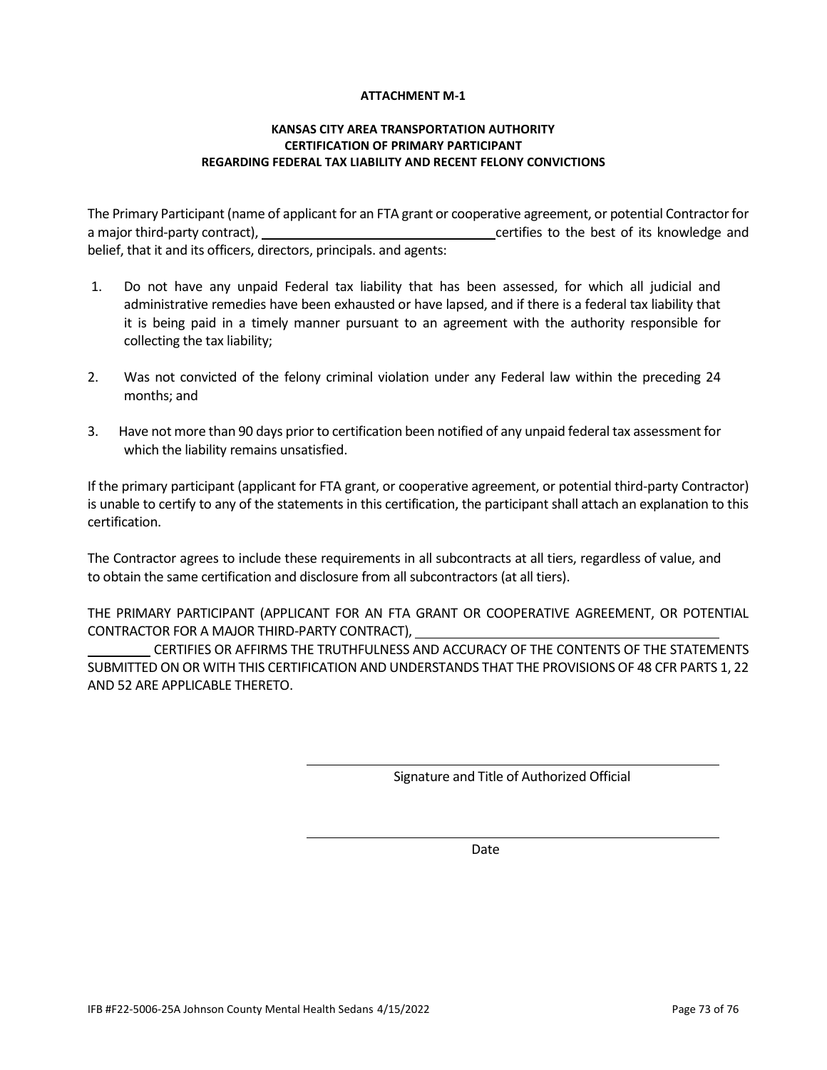**ATTACHMENT M-1**

**KANSAS CITY AREA TRANSPORTATION AUTHORITY**
**CERTIFICATION OF PRIMARY PARTICIPANT**
**REGARDING FEDERAL TAX LIABILITY AND RECENT FELONY CONVICTIONS**

The Primary Participant (name of applicant for an FTA grant or cooperative agreement, or potential Contractor for a major third-party contract), ________________________________ certifies to the best of its knowledge and belief, that it and its officers, directors, principals. and agents:

1. Do not have any unpaid Federal tax liability that has been assessed, for which all judicial and administrative remedies have been exhausted or have lapsed, and if there is a federal tax liability that it is being paid in a timely manner pursuant to an agreement with the authority responsible for collecting the tax liability;

2. Was not convicted of the felony criminal violation under any Federal law within the preceding 24 months; and

3. Have not more than 90 days prior to certification been notified of any unpaid federal tax assessment for which the liability remains unsatisfied.

If the primary participant (applicant for FTA grant, or cooperative agreement, or potential third-party Contractor) is unable to certify to any of the statements in this certification, the participant shall attach an explanation to this certification.

The Contractor agrees to include these requirements in all subcontracts at all tiers, regardless of value, and to obtain the same certification and disclosure from all subcontractors (at all tiers).

THE PRIMARY PARTICIPANT (APPLICANT FOR AN FTA GRANT OR COOPERATIVE AGREEMENT, OR POTENTIAL CONTRACTOR FOR A MAJOR THIRD-PARTY CONTRACT), ________________________________________ CERTIFIES OR AFFIRMS THE TRUTHFULNESS AND ACCURACY OF THE CONTENTS OF THE STATEMENTS SUBMITTED ON OR WITH THIS CERTIFICATION AND UNDERSTANDS THAT THE PROVISIONS OF 48 CFR PARTS 1, 22 AND 52 ARE APPLICABLE THERETO.

________________________________________
Signature and Title of Authorized Official

________________________________________
Date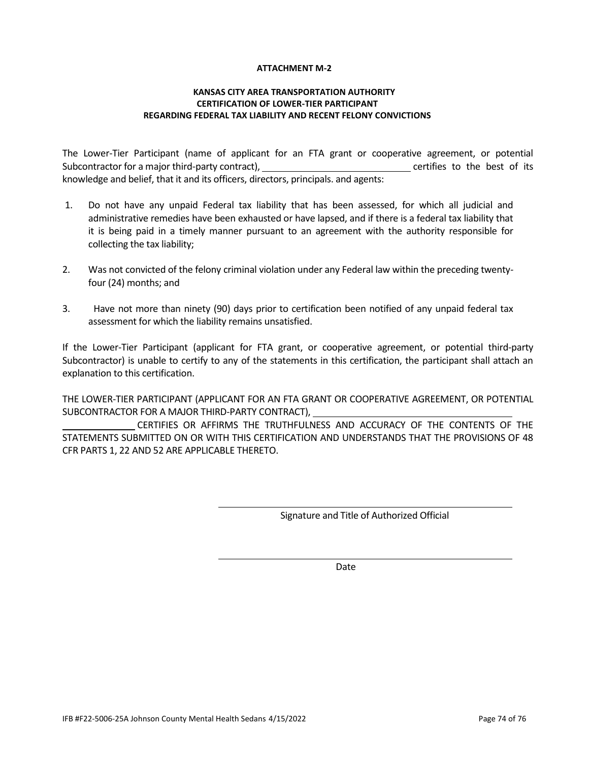**ATTACHMENT M-2**

**KANSAS CITY AREA TRANSPORTATION AUTHORITY**
**CERTIFICATION OF LOWER-TIER PARTICIPANT**
**REGARDING FEDERAL TAX LIABILITY AND RECENT FELONY CONVICTIONS**

The Lower-Tier Participant (name of applicant for an FTA grant or cooperative agreement, or potential Subcontractor for a major third-party contract), ______________________________ certifies to the best of its knowledge and belief, that it and its officers, directors, principals. and agents:

1. Do not have any unpaid Federal tax liability that has been assessed, for which all judicial and administrative remedies have been exhausted or have lapsed, and if there is a federal tax liability that it is being paid in a timely manner pursuant to an agreement with the authority responsible for collecting the tax liability;

2. Was not convicted of the felony criminal violation under any Federal law within the preceding twenty-four (24) months; and

3. Have not more than ninety (90) days prior to certification been notified of any unpaid federal tax assessment for which the liability remains unsatisfied.

If the Lower-Tier Participant (applicant for FTA grant, or cooperative agreement, or potential third-party Subcontractor) is unable to certify to any of the statements in this certification, the participant shall attach an explanation to this certification.

THE LOWER-TIER PARTICIPANT (APPLICANT FOR AN FTA GRANT OR COOPERATIVE AGREEMENT, OR POTENTIAL SUBCONTRACTOR FOR A MAJOR THIRD-PARTY CONTRACT), ________________________________________
______________ CERTIFIES OR AFFIRMS THE TRUTHFULNESS AND ACCURACY OF THE CONTENTS OF THE STATEMENTS SUBMITTED ON OR WITH THIS CERTIFICATION AND UNDERSTANDS THAT THE PROVISIONS OF 48 CFR PARTS 1, 22 AND 52 ARE APPLICABLE THERETO.

______________________________________________
Signature and Title of Authorized Official

______________________________________________
Date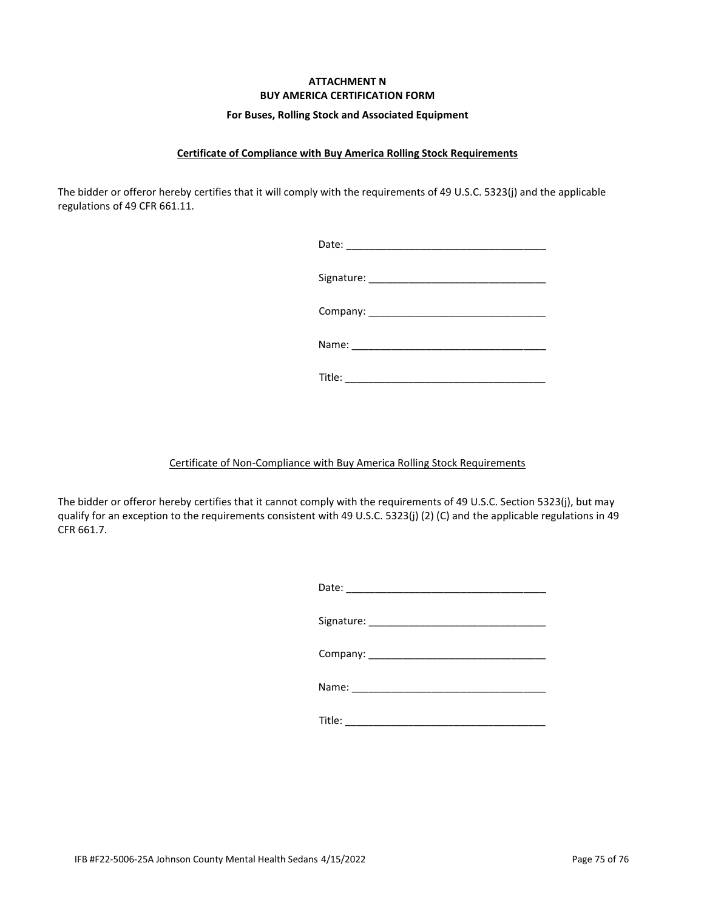**ATTACHMENT N**
**BUY AMERICA CERTIFICATION FORM**

**For Buses, Rolling Stock and Associated Equipment**

**Certificate of Compliance with Buy America Rolling Stock Requirements**

The bidder or offeror hereby certifies that it will comply with the requirements of 49 U.S.C. 5323(j) and the applicable regulations of 49 CFR 661.11.

Date: ___________________________________

Signature: _______________________________

Company: _______________________________

Name: ___________________________________

Title: ___________________________________

Certificate of Non-Compliance with Buy America Rolling Stock Requirements

The bidder or offeror hereby certifies that it cannot comply with the requirements of 49 U.S.C. Section 5323(j), but may qualify for an exception to the requirements consistent with 49 U.S.C. 5323(j) (2) (C) and the applicable regulations in 49 CFR 661.7.

Date: ___________________________________

Signature: _______________________________

Company: _______________________________

Name: ___________________________________

Title: ___________________________________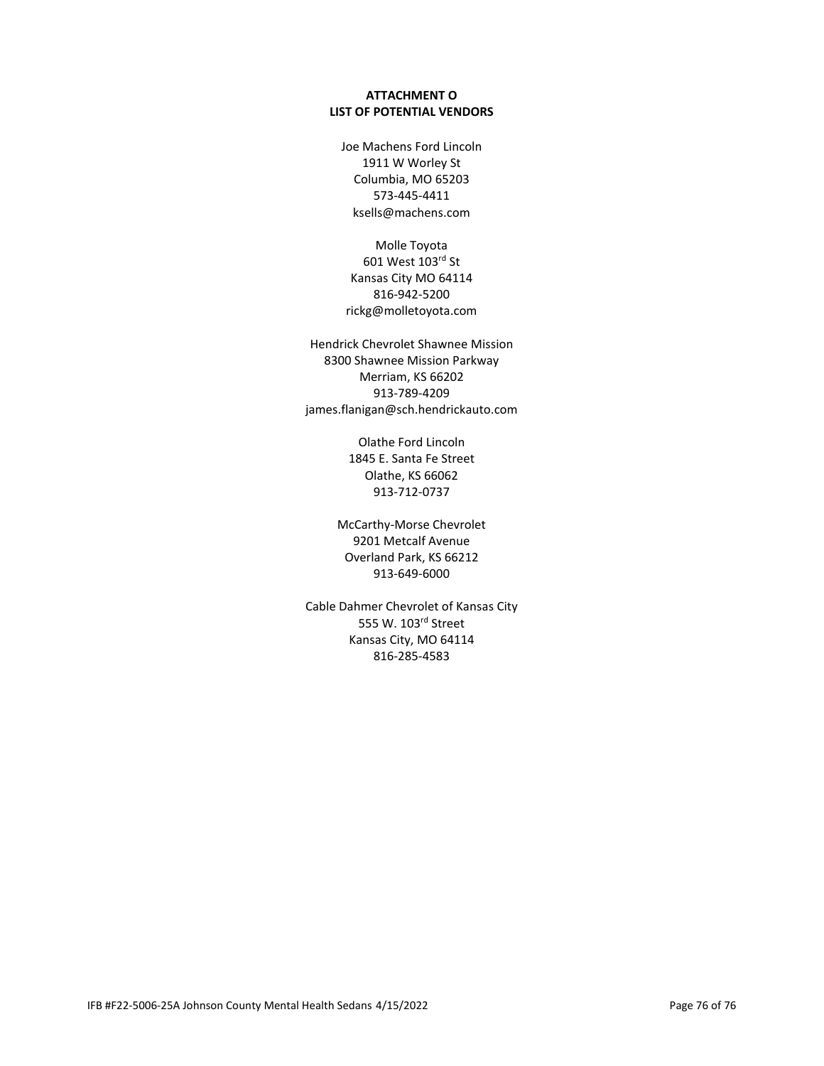**ATTACHMENT O**
**LIST OF POTENTIAL VENDORS**

Joe Machens Ford Lincoln
1911 W Worley St
Columbia, MO 65203
573-445-4411
ksells@machens.com

Molle Toyota
601 West 103rd St
Kansas City MO 64114
816-942-5200
rickg@molletoyota.com

Hendrick Chevrolet Shawnee Mission
8300 Shawnee Mission Parkway
Merriam, KS 66202
913-789-4209
james.flanigan@sch.hendrickauto.com

Olathe Ford Lincoln
1845 E. Santa Fe Street
Olathe, KS 66062
913-712-0737

McCarthy-Morse Chevrolet
9201 Metcalf Avenue
Overland Park, KS 66212
913-649-6000

Cable Dahmer Chevrolet of Kansas City
555 W. 103rd Street
Kansas City, MO 64114
816-285-4583